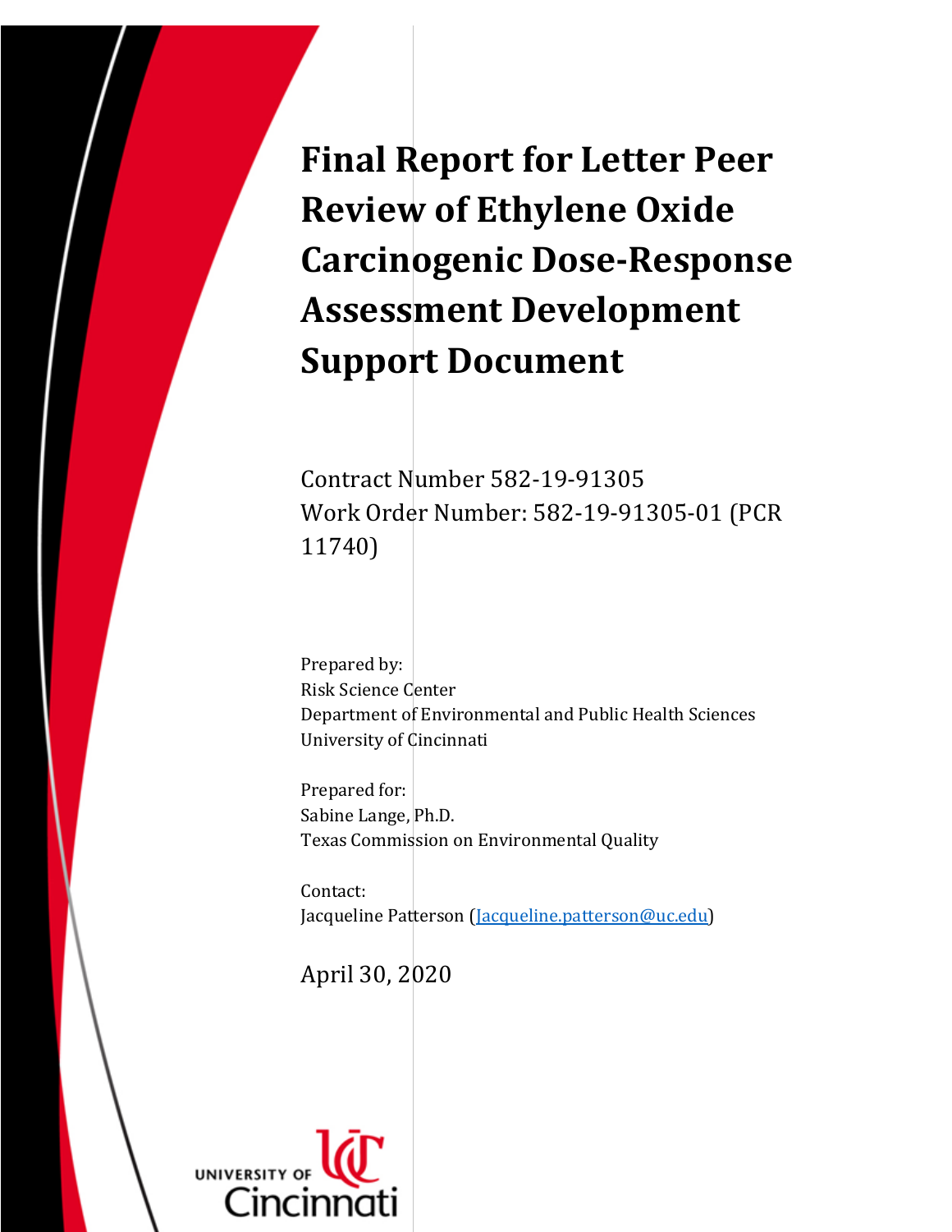# Final Report for Letter Peer Review of Ethylene Oxide Carcinogenic Dose-Response Assessment Development Support Document

Contract Number 582-19-91305
Work Order Number: 582-19-91305-01 (PCR 11740)

Prepared by:
Risk Science Center
Department of Environmental and Public Health Sciences
University of Cincinnati

Prepared for:
Sabine Lange, Ph.D.
Texas Commission on Environmental Quality

Contact:
Jacqueline Patterson (Jacqueline.patterson@uc.edu)

April 30, 2020

UNIVERSITY OF Cincinnati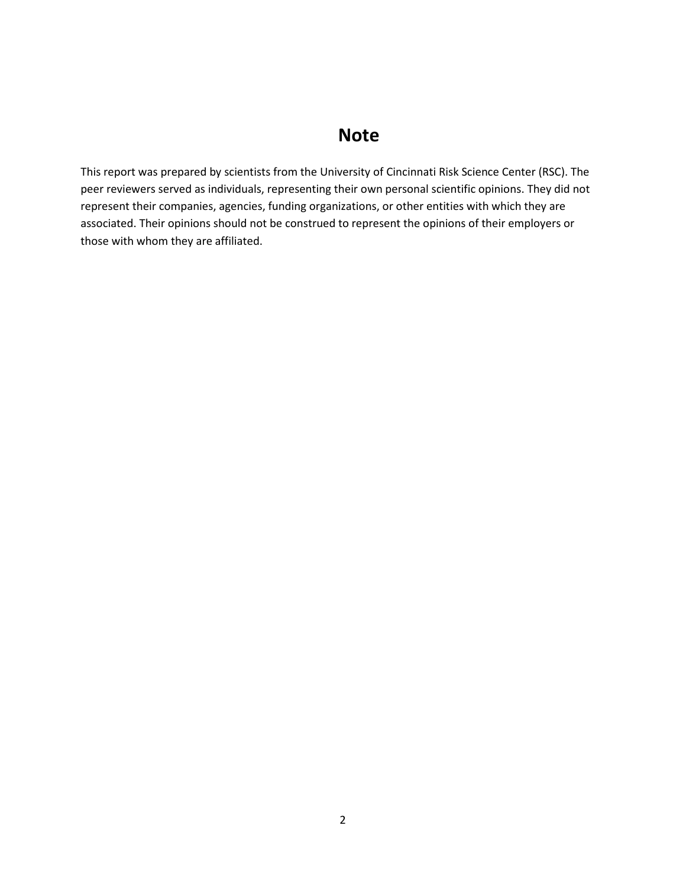# Note

This report was prepared by scientists from the University of Cincinnati Risk Science Center (RSC). The peer reviewers served as individuals, representing their own personal scientific opinions. They did not represent their companies, agencies, funding organizations, or other entities with which they are associated. Their opinions should not be construed to represent the opinions of their employers or those with whom they are affiliated.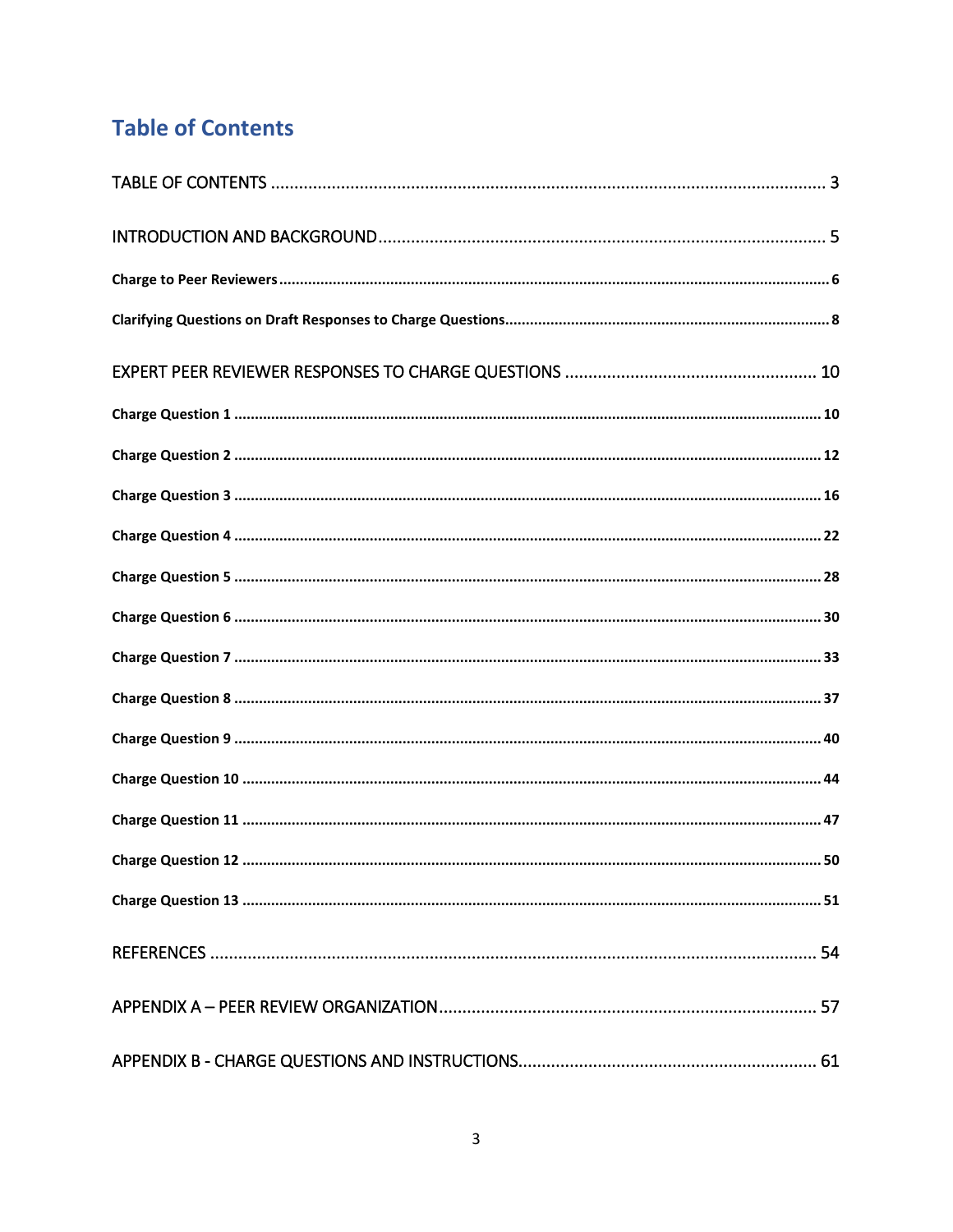# Table of Contents

TABLE OF CONTENTS ........................................................ 3

INTRODUCTION AND BACKGROUND ........................................................ 5

**Charge to Peer Reviewers** ........................................................ **6**

**Clarifying Questions on Draft Responses to Charge Questions** ........................................................ **8**

EXPERT PEER REVIEWER RESPONSES TO CHARGE QUESTIONS ........................................................ 10

**Charge Question 1** ........................................................ **10**

**Charge Question 2** ........................................................ **12**

**Charge Question 3** ........................................................ **16**

**Charge Question 4** ........................................................ **22**

**Charge Question 5** ........................................................ **28**

**Charge Question 6** ........................................................ **30**

**Charge Question 7** ........................................................ **33**

**Charge Question 8** ........................................................ **37**

**Charge Question 9** ........................................................ **40**

**Charge Question 10** ........................................................ **44**

**Charge Question 11** ........................................................ **47**

**Charge Question 12** ........................................................ **50**

**Charge Question 13** ........................................................ **51**

REFERENCES ........................................................ 54

APPENDIX A – PEER REVIEW ORGANIZATION ........................................................ 57

APPENDIX B - CHARGE QUESTIONS AND INSTRUCTIONS ........................................................ 61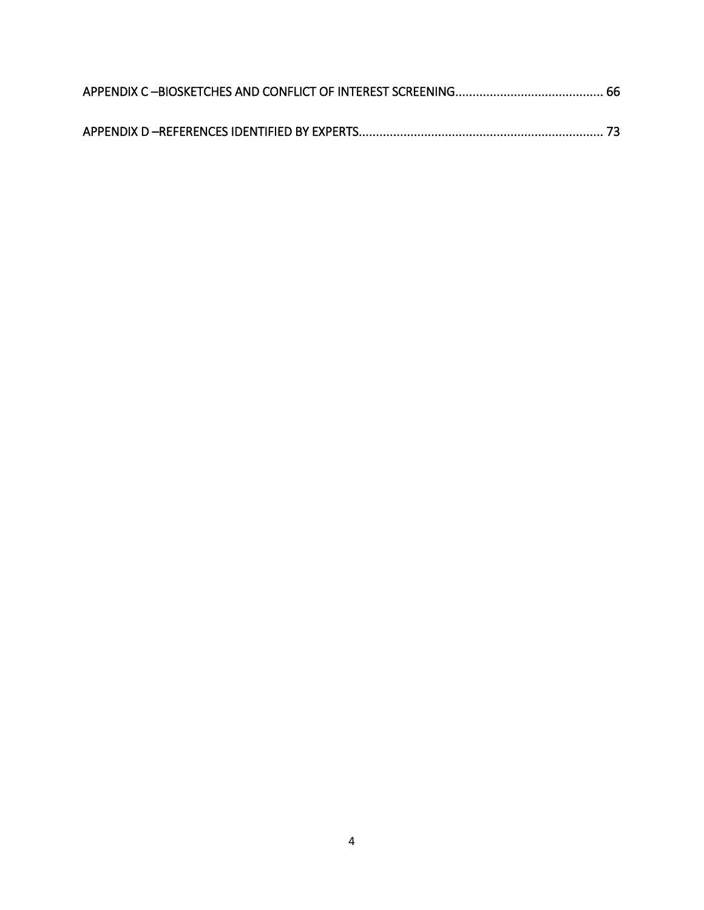APPENDIX C –BIOSKETCHES AND CONFLICT OF INTEREST SCREENING.......................................... 66

APPENDIX D –REFERENCES IDENTIFIED BY EXPERTS...................................................................... 73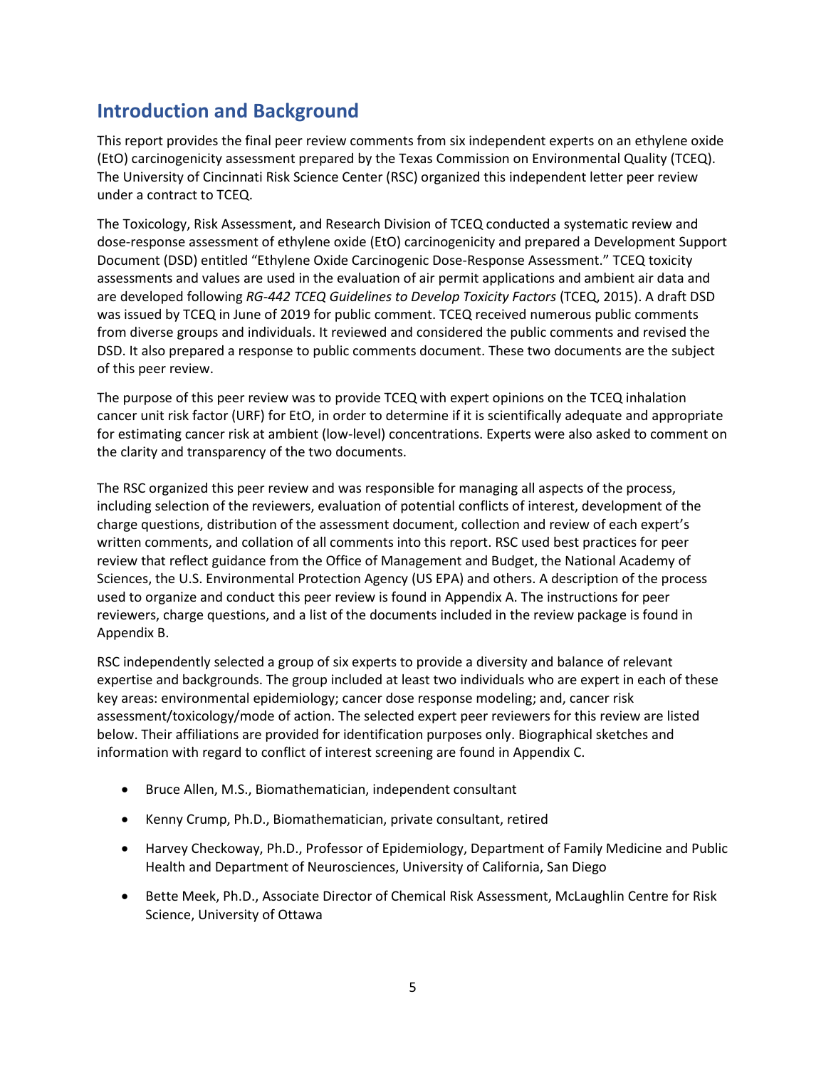## Introduction and Background

This report provides the final peer review comments from six independent experts on an ethylene oxide (EtO) carcinogenicity assessment prepared by the Texas Commission on Environmental Quality (TCEQ). The University of Cincinnati Risk Science Center (RSC) organized this independent letter peer review under a contract to TCEQ.

The Toxicology, Risk Assessment, and Research Division of TCEQ conducted a systematic review and dose-response assessment of ethylene oxide (EtO) carcinogenicity and prepared a Development Support Document (DSD) entitled "Ethylene Oxide Carcinogenic Dose-Response Assessment." TCEQ toxicity assessments and values are used in the evaluation of air permit applications and ambient air data and are developed following *RG-442 TCEQ Guidelines to Develop Toxicity Factors* (TCEQ, 2015). A draft DSD was issued by TCEQ in June of 2019 for public comment. TCEQ received numerous public comments from diverse groups and individuals. It reviewed and considered the public comments and revised the DSD. It also prepared a response to public comments document. These two documents are the subject of this peer review.

The purpose of this peer review was to provide TCEQ with expert opinions on the TCEQ inhalation cancer unit risk factor (URF) for EtO, in order to determine if it is scientifically adequate and appropriate for estimating cancer risk at ambient (low-level) concentrations. Experts were also asked to comment on the clarity and transparency of the two documents.

The RSC organized this peer review and was responsible for managing all aspects of the process, including selection of the reviewers, evaluation of potential conflicts of interest, development of the charge questions, distribution of the assessment document, collection and review of each expert's written comments, and collation of all comments into this report. RSC used best practices for peer review that reflect guidance from the Office of Management and Budget, the National Academy of Sciences, the U.S. Environmental Protection Agency (US EPA) and others. A description of the process used to organize and conduct this peer review is found in Appendix A. The instructions for peer reviewers, charge questions, and a list of the documents included in the review package is found in Appendix B.

RSC independently selected a group of six experts to provide a diversity and balance of relevant expertise and backgrounds. The group included at least two individuals who are expert in each of these key areas: environmental epidemiology; cancer dose response modeling; and, cancer risk assessment/toxicology/mode of action. The selected expert peer reviewers for this review are listed below. Their affiliations are provided for identification purposes only. Biographical sketches and information with regard to conflict of interest screening are found in Appendix C.

- Bruce Allen, M.S., Biomathematician, independent consultant
- Kenny Crump, Ph.D., Biomathematician, private consultant, retired
- Harvey Checkoway, Ph.D., Professor of Epidemiology, Department of Family Medicine and Public Health and Department of Neurosciences, University of California, San Diego
- Bette Meek, Ph.D., Associate Director of Chemical Risk Assessment, McLaughlin Centre for Risk Science, University of Ottawa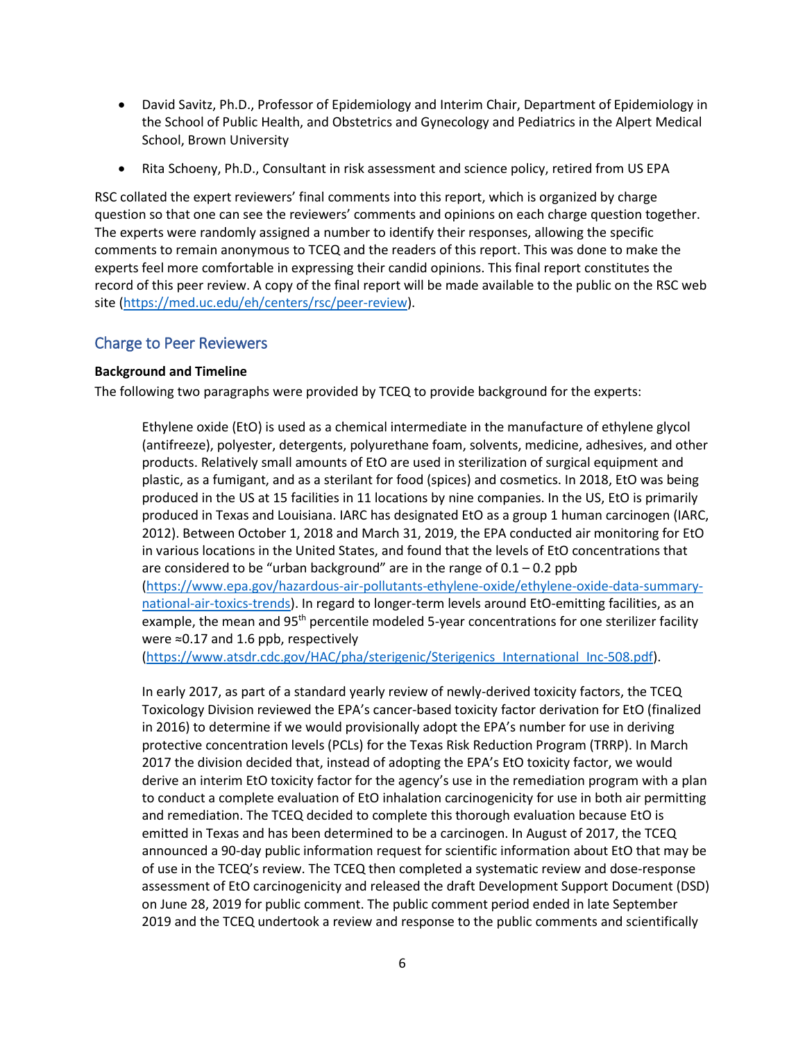- David Savitz, Ph.D., Professor of Epidemiology and Interim Chair, Department of Epidemiology in the School of Public Health, and Obstetrics and Gynecology and Pediatrics in the Alpert Medical School, Brown University

- Rita Schoeny, Ph.D., Consultant in risk assessment and science policy, retired from US EPA

RSC collated the expert reviewers' final comments into this report, which is organized by charge question so that one can see the reviewers' comments and opinions on each charge question together. The experts were randomly assigned a number to identify their responses, allowing the specific comments to remain anonymous to TCEQ and the readers of this report. This was done to make the experts feel more comfortable in expressing their candid opinions. This final report constitutes the record of this peer review. A copy of the final report will be made available to the public on the RSC web site (https://med.uc.edu/eh/centers/rsc/peer-review).

## Charge to Peer Reviewers

**Background and Timeline**

The following two paragraphs were provided by TCEQ to provide background for the experts:

> Ethylene oxide (EtO) is used as a chemical intermediate in the manufacture of ethylene glycol (antifreeze), polyester, detergents, polyurethane foam, solvents, medicine, adhesives, and other products. Relatively small amounts of EtO are used in sterilization of surgical equipment and plastic, as a fumigant, and as a sterilant for food (spices) and cosmetics. In 2018, EtO was being produced in the US at 15 facilities in 11 locations by nine companies. In the US, EtO is primarily produced in Texas and Louisiana. IARC has designated EtO as a group 1 human carcinogen (IARC, 2012). Between October 1, 2018 and March 31, 2019, the EPA conducted air monitoring for EtO in various locations in the United States, and found that the levels of EtO concentrations that are considered to be "urban background" are in the range of 0.1 – 0.2 ppb (https://www.epa.gov/hazardous-air-pollutants-ethylene-oxide/ethylene-oxide-data-summary-national-air-toxics-trends). In regard to longer-term levels around EtO-emitting facilities, as an example, the mean and 95$^{th}$ percentile modeled 5-year concentrations for one sterilizer facility were ≈0.17 and 1.6 ppb, respectively (https://www.atsdr.cdc.gov/HAC/pha/sterigenic/Sterigenics_International_Inc-508.pdf).
>
> In early 2017, as part of a standard yearly review of newly-derived toxicity factors, the TCEQ Toxicology Division reviewed the EPA's cancer-based toxicity factor derivation for EtO (finalized in 2016) to determine if we would provisionally adopt the EPA's number for use in deriving protective concentration levels (PCLs) for the Texas Risk Reduction Program (TRRP). In March 2017 the division decided that, instead of adopting the EPA's EtO toxicity factor, we would derive an interim EtO toxicity factor for the agency's use in the remediation program with a plan to conduct a complete evaluation of EtO inhalation carcinogenicity for use in both air permitting and remediation. The TCEQ decided to complete this thorough evaluation because EtO is emitted in Texas and has been determined to be a carcinogen. In August of 2017, the TCEQ announced a 90-day public information request for scientific information about EtO that may be of use in the TCEQ's review. The TCEQ then completed a systematic review and dose-response assessment of EtO carcinogenicity and released the draft Development Support Document (DSD) on June 28, 2019 for public comment. The public comment period ended in late September 2019 and the TCEQ undertook a review and response to the public comments and scientifically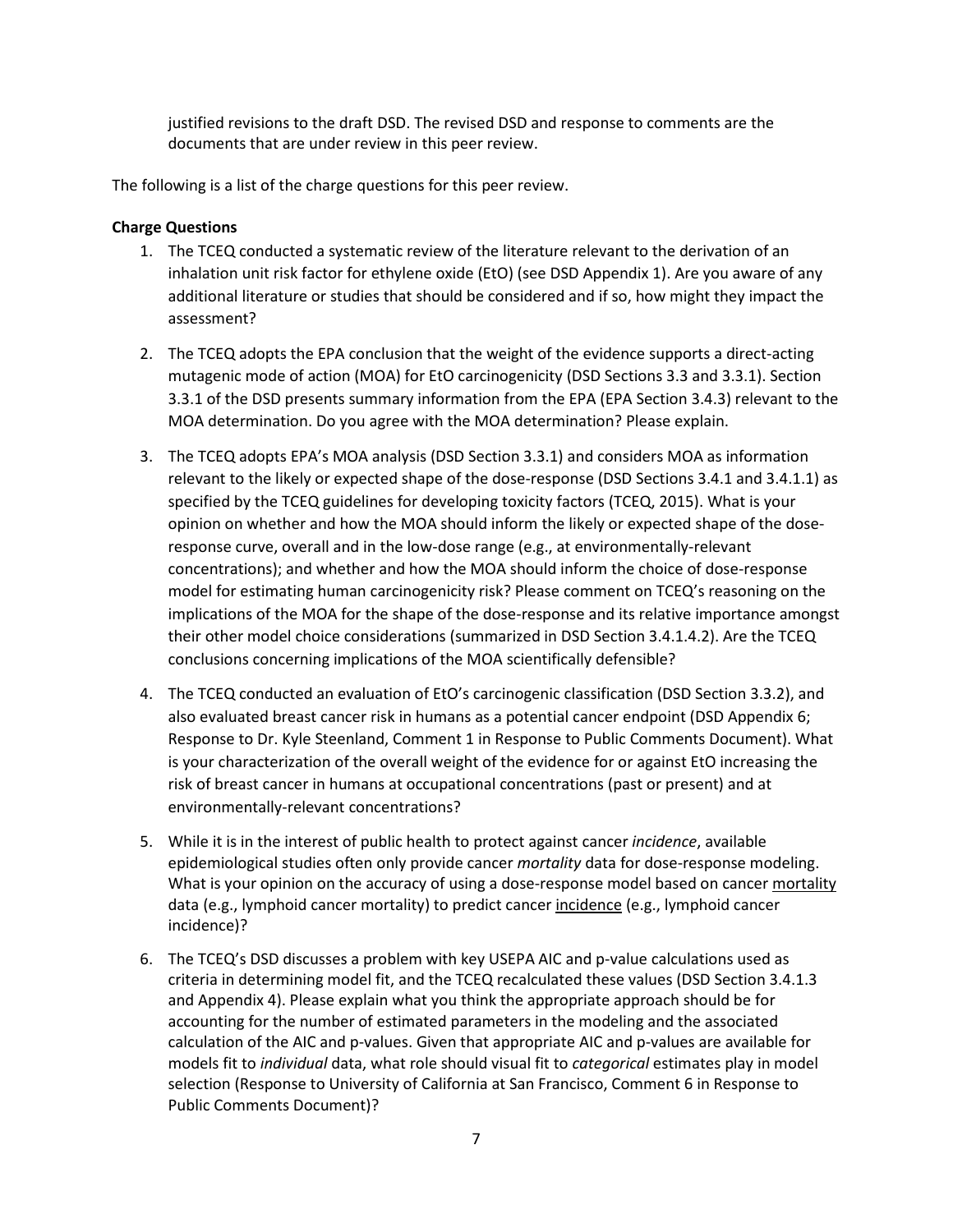justified revisions to the draft DSD. The revised DSD and response to comments are the documents that are under review in this peer review.

The following is a list of the charge questions for this peer review.

**Charge Questions**

1. The TCEQ conducted a systematic review of the literature relevant to the derivation of an inhalation unit risk factor for ethylene oxide (EtO) (see DSD Appendix 1). Are you aware of any additional literature or studies that should be considered and if so, how might they impact the assessment?
2. The TCEQ adopts the EPA conclusion that the weight of the evidence supports a direct-acting mutagenic mode of action (MOA) for EtO carcinogenicity (DSD Sections 3.3 and 3.3.1). Section 3.3.1 of the DSD presents summary information from the EPA (EPA Section 3.4.3) relevant to the MOA determination. Do you agree with the MOA determination? Please explain.
3. The TCEQ adopts EPA's MOA analysis (DSD Section 3.3.1) and considers MOA as information relevant to the likely or expected shape of the dose-response (DSD Sections 3.4.1 and 3.4.1.1) as specified by the TCEQ guidelines for developing toxicity factors (TCEQ, 2015). What is your opinion on whether and how the MOA should inform the likely or expected shape of the dose-response curve, overall and in the low-dose range (e.g., at environmentally-relevant concentrations); and whether and how the MOA should inform the choice of dose-response model for estimating human carcinogenicity risk? Please comment on TCEQ's reasoning on the implications of the MOA for the shape of the dose-response and its relative importance amongst their other model choice considerations (summarized in DSD Section 3.4.1.4.2). Are the TCEQ conclusions concerning implications of the MOA scientifically defensible?
4. The TCEQ conducted an evaluation of EtO's carcinogenic classification (DSD Section 3.3.2), and also evaluated breast cancer risk in humans as a potential cancer endpoint (DSD Appendix 6; Response to Dr. Kyle Steenland, Comment 1 in Response to Public Comments Document). What is your characterization of the overall weight of the evidence for or against EtO increasing the risk of breast cancer in humans at occupational concentrations (past or present) and at environmentally-relevant concentrations?
5. While it is in the interest of public health to protect against cancer *incidence*, available epidemiological studies often only provide cancer *mortality* data for dose-response modeling. What is your opinion on the accuracy of using a dose-response model based on cancer <u>mortality</u> data (e.g., lymphoid cancer mortality) to predict cancer <u>incidence</u> (e.g., lymphoid cancer incidence)?
6. The TCEQ's DSD discusses a problem with key USEPA AIC and p-value calculations used as criteria in determining model fit, and the TCEQ recalculated these values (DSD Section 3.4.1.3 and Appendix 4). Please explain what you think the appropriate approach should be for accounting for the number of estimated parameters in the modeling and the associated calculation of the AIC and p-values. Given that appropriate AIC and p-values are available for models fit to *individual* data, what role should visual fit to *categorical* estimates play in model selection (Response to University of California at San Francisco, Comment 6 in Response to Public Comments Document)?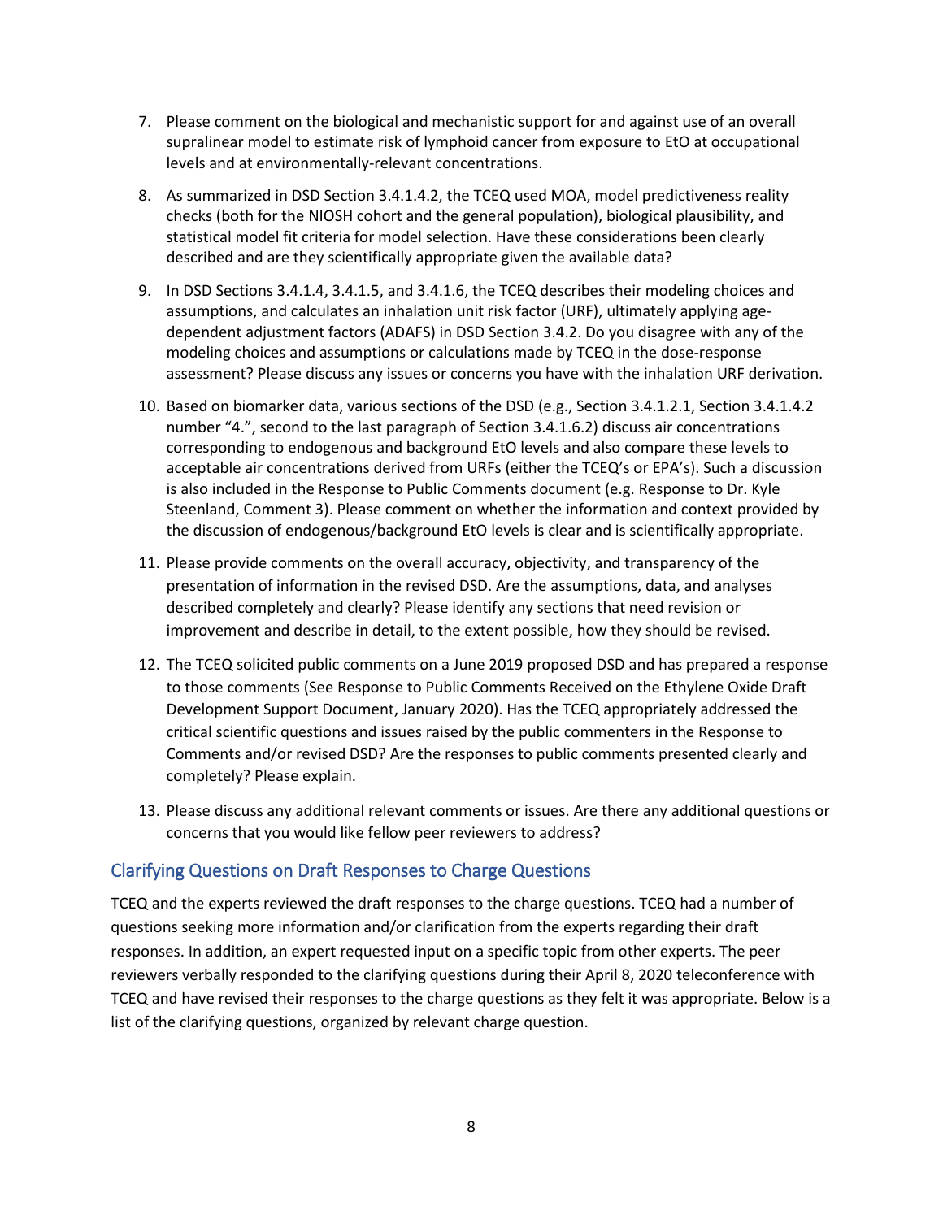7. Please comment on the biological and mechanistic support for and against use of an overall supralinear model to estimate risk of lymphoid cancer from exposure to EtO at occupational levels and at environmentally-relevant concentrations.

8. As summarized in DSD Section 3.4.1.4.2, the TCEQ used MOA, model predictiveness reality checks (both for the NIOSH cohort and the general population), biological plausibility, and statistical model fit criteria for model selection. Have these considerations been clearly described and are they scientifically appropriate given the available data?

9. In DSD Sections 3.4.1.4, 3.4.1.5, and 3.4.1.6, the TCEQ describes their modeling choices and assumptions, and calculates an inhalation unit risk factor (URF), ultimately applying age-dependent adjustment factors (ADAFS) in DSD Section 3.4.2. Do you disagree with any of the modeling choices and assumptions or calculations made by TCEQ in the dose-response assessment? Please discuss any issues or concerns you have with the inhalation URF derivation.

10. Based on biomarker data, various sections of the DSD (e.g., Section 3.4.1.2.1, Section 3.4.1.4.2 number "4.", second to the last paragraph of Section 3.4.1.6.2) discuss air concentrations corresponding to endogenous and background EtO levels and also compare these levels to acceptable air concentrations derived from URFs (either the TCEQ's or EPA's). Such a discussion is also included in the Response to Public Comments document (e.g. Response to Dr. Kyle Steenland, Comment 3). Please comment on whether the information and context provided by the discussion of endogenous/background EtO levels is clear and is scientifically appropriate.

11. Please provide comments on the overall accuracy, objectivity, and transparency of the presentation of information in the revised DSD. Are the assumptions, data, and analyses described completely and clearly? Please identify any sections that need revision or improvement and describe in detail, to the extent possible, how they should be revised.

12. The TCEQ solicited public comments on a June 2019 proposed DSD and has prepared a response to those comments (See Response to Public Comments Received on the Ethylene Oxide Draft Development Support Document, January 2020). Has the TCEQ appropriately addressed the critical scientific questions and issues raised by the public commenters in the Response to Comments and/or revised DSD? Are the responses to public comments presented clearly and completely? Please explain.

13. Please discuss any additional relevant comments or issues. Are there any additional questions or concerns that you would like fellow peer reviewers to address?

## Clarifying Questions on Draft Responses to Charge Questions

TCEQ and the experts reviewed the draft responses to the charge questions. TCEQ had a number of questions seeking more information and/or clarification from the experts regarding their draft responses. In addition, an expert requested input on a specific topic from other experts. The peer reviewers verbally responded to the clarifying questions during their April 8, 2020 teleconference with TCEQ and have revised their responses to the charge questions as they felt it was appropriate. Below is a list of the clarifying questions, organized by relevant charge question.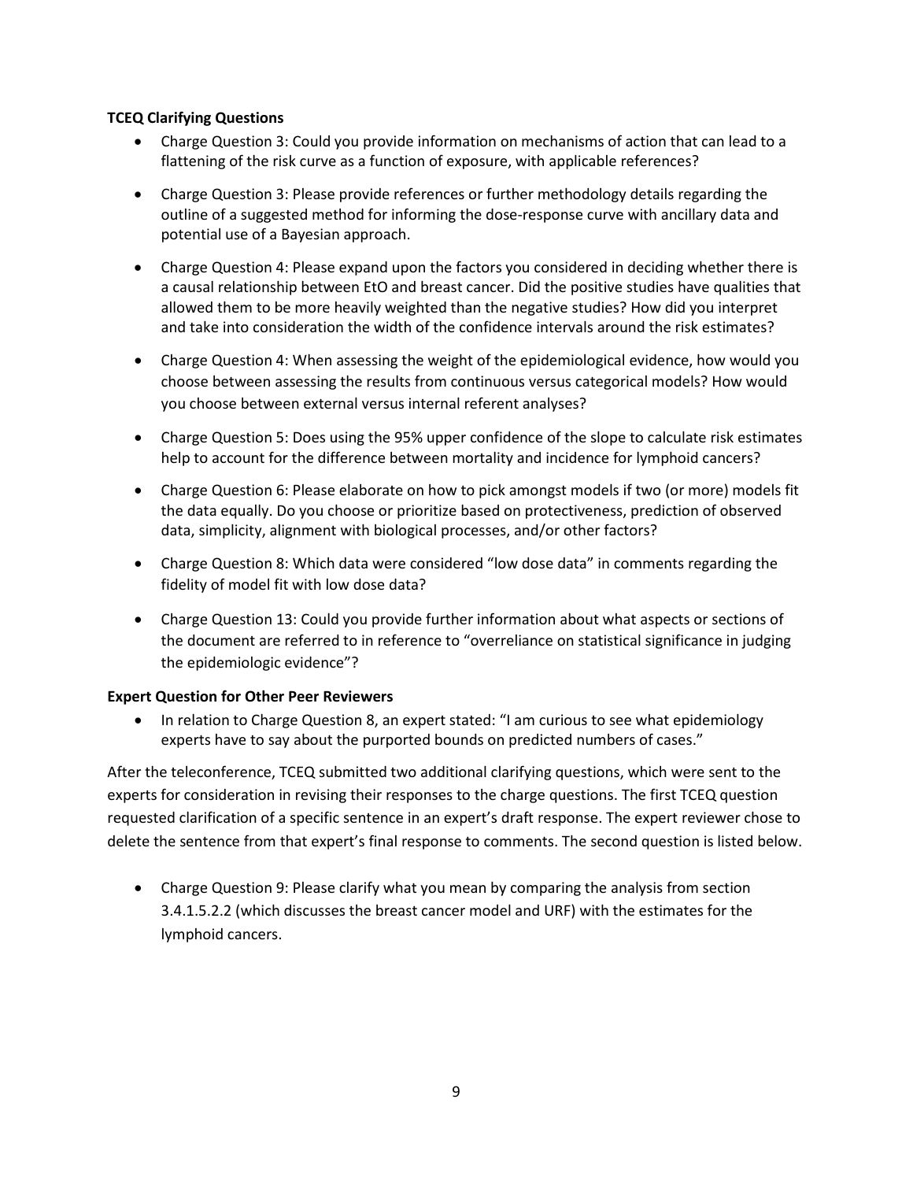**TCEQ Clarifying Questions**

- Charge Question 3: Could you provide information on mechanisms of action that can lead to a flattening of the risk curve as a function of exposure, with applicable references?
- Charge Question 3: Please provide references or further methodology details regarding the outline of a suggested method for informing the dose-response curve with ancillary data and potential use of a Bayesian approach.
- Charge Question 4: Please expand upon the factors you considered in deciding whether there is a causal relationship between EtO and breast cancer. Did the positive studies have qualities that allowed them to be more heavily weighted than the negative studies? How did you interpret and take into consideration the width of the confidence intervals around the risk estimates?
- Charge Question 4: When assessing the weight of the epidemiological evidence, how would you choose between assessing the results from continuous versus categorical models? How would you choose between external versus internal referent analyses?
- Charge Question 5: Does using the 95% upper confidence of the slope to calculate risk estimates help to account for the difference between mortality and incidence for lymphoid cancers?
- Charge Question 6: Please elaborate on how to pick amongst models if two (or more) models fit the data equally. Do you choose or prioritize based on protectiveness, prediction of observed data, simplicity, alignment with biological processes, and/or other factors?
- Charge Question 8: Which data were considered "low dose data" in comments regarding the fidelity of model fit with low dose data?
- Charge Question 13: Could you provide further information about what aspects or sections of the document are referred to in reference to "overreliance on statistical significance in judging the epidemiologic evidence"?

**Expert Question for Other Peer Reviewers**

- In relation to Charge Question 8, an expert stated: "I am curious to see what epidemiology experts have to say about the purported bounds on predicted numbers of cases."

After the teleconference, TCEQ submitted two additional clarifying questions, which were sent to the experts for consideration in revising their responses to the charge questions. The first TCEQ question requested clarification of a specific sentence in an expert's draft response. The expert reviewer chose to delete the sentence from that expert's final response to comments. The second question is listed below.

- Charge Question 9: Please clarify what you mean by comparing the analysis from section 3.4.1.5.2.2 (which discusses the breast cancer model and URF) with the estimates for the lymphoid cancers.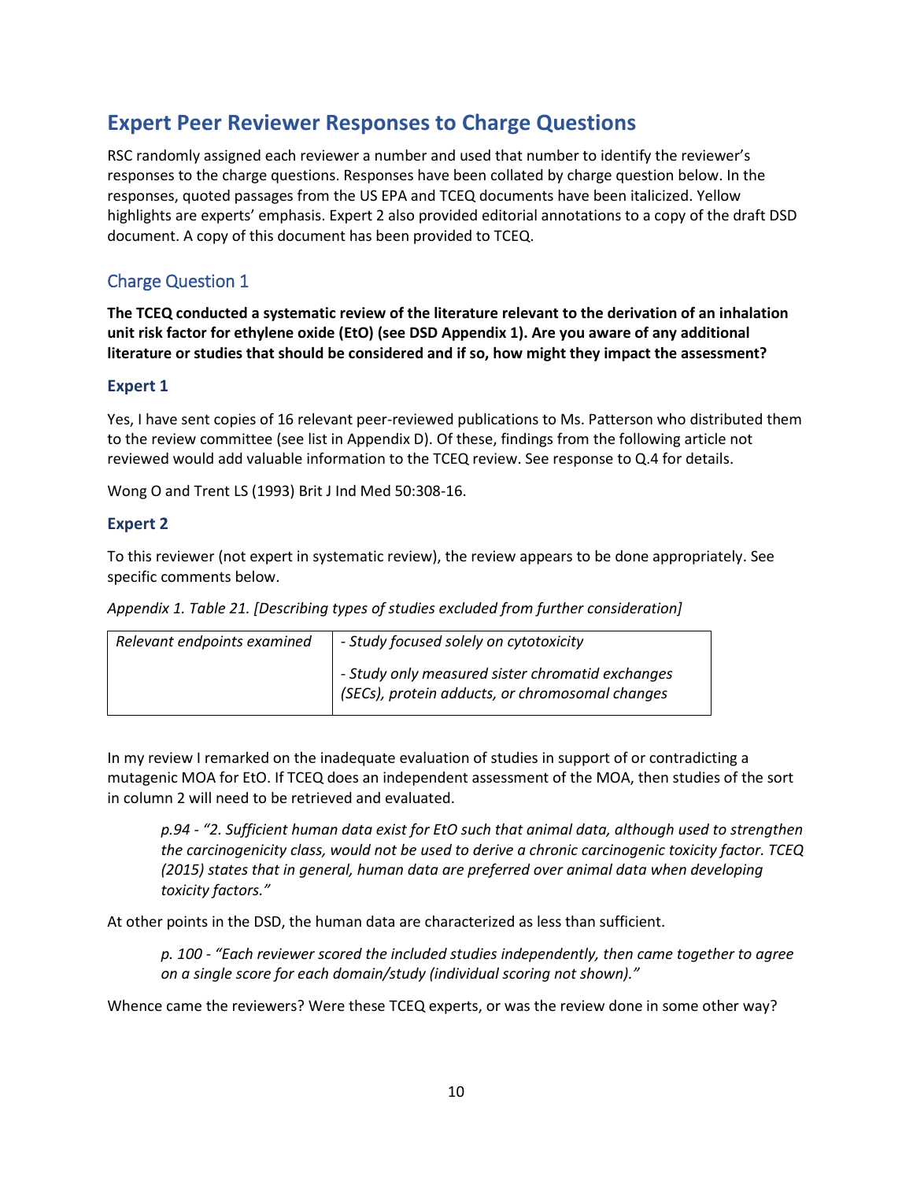## Expert Peer Reviewer Responses to Charge Questions

RSC randomly assigned each reviewer a number and used that number to identify the reviewer's responses to the charge questions. Responses have been collated by charge question below. In the responses, quoted passages from the US EPA and TCEQ documents have been italicized. Yellow highlights are experts' emphasis. Expert 2 also provided editorial annotations to a copy of the draft DSD document. A copy of this document has been provided to TCEQ.

### Charge Question 1

**The TCEQ conducted a systematic review of the literature relevant to the derivation of an inhalation unit risk factor for ethylene oxide (EtO) (see DSD Appendix 1). Are you aware of any additional literature or studies that should be considered and if so, how might they impact the assessment?**

#### Expert 1

Yes, I have sent copies of 16 relevant peer-reviewed publications to Ms. Patterson who distributed them to the review committee (see list in Appendix D). Of these, findings from the following article not reviewed would add valuable information to the TCEQ review. See response to Q.4 for details.

Wong O and Trent LS (1993) Brit J Ind Med 50:308-16.

#### Expert 2

To this reviewer (not expert in systematic review), the review appears to be done appropriately. See specific comments below.

*Appendix 1. Table 21. [Describing types of studies excluded from further consideration]*

| *Relevant endpoints examined* | *- Study focused solely on cytotoxicity*<br><br>*- Study only measured sister chromatid exchanges (SECs), protein adducts, or chromosomal changes* |
|---|---|

In my review I remarked on the inadequate evaluation of studies in support of or contradicting a mutagenic MOA for EtO. If TCEQ does an independent assessment of the MOA, then studies of the sort in column 2 will need to be retrieved and evaluated.

> *p.94 - "2. Sufficient human data exist for EtO such that animal data, although used to strengthen the carcinogenicity class, would not be used to derive a chronic carcinogenic toxicity factor. TCEQ (2015) states that in general, human data are preferred over animal data when developing toxicity factors."*

At other points in the DSD, the human data are characterized as less than sufficient.

> *p. 100 - "Each reviewer scored the included studies independently, then came together to agree on a single score for each domain/study (individual scoring not shown)."*

Whence came the reviewers? Were these TCEQ experts, or was the review done in some other way?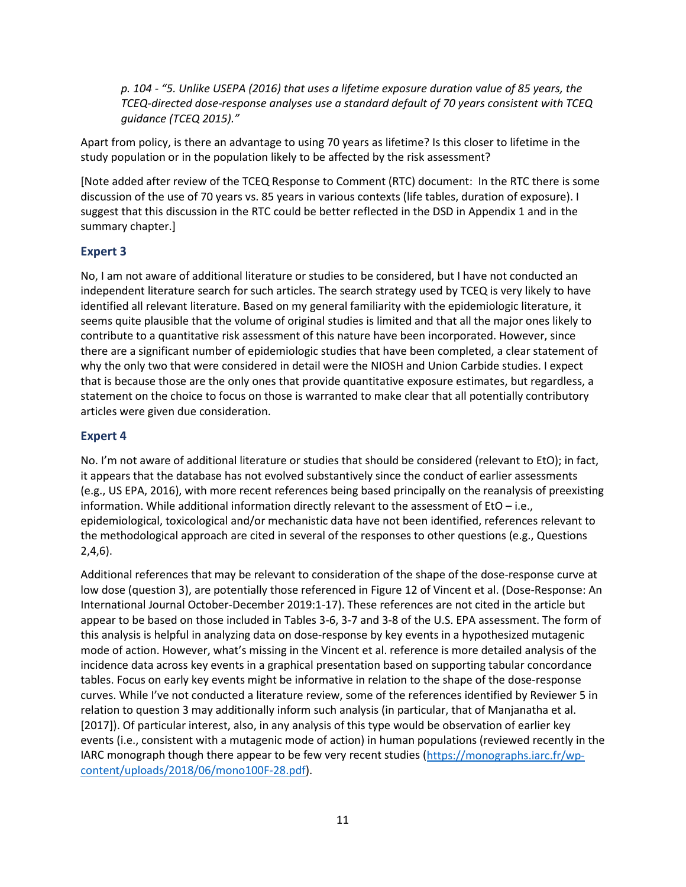*p. 104 - "5. Unlike USEPA (2016) that uses a lifetime exposure duration value of 85 years, the TCEQ-directed dose-response analyses use a standard default of 70 years consistent with TCEQ guidance (TCEQ 2015)."*

Apart from policy, is there an advantage to using 70 years as lifetime? Is this closer to lifetime in the study population or in the population likely to be affected by the risk assessment?

[Note added after review of the TCEQ Response to Comment (RTC) document: In the RTC there is some discussion of the use of 70 years vs. 85 years in various contexts (life tables, duration of exposure). I suggest that this discussion in the RTC could be better reflected in the DSD in Appendix 1 and in the summary chapter.]

### Expert 3

No, I am not aware of additional literature or studies to be considered, but I have not conducted an independent literature search for such articles. The search strategy used by TCEQ is very likely to have identified all relevant literature. Based on my general familiarity with the epidemiologic literature, it seems quite plausible that the volume of original studies is limited and that all the major ones likely to contribute to a quantitative risk assessment of this nature have been incorporated. However, since there are a significant number of epidemiologic studies that have been completed, a clear statement of why the only two that were considered in detail were the NIOSH and Union Carbide studies. I expect that is because those are the only ones that provide quantitative exposure estimates, but regardless, a statement on the choice to focus on those is warranted to make clear that all potentially contributory articles were given due consideration.

### Expert 4

No. I'm not aware of additional literature or studies that should be considered (relevant to EtO); in fact, it appears that the database has not evolved substantively since the conduct of earlier assessments (e.g., US EPA, 2016), with more recent references being based principally on the reanalysis of preexisting information. While additional information directly relevant to the assessment of EtO – i.e., epidemiological, toxicological and/or mechanistic data have not been identified, references relevant to the methodological approach are cited in several of the responses to other questions (e.g., Questions 2,4,6).

Additional references that may be relevant to consideration of the shape of the dose-response curve at low dose (question 3), are potentially those referenced in Figure 12 of Vincent et al. (Dose-Response: An International Journal October-December 2019:1-17). These references are not cited in the article but appear to be based on those included in Tables 3-6, 3-7 and 3-8 of the U.S. EPA assessment. The form of this analysis is helpful in analyzing data on dose-response by key events in a hypothesized mutagenic mode of action. However, what's missing in the Vincent et al. reference is more detailed analysis of the incidence data across key events in a graphical presentation based on supporting tabular concordance tables. Focus on early key events might be informative in relation to the shape of the dose-response curves. While I've not conducted a literature review, some of the references identified by Reviewer 5 in relation to question 3 may additionally inform such analysis (in particular, that of Manjanatha et al. [2017]). Of particular interest, also, in any analysis of this type would be observation of earlier key events (i.e., consistent with a mutagenic mode of action) in human populations (reviewed recently in the IARC monograph though there appear to be few very recent studies (https://monographs.iarc.fr/wp-content/uploads/2018/06/mono100F-28.pdf).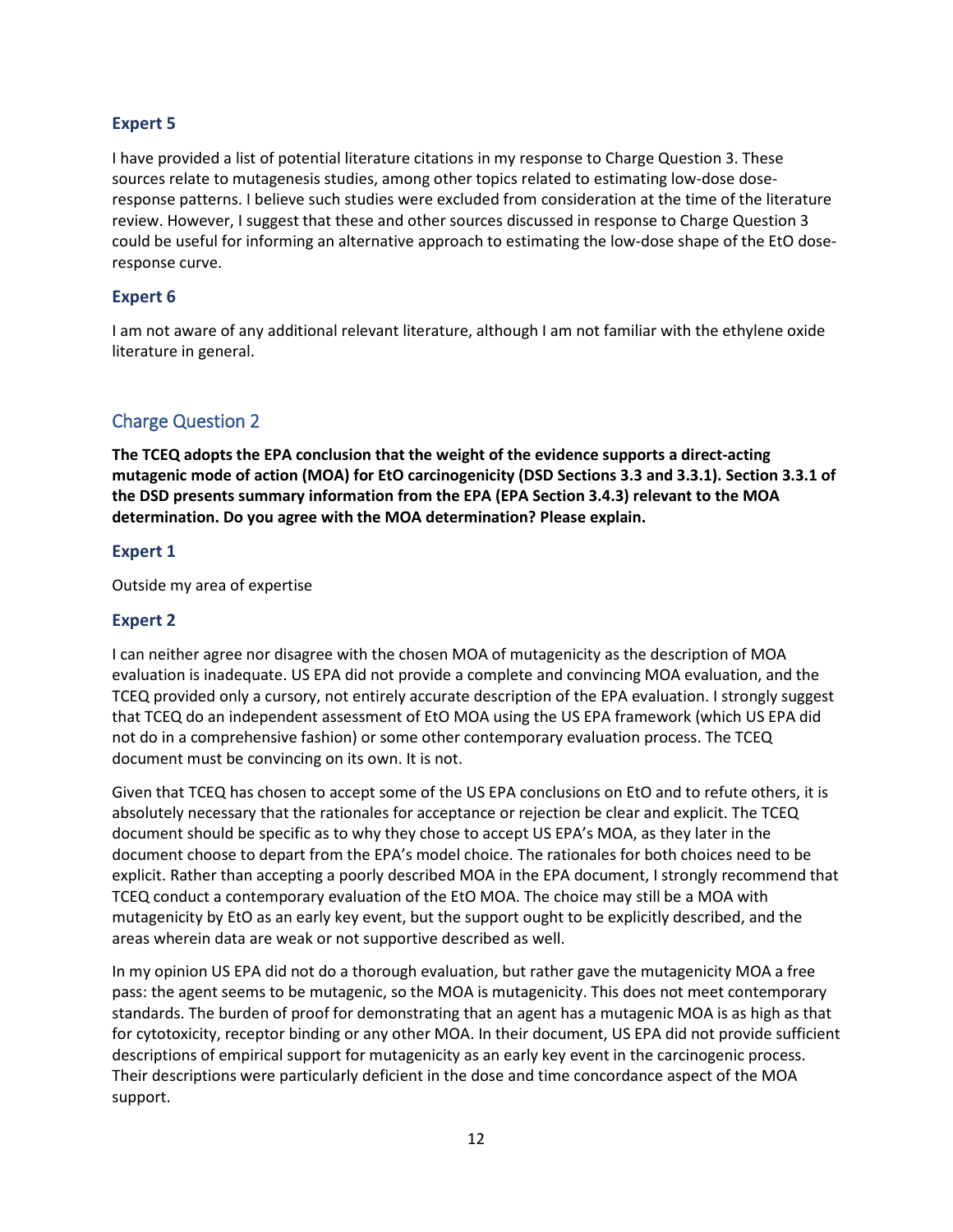### Expert 5

I have provided a list of potential literature citations in my response to Charge Question 3. These sources relate to mutagenesis studies, among other topics related to estimating low-dose dose-response patterns. I believe such studies were excluded from consideration at the time of the literature review. However, I suggest that these and other sources discussed in response to Charge Question 3 could be useful for informing an alternative approach to estimating the low-dose shape of the EtO dose-response curve.

### Expert 6

I am not aware of any additional relevant literature, although I am not familiar with the ethylene oxide literature in general.

## Charge Question 2

**The TCEQ adopts the EPA conclusion that the weight of the evidence supports a direct-acting mutagenic mode of action (MOA) for EtO carcinogenicity (DSD Sections 3.3 and 3.3.1). Section 3.3.1 of the DSD presents summary information from the EPA (EPA Section 3.4.3) relevant to the MOA determination. Do you agree with the MOA determination? Please explain.**

### Expert 1

Outside my area of expertise

### Expert 2

I can neither agree nor disagree with the chosen MOA of mutagenicity as the description of MOA evaluation is inadequate. US EPA did not provide a complete and convincing MOA evaluation, and the TCEQ provided only a cursory, not entirely accurate description of the EPA evaluation. I strongly suggest that TCEQ do an independent assessment of EtO MOA using the US EPA framework (which US EPA did not do in a comprehensive fashion) or some other contemporary evaluation process. The TCEQ document must be convincing on its own. It is not.

Given that TCEQ has chosen to accept some of the US EPA conclusions on EtO and to refute others, it is absolutely necessary that the rationales for acceptance or rejection be clear and explicit. The TCEQ document should be specific as to why they chose to accept US EPA's MOA, as they later in the document choose to depart from the EPA's model choice. The rationales for both choices need to be explicit. Rather than accepting a poorly described MOA in the EPA document, I strongly recommend that TCEQ conduct a contemporary evaluation of the EtO MOA. The choice may still be a MOA with mutagenicity by EtO as an early key event, but the support ought to be explicitly described, and the areas wherein data are weak or not supportive described as well.

In my opinion US EPA did not do a thorough evaluation, but rather gave the mutagenicity MOA a free pass: the agent seems to be mutagenic, so the MOA is mutagenicity. This does not meet contemporary standards. The burden of proof for demonstrating that an agent has a mutagenic MOA is as high as that for cytotoxicity, receptor binding or any other MOA. In their document, US EPA did not provide sufficient descriptions of empirical support for mutagenicity as an early key event in the carcinogenic process. Their descriptions were particularly deficient in the dose and time concordance aspect of the MOA support.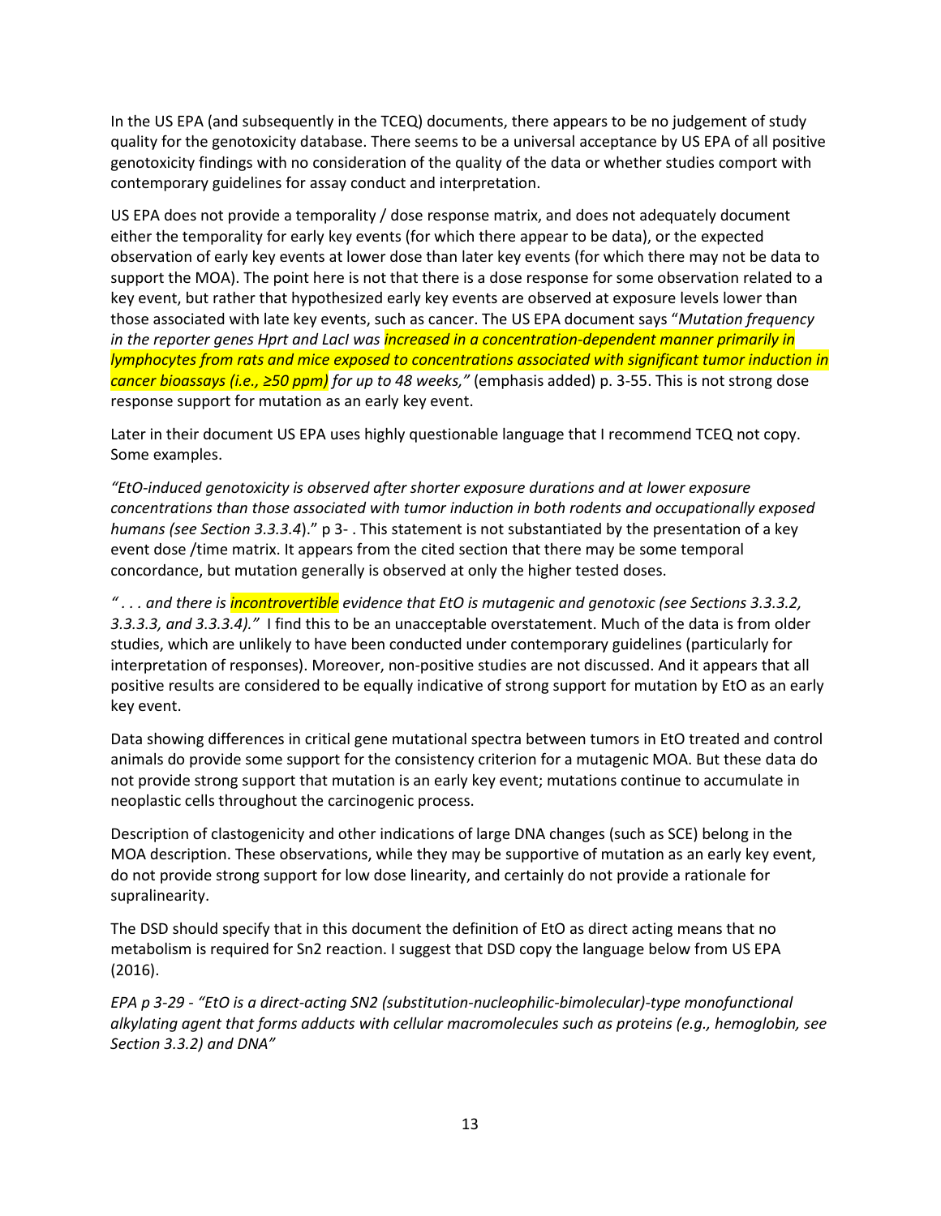In the US EPA (and subsequently in the TCEQ) documents, there appears to be no judgement of study quality for the genotoxicity database. There seems to be a universal acceptance by US EPA of all positive genotoxicity findings with no consideration of the quality of the data or whether studies comport with contemporary guidelines for assay conduct and interpretation.

US EPA does not provide a temporality / dose response matrix, and does not adequately document either the temporality for early key events (for which there appear to be data), or the expected observation of early key events at lower dose than later key events (for which there may not be data to support the MOA). The point here is not that there is a dose response for some observation related to a key event, but rather that hypothesized early key events are observed at exposure levels lower than those associated with late key events, such as cancer. The US EPA document says "*Mutation frequency in the reporter genes Hprt and LacI was increased in a concentration-dependent manner primarily in lymphocytes from rats and mice exposed to concentrations associated with significant tumor induction in cancer bioassays (i.e., ≥50 ppm) for up to 48 weeks,"* (emphasis added) p. 3-55. This is not strong dose response support for mutation as an early key event.

Later in their document US EPA uses highly questionable language that I recommend TCEQ not copy. Some examples.

*"EtO-induced genotoxicity is observed after shorter exposure durations and at lower exposure concentrations than those associated with tumor induction in both rodents and occupationally exposed humans (see Section 3.3.3.4*)." p 3- . This statement is not substantiated by the presentation of a key event dose /time matrix. It appears from the cited section that there may be some temporal concordance, but mutation generally is observed at only the higher tested doses.

*" . . . and there is incontrovertible evidence that EtO is mutagenic and genotoxic (see Sections 3.3.3.2, 3.3.3.3, and 3.3.3.4)."* I find this to be an unacceptable overstatement. Much of the data is from older studies, which are unlikely to have been conducted under contemporary guidelines (particularly for interpretation of responses). Moreover, non-positive studies are not discussed. And it appears that all positive results are considered to be equally indicative of strong support for mutation by EtO as an early key event.

Data showing differences in critical gene mutational spectra between tumors in EtO treated and control animals do provide some support for the consistency criterion for a mutagenic MOA. But these data do not provide strong support that mutation is an early key event; mutations continue to accumulate in neoplastic cells throughout the carcinogenic process.

Description of clastogenicity and other indications of large DNA changes (such as SCE) belong in the MOA description. These observations, while they may be supportive of mutation as an early key event, do not provide strong support for low dose linearity, and certainly do not provide a rationale for supralinearity.

The DSD should specify that in this document the definition of EtO as direct acting means that no metabolism is required for Sn2 reaction. I suggest that DSD copy the language below from US EPA (2016).

*EPA p 3-29 - "EtO is a direct-acting SN2 (substitution-nucleophilic-bimolecular)-type monofunctional alkylating agent that forms adducts with cellular macromolecules such as proteins (e.g., hemoglobin, see Section 3.3.2) and DNA"*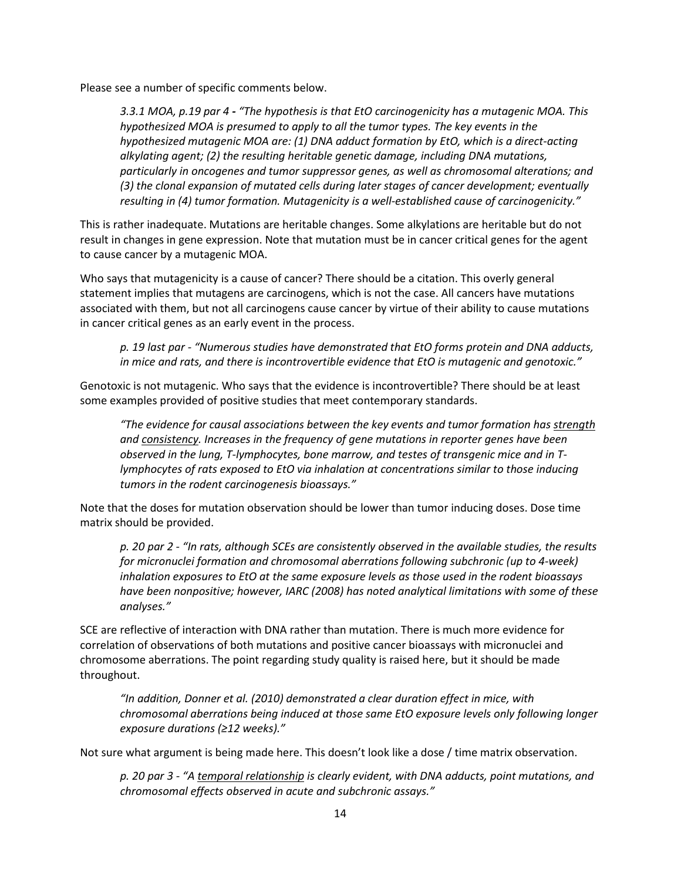Please see a number of specific comments below.

> *3.3.1 MOA, p.19 par 4 - "The hypothesis is that EtO carcinogenicity has a mutagenic MOA. This hypothesized MOA is presumed to apply to all the tumor types. The key events in the hypothesized mutagenic MOA are: (1) DNA adduct formation by EtO, which is a direct-acting alkylating agent; (2) the resulting heritable genetic damage, including DNA mutations, particularly in oncogenes and tumor suppressor genes, as well as chromosomal alterations; and (3) the clonal expansion of mutated cells during later stages of cancer development; eventually resulting in (4) tumor formation. Mutagenicity is a well-established cause of carcinogenicity."*

This is rather inadequate. Mutations are heritable changes. Some alkylations are heritable but do not result in changes in gene expression. Note that mutation must be in cancer critical genes for the agent to cause cancer by a mutagenic MOA.

Who says that mutagenicity is a cause of cancer? There should be a citation. This overly general statement implies that mutagens are carcinogens, which is not the case. All cancers have mutations associated with them, but not all carcinogens cause cancer by virtue of their ability to cause mutations in cancer critical genes as an early event in the process.

> *p. 19 last par - "Numerous studies have demonstrated that EtO forms protein and DNA adducts, in mice and rats, and there is incontrovertible evidence that EtO is mutagenic and genotoxic."*

Genotoxic is not mutagenic. Who says that the evidence is incontrovertible? There should be at least some examples provided of positive studies that meet contemporary standards.

> *"The evidence for causal associations between the key events and tumor formation has <u>strength</u> and <u>consistency</u>. Increases in the frequency of gene mutations in reporter genes have been observed in the lung, T-lymphocytes, bone marrow, and testes of transgenic mice and in T-lymphocytes of rats exposed to EtO via inhalation at concentrations similar to those inducing tumors in the rodent carcinogenesis bioassays."*

Note that the doses for mutation observation should be lower than tumor inducing doses. Dose time matrix should be provided.

> *p. 20 par 2 - "In rats, although SCEs are consistently observed in the available studies, the results for micronuclei formation and chromosomal aberrations following subchronic (up to 4-week) inhalation exposures to EtO at the same exposure levels as those used in the rodent bioassays have been nonpositive; however, IARC (2008) has noted analytical limitations with some of these analyses."*

SCE are reflective of interaction with DNA rather than mutation. There is much more evidence for correlation of observations of both mutations and positive cancer bioassays with micronuclei and chromosome aberrations. The point regarding study quality is raised here, but it should be made throughout.

> *"In addition, Donner et al. (2010) demonstrated a clear duration effect in mice, with chromosomal aberrations being induced at those same EtO exposure levels only following longer exposure durations (≥12 weeks)."*

Not sure what argument is being made here. This doesn't look like a dose / time matrix observation.

> *p. 20 par 3 - "A <u>temporal relationship</u> is clearly evident, with DNA adducts, point mutations, and chromosomal effects observed in acute and subchronic assays."*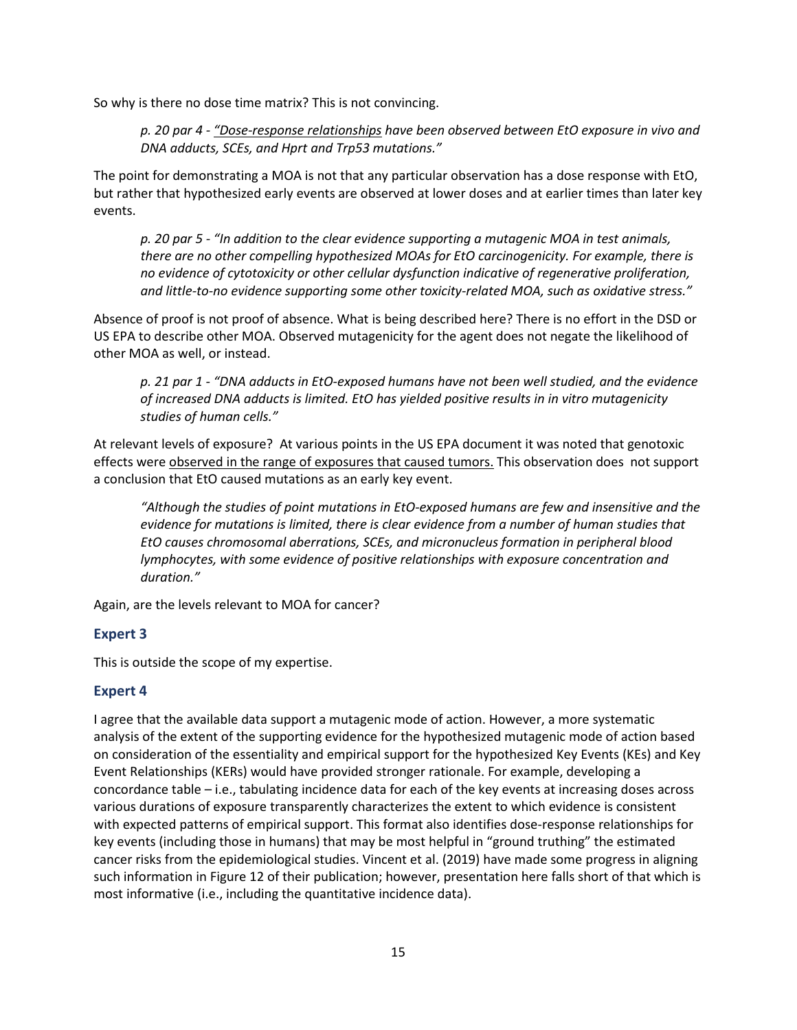So why is there no dose time matrix? This is not convincing.

> *p. 20 par 4 - <u>"Dose-response relationships</u> have been observed between EtO exposure in vivo and DNA adducts, SCEs, and Hprt and Trp53 mutations."*

The point for demonstrating a MOA is not that any particular observation has a dose response with EtO, but rather that hypothesized early events are observed at lower doses and at earlier times than later key events.

> *p. 20 par 5 - "In addition to the clear evidence supporting a mutagenic MOA in test animals, there are no other compelling hypothesized MOAs for EtO carcinogenicity. For example, there is no evidence of cytotoxicity or other cellular dysfunction indicative of regenerative proliferation, and little-to-no evidence supporting some other toxicity-related MOA, such as oxidative stress."*

Absence of proof is not proof of absence. What is being described here? There is no effort in the DSD or US EPA to describe other MOA. Observed mutagenicity for the agent does not negate the likelihood of other MOA as well, or instead.

> *p. 21 par 1 - "DNA adducts in EtO-exposed humans have not been well studied, and the evidence of increased DNA adducts is limited. EtO has yielded positive results in in vitro mutagenicity studies of human cells."*

At relevant levels of exposure? At various points in the US EPA document it was noted that genotoxic effects were <u>observed in the range of exposures that caused tumors.</u> This observation does not support a conclusion that EtO caused mutations as an early key event.

> *"Although the studies of point mutations in EtO-exposed humans are few and insensitive and the evidence for mutations is limited, there is clear evidence from a number of human studies that EtO causes chromosomal aberrations, SCEs, and micronucleus formation in peripheral blood lymphocytes, with some evidence of positive relationships with exposure concentration and duration."*

Again, are the levels relevant to MOA for cancer?

### Expert 3

This is outside the scope of my expertise.

### Expert 4

I agree that the available data support a mutagenic mode of action. However, a more systematic analysis of the extent of the supporting evidence for the hypothesized mutagenic mode of action based on consideration of the essentiality and empirical support for the hypothesized Key Events (KEs) and Key Event Relationships (KERs) would have provided stronger rationale. For example, developing a concordance table – i.e., tabulating incidence data for each of the key events at increasing doses across various durations of exposure transparently characterizes the extent to which evidence is consistent with expected patterns of empirical support. This format also identifies dose-response relationships for key events (including those in humans) that may be most helpful in "ground truthing" the estimated cancer risks from the epidemiological studies. Vincent et al. (2019) have made some progress in aligning such information in Figure 12 of their publication; however, presentation here falls short of that which is most informative (i.e., including the quantitative incidence data).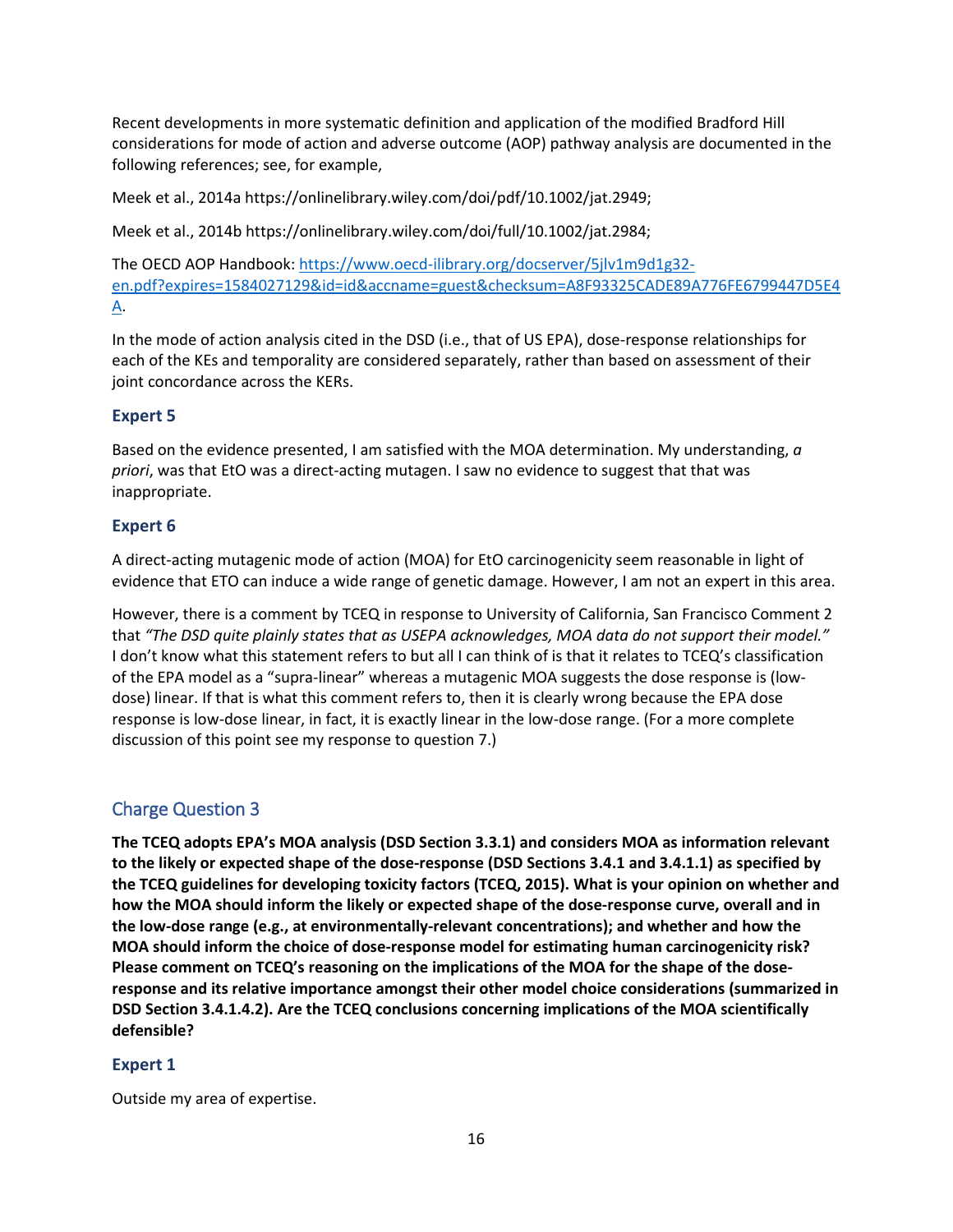Recent developments in more systematic definition and application of the modified Bradford Hill considerations for mode of action and adverse outcome (AOP) pathway analysis are documented in the following references; see, for example,

Meek et al., 2014a https://onlinelibrary.wiley.com/doi/pdf/10.1002/jat.2949;

Meek et al., 2014b https://onlinelibrary.wiley.com/doi/full/10.1002/jat.2984;

The OECD AOP Handbook: https://www.oecd-ilibrary.org/docserver/5jlv1m9d1g32-en.pdf?expires=1584027129&id=id&accname=guest&checksum=A8F93325CADE89A776FE6799447D5E4A.

In the mode of action analysis cited in the DSD (i.e., that of US EPA), dose-response relationships for each of the KEs and temporality are considered separately, rather than based on assessment of their joint concordance across the KERs.

### Expert 5

Based on the evidence presented, I am satisfied with the MOA determination. My understanding, *a priori*, was that EtO was a direct-acting mutagen. I saw no evidence to suggest that that was inappropriate.

### Expert 6

A direct-acting mutagenic mode of action (MOA) for EtO carcinogenicity seem reasonable in light of evidence that ETO can induce a wide range of genetic damage. However, I am not an expert in this area.

However, there is a comment by TCEQ in response to University of California, San Francisco Comment 2 that *"The DSD quite plainly states that as USEPA acknowledges, MOA data do not support their model."* I don't know what this statement refers to but all I can think of is that it relates to TCEQ's classification of the EPA model as a "supra-linear" whereas a mutagenic MOA suggests the dose response is (low-dose) linear. If that is what this comment refers to, then it is clearly wrong because the EPA dose response is low-dose linear, in fact, it is exactly linear in the low-dose range. (For a more complete discussion of this point see my response to question 7.)

## Charge Question 3

**The TCEQ adopts EPA's MOA analysis (DSD Section 3.3.1) and considers MOA as information relevant to the likely or expected shape of the dose-response (DSD Sections 3.4.1 and 3.4.1.1) as specified by the TCEQ guidelines for developing toxicity factors (TCEQ, 2015). What is your opinion on whether and how the MOA should inform the likely or expected shape of the dose-response curve, overall and in the low-dose range (e.g., at environmentally-relevant concentrations); and whether and how the MOA should inform the choice of dose-response model for estimating human carcinogenicity risk? Please comment on TCEQ's reasoning on the implications of the MOA for the shape of the dose-response and its relative importance amongst their other model choice considerations (summarized in DSD Section 3.4.1.4.2). Are the TCEQ conclusions concerning implications of the MOA scientifically defensible?**

### Expert 1

Outside my area of expertise.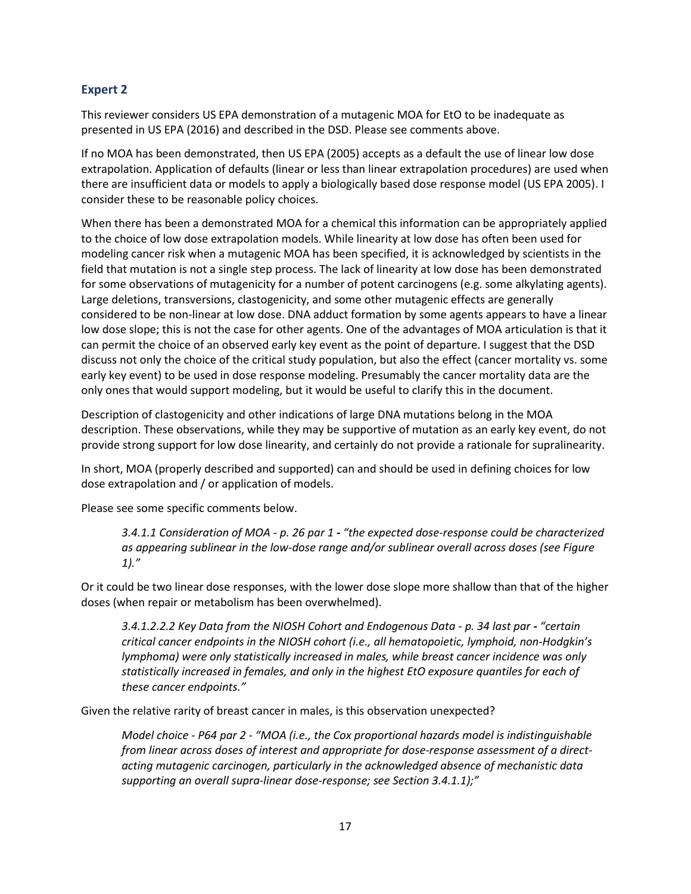## Expert 2

This reviewer considers US EPA demonstration of a mutagenic MOA for EtO to be inadequate as presented in US EPA (2016) and described in the DSD. Please see comments above.

If no MOA has been demonstrated, then US EPA (2005) accepts as a default the use of linear low dose extrapolation. Application of defaults (linear or less than linear extrapolation procedures) are used when there are insufficient data or models to apply a biologically based dose response model (US EPA 2005). I consider these to be reasonable policy choices.

When there has been a demonstrated MOA for a chemical this information can be appropriately applied to the choice of low dose extrapolation models. While linearity at low dose has often been used for modeling cancer risk when a mutagenic MOA has been specified, it is acknowledged by scientists in the field that mutation is not a single step process. The lack of linearity at low dose has been demonstrated for some observations of mutagenicity for a number of potent carcinogens (e.g. some alkylating agents). Large deletions, transversions, clastogenicity, and some other mutagenic effects are generally considered to be non-linear at low dose. DNA adduct formation by some agents appears to have a linear low dose slope; this is not the case for other agents. One of the advantages of MOA articulation is that it can permit the choice of an observed early key event as the point of departure. I suggest that the DSD discuss not only the choice of the critical study population, but also the effect (cancer mortality vs. some early key event) to be used in dose response modeling. Presumably the cancer mortality data are the only ones that would support modeling, but it would be useful to clarify this in the document.

Description of clastogenicity and other indications of large DNA mutations belong in the MOA description. These observations, while they may be supportive of mutation as an early key event, do not provide strong support for low dose linearity, and certainly do not provide a rationale for supralinearity.

In short, MOA (properly described and supported) can and should be used in defining choices for low dose extrapolation and / or application of models.

Please see some specific comments below.

> *3.4.1.1 Consideration of MOA - p. 26 par 1 - "the expected dose-response could be characterized as appearing sublinear in the low-dose range and/or sublinear overall across doses (see Figure 1)."*

Or it could be two linear dose responses, with the lower dose slope more shallow than that of the higher doses (when repair or metabolism has been overwhelmed).

> *3.4.1.2.2.2 Key Data from the NIOSH Cohort and Endogenous Data - p. 34 last par - "certain critical cancer endpoints in the NIOSH cohort (i.e., all hematopoietic, lymphoid, non-Hodgkin's lymphoma) were only statistically increased in males, while breast cancer incidence was only statistically increased in females, and only in the highest EtO exposure quantiles for each of these cancer endpoints."*

Given the relative rarity of breast cancer in males, is this observation unexpected?

> *Model choice - P64 par 2 - "MOA (i.e., the Cox proportional hazards model is indistinguishable from linear across doses of interest and appropriate for dose-response assessment of a direct-acting mutagenic carcinogen, particularly in the acknowledged absence of mechanistic data supporting an overall supra-linear dose-response; see Section 3.4.1.1);"*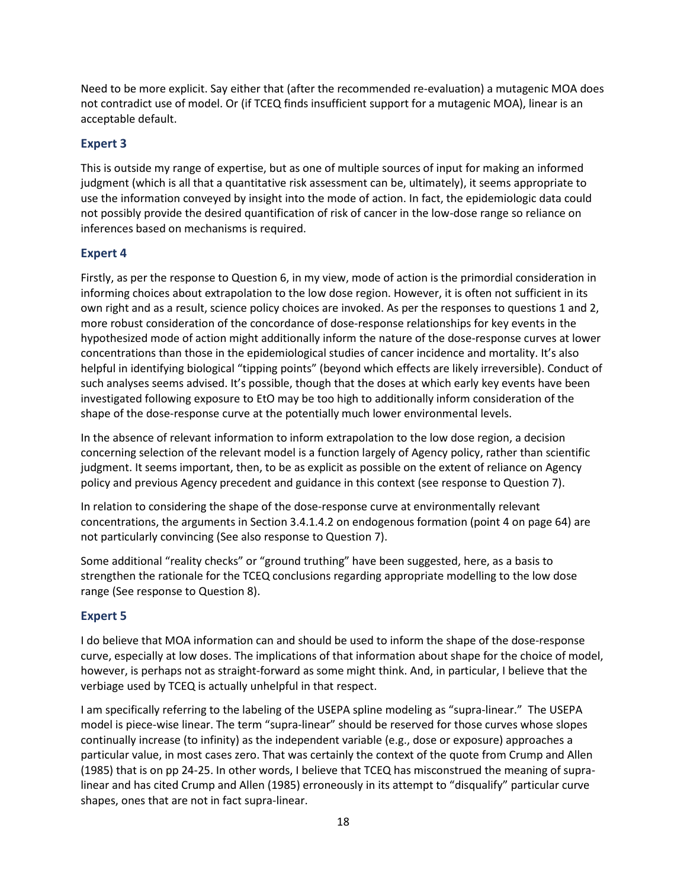Need to be more explicit. Say either that (after the recommended re-evaluation) a mutagenic MOA does not contradict use of model. Or (if TCEQ finds insufficient support for a mutagenic MOA), linear is an acceptable default.

### Expert 3

This is outside my range of expertise, but as one of multiple sources of input for making an informed judgment (which is all that a quantitative risk assessment can be, ultimately), it seems appropriate to use the information conveyed by insight into the mode of action. In fact, the epidemiologic data could not possibly provide the desired quantification of risk of cancer in the low-dose range so reliance on inferences based on mechanisms is required.

### Expert 4

Firstly, as per the response to Question 6, in my view, mode of action is the primordial consideration in informing choices about extrapolation to the low dose region. However, it is often not sufficient in its own right and as a result, science policy choices are invoked. As per the responses to questions 1 and 2, more robust consideration of the concordance of dose-response relationships for key events in the hypothesized mode of action might additionally inform the nature of the dose-response curves at lower concentrations than those in the epidemiological studies of cancer incidence and mortality. It's also helpful in identifying biological "tipping points" (beyond which effects are likely irreversible). Conduct of such analyses seems advised. It's possible, though that the doses at which early key events have been investigated following exposure to EtO may be too high to additionally inform consideration of the shape of the dose-response curve at the potentially much lower environmental levels.

In the absence of relevant information to inform extrapolation to the low dose region, a decision concerning selection of the relevant model is a function largely of Agency policy, rather than scientific judgment. It seems important, then, to be as explicit as possible on the extent of reliance on Agency policy and previous Agency precedent and guidance in this context (see response to Question 7).

In relation to considering the shape of the dose-response curve at environmentally relevant concentrations, the arguments in Section 3.4.1.4.2 on endogenous formation (point 4 on page 64) are not particularly convincing (See also response to Question 7).

Some additional "reality checks" or "ground truthing" have been suggested, here, as a basis to strengthen the rationale for the TCEQ conclusions regarding appropriate modelling to the low dose range (See response to Question 8).

### Expert 5

I do believe that MOA information can and should be used to inform the shape of the dose-response curve, especially at low doses. The implications of that information about shape for the choice of model, however, is perhaps not as straight-forward as some might think. And, in particular, I believe that the verbiage used by TCEQ is actually unhelpful in that respect.

I am specifically referring to the labeling of the USEPA spline modeling as "supra-linear." The USEPA model is piece-wise linear. The term "supra-linear" should be reserved for those curves whose slopes continually increase (to infinity) as the independent variable (e.g., dose or exposure) approaches a particular value, in most cases zero. That was certainly the context of the quote from Crump and Allen (1985) that is on pp 24-25. In other words, I believe that TCEQ has misconstrued the meaning of supra-linear and has cited Crump and Allen (1985) erroneously in its attempt to "disqualify" particular curve shapes, ones that are not in fact supra-linear.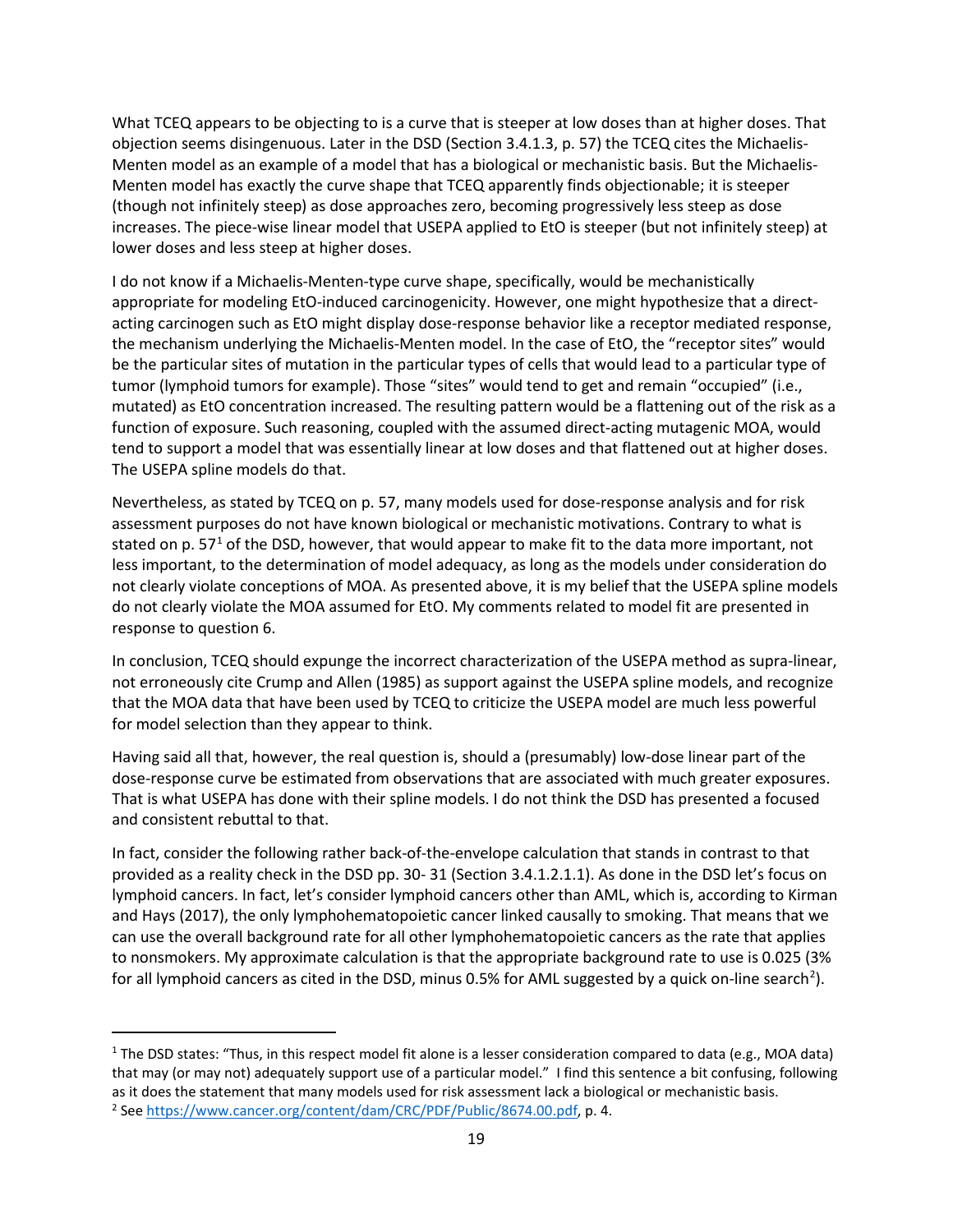What TCEQ appears to be objecting to is a curve that is steeper at low doses than at higher doses. That objection seems disingenuous. Later in the DSD (Section 3.4.1.3, p. 57) the TCEQ cites the Michaelis-Menten model as an example of a model that has a biological or mechanistic basis. But the Michaelis-Menten model has exactly the curve shape that TCEQ apparently finds objectionable; it is steeper (though not infinitely steep) as dose approaches zero, becoming progressively less steep as dose increases. The piece-wise linear model that USEPA applied to EtO is steeper (but not infinitely steep) at lower doses and less steep at higher doses.

I do not know if a Michaelis-Menten-type curve shape, specifically, would be mechanistically appropriate for modeling EtO-induced carcinogenicity. However, one might hypothesize that a direct-acting carcinogen such as EtO might display dose-response behavior like a receptor mediated response, the mechanism underlying the Michaelis-Menten model. In the case of EtO, the "receptor sites" would be the particular sites of mutation in the particular types of cells that would lead to a particular type of tumor (lymphoid tumors for example). Those "sites" would tend to get and remain "occupied" (i.e., mutated) as EtO concentration increased. The resulting pattern would be a flattening out of the risk as a function of exposure. Such reasoning, coupled with the assumed direct-acting mutagenic MOA, would tend to support a model that was essentially linear at low doses and that flattened out at higher doses. The USEPA spline models do that.

Nevertheless, as stated by TCEQ on p. 57, many models used for dose-response analysis and for risk assessment purposes do not have known biological or mechanistic motivations. Contrary to what is stated on p. 57[1] of the DSD, however, that would appear to make fit to the data more important, not less important, to the determination of model adequacy, as long as the models under consideration do not clearly violate conceptions of MOA. As presented above, it is my belief that the USEPA spline models do not clearly violate the MOA assumed for EtO. My comments related to model fit are presented in response to question 6.

In conclusion, TCEQ should expunge the incorrect characterization of the USEPA method as supra-linear, not erroneously cite Crump and Allen (1985) as support against the USEPA spline models, and recognize that the MOA data that have been used by TCEQ to criticize the USEPA model are much less powerful for model selection than they appear to think.

Having said all that, however, the real question is, should a (presumably) low-dose linear part of the dose-response curve be estimated from observations that are associated with much greater exposures. That is what USEPA has done with their spline models. I do not think the DSD has presented a focused and consistent rebuttal to that.

In fact, consider the following rather back-of-the-envelope calculation that stands in contrast to that provided as a reality check in the DSD pp. 30- 31 (Section 3.4.1.2.1.1). As done in the DSD let's focus on lymphoid cancers. In fact, let's consider lymphoid cancers other than AML, which is, according to Kirman and Hays (2017), the only lymphohematopoietic cancer linked causally to smoking. That means that we can use the overall background rate for all other lymphohematopoietic cancers as the rate that applies to nonsmokers. My approximate calculation is that the appropriate background rate to use is 0.025 (3% for all lymphoid cancers as cited in the DSD, minus 0.5% for AML suggested by a quick on-line search[2]).

---

[1] The DSD states: "Thus, in this respect model fit alone is a lesser consideration compared to data (e.g., MOA data) that may (or may not) adequately support use of a particular model." I find this sentence a bit confusing, following as it does the statement that many models used for risk assessment lack a biological or mechanistic basis.

[2] See https://www.cancer.org/content/dam/CRC/PDF/Public/8674.00.pdf, p. 4.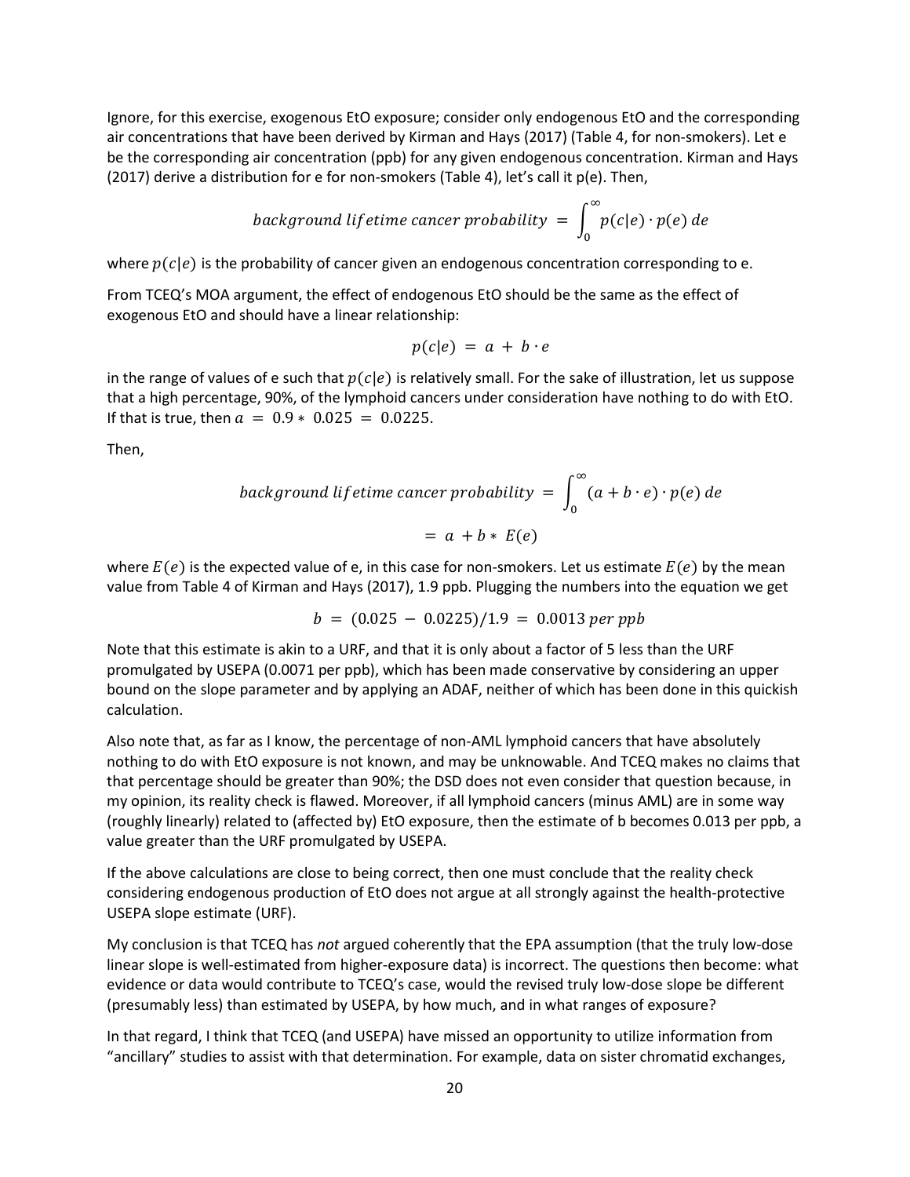Ignore, for this exercise, exogenous EtO exposure; consider only endogenous EtO and the corresponding air concentrations that have been derived by Kirman and Hays (2017) (Table 4, for non-smokers). Let e be the corresponding air concentration (ppb) for any given endogenous concentration. Kirman and Hays (2017) derive a distribution for e for non-smokers (Table 4), let's call it p(e). Then,

$$background\ lifetime\ cancer\ probability\ =\ \int_0^\infty p(c|e) \cdot p(e)\ de$$

where $p(c|e)$ is the probability of cancer given an endogenous concentration corresponding to e.

From TCEQ's MOA argument, the effect of endogenous EtO should be the same as the effect of exogenous EtO and should have a linear relationship:

$$p(c|e)\ =\ a\ +\ b \cdot e$$

in the range of values of e such that $p(c|e)$ is relatively small. For the sake of illustration, let us suppose that a high percentage, 90%, of the lymphoid cancers under consideration have nothing to do with EtO. If that is true, then $a\ =\ 0.9 * 0.025\ =\ 0.0225$.

Then,

$$background\ lifetime\ cancer\ probability\ =\ \int_0^\infty (a + b \cdot e) \cdot p(e)\ de$$

$$=\ a\ + b * E(e)$$

where $E(e)$ is the expected value of e, in this case for non-smokers. Let us estimate $E(e)$ by the mean value from Table 4 of Kirman and Hays (2017), 1.9 ppb. Plugging the numbers into the equation we get

$$b\ =\ (0.025\ -\ 0.0225)/1.9\ =\ 0.0013\ per\ ppb$$

Note that this estimate is akin to a URF, and that it is only about a factor of 5 less than the URF promulgated by USEPA (0.0071 per ppb), which has been made conservative by considering an upper bound on the slope parameter and by applying an ADAF, neither of which has been done in this quickish calculation.

Also note that, as far as I know, the percentage of non-AML lymphoid cancers that have absolutely nothing to do with EtO exposure is not known, and may be unknowable. And TCEQ makes no claims that that percentage should be greater than 90%; the DSD does not even consider that question because, in my opinion, its reality check is flawed. Moreover, if all lymphoid cancers (minus AML) are in some way (roughly linearly) related to (affected by) EtO exposure, then the estimate of b becomes 0.013 per ppb, a value greater than the URF promulgated by USEPA.

If the above calculations are close to being correct, then one must conclude that the reality check considering endogenous production of EtO does not argue at all strongly against the health-protective USEPA slope estimate (URF).

My conclusion is that TCEQ has *not* argued coherently that the EPA assumption (that the truly low-dose linear slope is well-estimated from higher-exposure data) is incorrect. The questions then become: what evidence or data would contribute to TCEQ's case, would the revised truly low-dose slope be different (presumably less) than estimated by USEPA, by how much, and in what ranges of exposure?

In that regard, I think that TCEQ (and USEPA) have missed an opportunity to utilize information from "ancillary" studies to assist with that determination. For example, data on sister chromatid exchanges,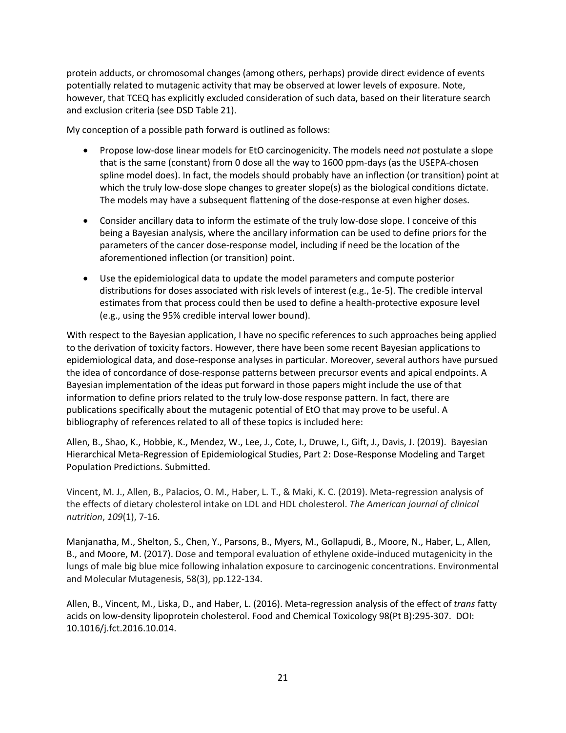protein adducts, or chromosomal changes (among others, perhaps) provide direct evidence of events potentially related to mutagenic activity that may be observed at lower levels of exposure. Note, however, that TCEQ has explicitly excluded consideration of such data, based on their literature search and exclusion criteria (see DSD Table 21).

My conception of a possible path forward is outlined as follows:

- Propose low-dose linear models for EtO carcinogenicity. The models need *not* postulate a slope that is the same (constant) from 0 dose all the way to 1600 ppm-days (as the USEPA-chosen spline model does). In fact, the models should probably have an inflection (or transition) point at which the truly low-dose slope changes to greater slope(s) as the biological conditions dictate. The models may have a subsequent flattening of the dose-response at even higher doses.

- Consider ancillary data to inform the estimate of the truly low-dose slope. I conceive of this being a Bayesian analysis, where the ancillary information can be used to define priors for the parameters of the cancer dose-response model, including if need be the location of the aforementioned inflection (or transition) point.

- Use the epidemiological data to update the model parameters and compute posterior distributions for doses associated with risk levels of interest (e.g., 1e-5). The credible interval estimates from that process could then be used to define a health-protective exposure level (e.g., using the 95% credible interval lower bound).

With respect to the Bayesian application, I have no specific references to such approaches being applied to the derivation of toxicity factors. However, there have been some recent Bayesian applications to epidemiological data, and dose-response analyses in particular. Moreover, several authors have pursued the idea of concordance of dose-response patterns between precursor events and apical endpoints. A Bayesian implementation of the ideas put forward in those papers might include the use of that information to define priors related to the truly low-dose response pattern. In fact, there are publications specifically about the mutagenic potential of EtO that may prove to be useful. A bibliography of references related to all of these topics is included here:

Allen, B., Shao, K., Hobbie, K., Mendez, W., Lee, J., Cote, I., Druwe, I., Gift, J., Davis, J. (2019). Bayesian Hierarchical Meta-Regression of Epidemiological Studies, Part 2: Dose-Response Modeling and Target Population Predictions. Submitted.

Vincent, M. J., Allen, B., Palacios, O. M., Haber, L. T., & Maki, K. C. (2019). Meta-regression analysis of the effects of dietary cholesterol intake on LDL and HDL cholesterol. *The American journal of clinical nutrition*, *109*(1), 7-16.

Manjanatha, M., Shelton, S., Chen, Y., Parsons, B., Myers, M., Gollapudi, B., Moore, N., Haber, L., Allen, B., and Moore, M. (2017). Dose and temporal evaluation of ethylene oxide-induced mutagenicity in the lungs of male big blue mice following inhalation exposure to carcinogenic concentrations. Environmental and Molecular Mutagenesis, 58(3), pp.122-134.

Allen, B., Vincent, M., Liska, D., and Haber, L. (2016). Meta-regression analysis of the effect of *trans* fatty acids on low-density lipoprotein cholesterol. Food and Chemical Toxicology 98(Pt B):295-307. DOI: 10.1016/j.fct.2016.10.014.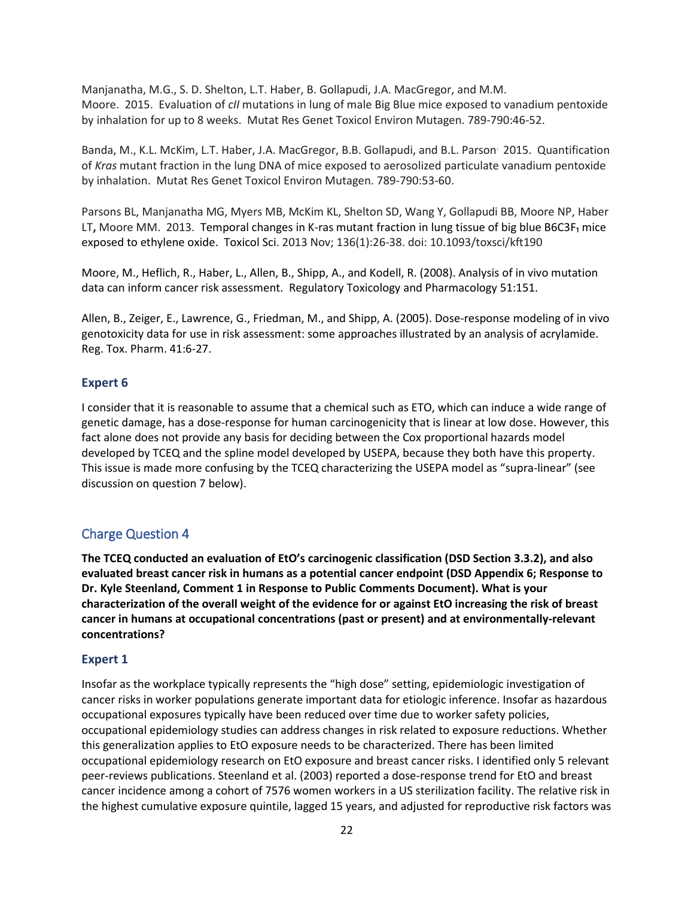Manjanatha, M.G., S. D. Shelton, L.T. Haber, B. Gollapudi, J.A. MacGregor, and M.M. Moore. 2015. Evaluation of *cII* mutations in lung of male Big Blue mice exposed to vanadium pentoxide by inhalation for up to 8 weeks. Mutat Res Genet Toxicol Environ Mutagen. 789-790:46-52.

Banda, M., K.L. McKim, L.T. Haber, J.A. MacGregor, B.B. Gollapudi, and B.L. Parson. 2015. Quantification of *Kras* mutant fraction in the lung DNA of mice exposed to aerosolized particulate vanadium pentoxide by inhalation. Mutat Res Genet Toxicol Environ Mutagen. 789-790:53-60.

Parsons BL, Manjanatha MG, Myers MB, McKim KL, Shelton SD, Wang Y, Gollapudi BB, Moore NP, Haber LT, Moore MM. 2013. Temporal changes in K-ras mutant fraction in lung tissue of big blue B6C3F$_1$ mice exposed to ethylene oxide. Toxicol Sci. 2013 Nov; 136(1):26-38. doi: 10.1093/toxsci/kft190

Moore, M., Heflich, R., Haber, L., Allen, B., Shipp, A., and Kodell, R. (2008). Analysis of in vivo mutation data can inform cancer risk assessment. Regulatory Toxicology and Pharmacology 51:151.

Allen, B., Zeiger, E., Lawrence, G., Friedman, M., and Shipp, A. (2005). Dose-response modeling of in vivo genotoxicity data for use in risk assessment: some approaches illustrated by an analysis of acrylamide. Reg. Tox. Pharm. 41:6-27.

### Expert 6

I consider that it is reasonable to assume that a chemical such as ETO, which can induce a wide range of genetic damage, has a dose-response for human carcinogenicity that is linear at low dose. However, this fact alone does not provide any basis for deciding between the Cox proportional hazards model developed by TCEQ and the spline model developed by USEPA, because they both have this property. This issue is made more confusing by the TCEQ characterizing the USEPA model as "supra-linear" (see discussion on question 7 below).

## Charge Question 4

**The TCEQ conducted an evaluation of EtO's carcinogenic classification (DSD Section 3.3.2), and also evaluated breast cancer risk in humans as a potential cancer endpoint (DSD Appendix 6; Response to Dr. Kyle Steenland, Comment 1 in Response to Public Comments Document). What is your characterization of the overall weight of the evidence for or against EtO increasing the risk of breast cancer in humans at occupational concentrations (past or present) and at environmentally-relevant concentrations?**

### Expert 1

Insofar as the workplace typically represents the "high dose" setting, epidemiologic investigation of cancer risks in worker populations generate important data for etiologic inference. Insofar as hazardous occupational exposures typically have been reduced over time due to worker safety policies, occupational epidemiology studies can address changes in risk related to exposure reductions. Whether this generalization applies to EtO exposure needs to be characterized. There has been limited occupational epidemiology research on EtO exposure and breast cancer risks. I identified only 5 relevant peer-reviews publications. Steenland et al. (2003) reported a dose-response trend for EtO and breast cancer incidence among a cohort of 7576 women workers in a US sterilization facility. The relative risk in the highest cumulative exposure quintile, lagged 15 years, and adjusted for reproductive risk factors was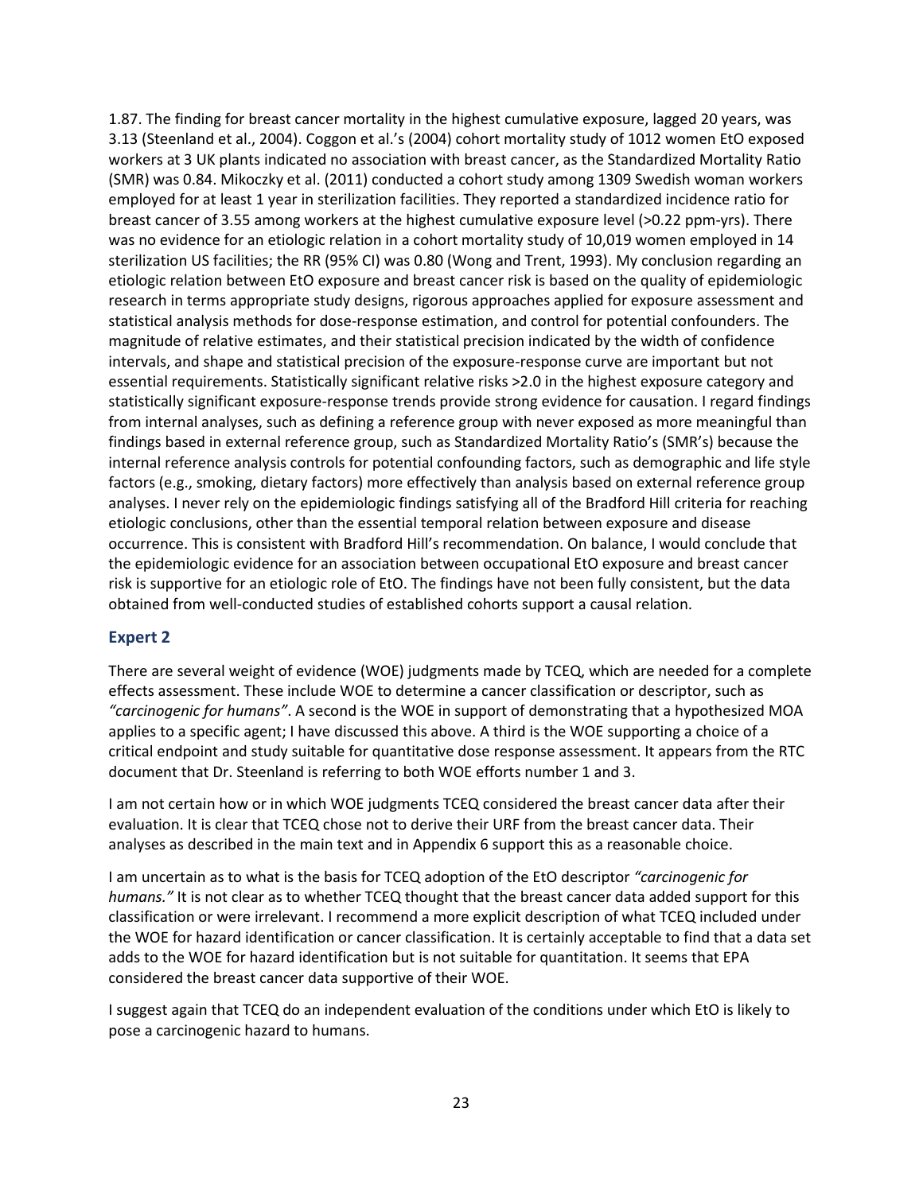1.87. The finding for breast cancer mortality in the highest cumulative exposure, lagged 20 years, was 3.13 (Steenland et al., 2004). Coggon et al.'s (2004) cohort mortality study of 1012 women EtO exposed workers at 3 UK plants indicated no association with breast cancer, as the Standardized Mortality Ratio (SMR) was 0.84. Mikoczky et al. (2011) conducted a cohort study among 1309 Swedish woman workers employed for at least 1 year in sterilization facilities. They reported a standardized incidence ratio for breast cancer of 3.55 among workers at the highest cumulative exposure level (>0.22 ppm-yrs). There was no evidence for an etiologic relation in a cohort mortality study of 10,019 women employed in 14 sterilization US facilities; the RR (95% CI) was 0.80 (Wong and Trent, 1993). My conclusion regarding an etiologic relation between EtO exposure and breast cancer risk is based on the quality of epidemiologic research in terms appropriate study designs, rigorous approaches applied for exposure assessment and statistical analysis methods for dose-response estimation, and control for potential confounders. The magnitude of relative estimates, and their statistical precision indicated by the width of confidence intervals, and shape and statistical precision of the exposure-response curve are important but not essential requirements. Statistically significant relative risks >2.0 in the highest exposure category and statistically significant exposure-response trends provide strong evidence for causation. I regard findings from internal analyses, such as defining a reference group with never exposed as more meaningful than findings based in external reference group, such as Standardized Mortality Ratio's (SMR's) because the internal reference analysis controls for potential confounding factors, such as demographic and life style factors (e.g., smoking, dietary factors) more effectively than analysis based on external reference group analyses. I never rely on the epidemiologic findings satisfying all of the Bradford Hill criteria for reaching etiologic conclusions, other than the essential temporal relation between exposure and disease occurrence. This is consistent with Bradford Hill's recommendation. On balance, I would conclude that the epidemiologic evidence for an association between occupational EtO exposure and breast cancer risk is supportive for an etiologic role of EtO. The findings have not been fully consistent, but the data obtained from well-conducted studies of established cohorts support a causal relation.

### Expert 2

There are several weight of evidence (WOE) judgments made by TCEQ, which are needed for a complete effects assessment. These include WOE to determine a cancer classification or descriptor, such as *"carcinogenic for humans"*. A second is the WOE in support of demonstrating that a hypothesized MOA applies to a specific agent; I have discussed this above. A third is the WOE supporting a choice of a critical endpoint and study suitable for quantitative dose response assessment. It appears from the RTC document that Dr. Steenland is referring to both WOE efforts number 1 and 3.

I am not certain how or in which WOE judgments TCEQ considered the breast cancer data after their evaluation. It is clear that TCEQ chose not to derive their URF from the breast cancer data. Their analyses as described in the main text and in Appendix 6 support this as a reasonable choice.

I am uncertain as to what is the basis for TCEQ adoption of the EtO descriptor *"carcinogenic for humans."* It is not clear as to whether TCEQ thought that the breast cancer data added support for this classification or were irrelevant. I recommend a more explicit description of what TCEQ included under the WOE for hazard identification or cancer classification. It is certainly acceptable to find that a data set adds to the WOE for hazard identification but is not suitable for quantitation. It seems that EPA considered the breast cancer data supportive of their WOE.

I suggest again that TCEQ do an independent evaluation of the conditions under which EtO is likely to pose a carcinogenic hazard to humans.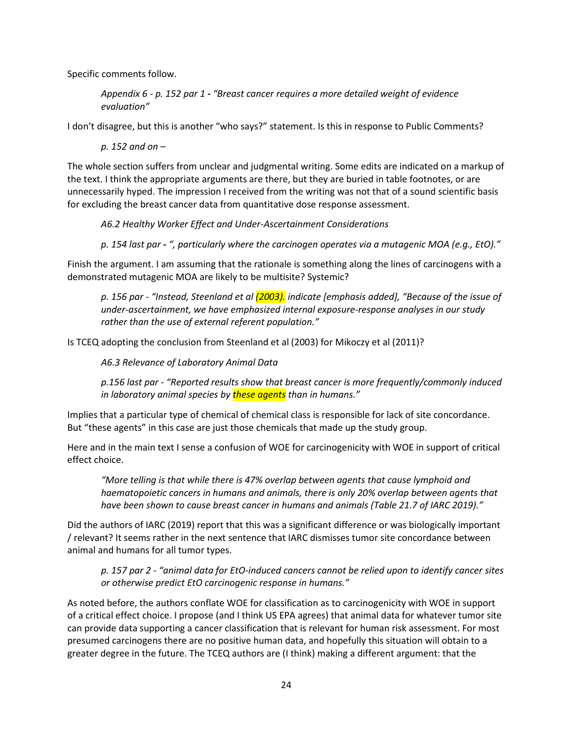Specific comments follow.

> *Appendix 6 - p. 152 par 1 - "Breast cancer requires a more detailed weight of evidence evaluation"*

I don't disagree, but this is another "who says?" statement. Is this in response to Public Comments?

> *p. 152 and on –*

The whole section suffers from unclear and judgmental writing. Some edits are indicated on a markup of the text. I think the appropriate arguments are there, but they are buried in table footnotes, or are unnecessarily hyped. The impression I received from the writing was not that of a sound scientific basis for excluding the breast cancer data from quantitative dose response assessment.

> *A6.2 Healthy Worker Effect and Under-Ascertainment Considerations*
>
> *p. 154 last par - ", particularly where the carcinogen operates via a mutagenic MOA (e.g., EtO)."*

Finish the argument. I am assuming that the rationale is something along the lines of carcinogens with a demonstrated mutagenic MOA are likely to be multisite? Systemic?

> *p. 156 par - "Instead, Steenland et al (2003). indicate [emphasis added], "Because of the issue of under-ascertainment, we have emphasized internal exposure-response analyses in our study rather than the use of external referent population."*

Is TCEQ adopting the conclusion from Steenland et al (2003) for Mikoczy et al (2011)?

> *A6.3 Relevance of Laboratory Animal Data*
>
> *p.156 last par - "Reported results show that breast cancer is more frequently/commonly induced in laboratory animal species by these agents than in humans."*

Implies that a particular type of chemical of chemical class is responsible for lack of site concordance. But "these agents" in this case are just those chemicals that made up the study group.

Here and in the main text I sense a confusion of WOE for carcinogenicity with WOE in support of critical effect choice.

> *"More telling is that while there is 47% overlap between agents that cause lymphoid and haematopoietic cancers in humans and animals, there is only 20% overlap between agents that have been shown to cause breast cancer in humans and animals (Table 21.7 of IARC 2019)."*

Did the authors of IARC (2019) report that this was a significant difference or was biologically important / relevant? It seems rather in the next sentence that IARC dismisses tumor site concordance between animal and humans for all tumor types.

> *p. 157 par 2 - "animal data for EtO-induced cancers cannot be relied upon to identify cancer sites or otherwise predict EtO carcinogenic response in humans."*

As noted before, the authors conflate WOE for classification as to carcinogenicity with WOE in support of a critical effect choice. I propose (and I think US EPA agrees) that animal data for whatever tumor site can provide data supporting a cancer classification that is relevant for human risk assessment. For most presumed carcinogens there are no positive human data, and hopefully this situation will obtain to a greater degree in the future. The TCEQ authors are (I think) making a different argument: that the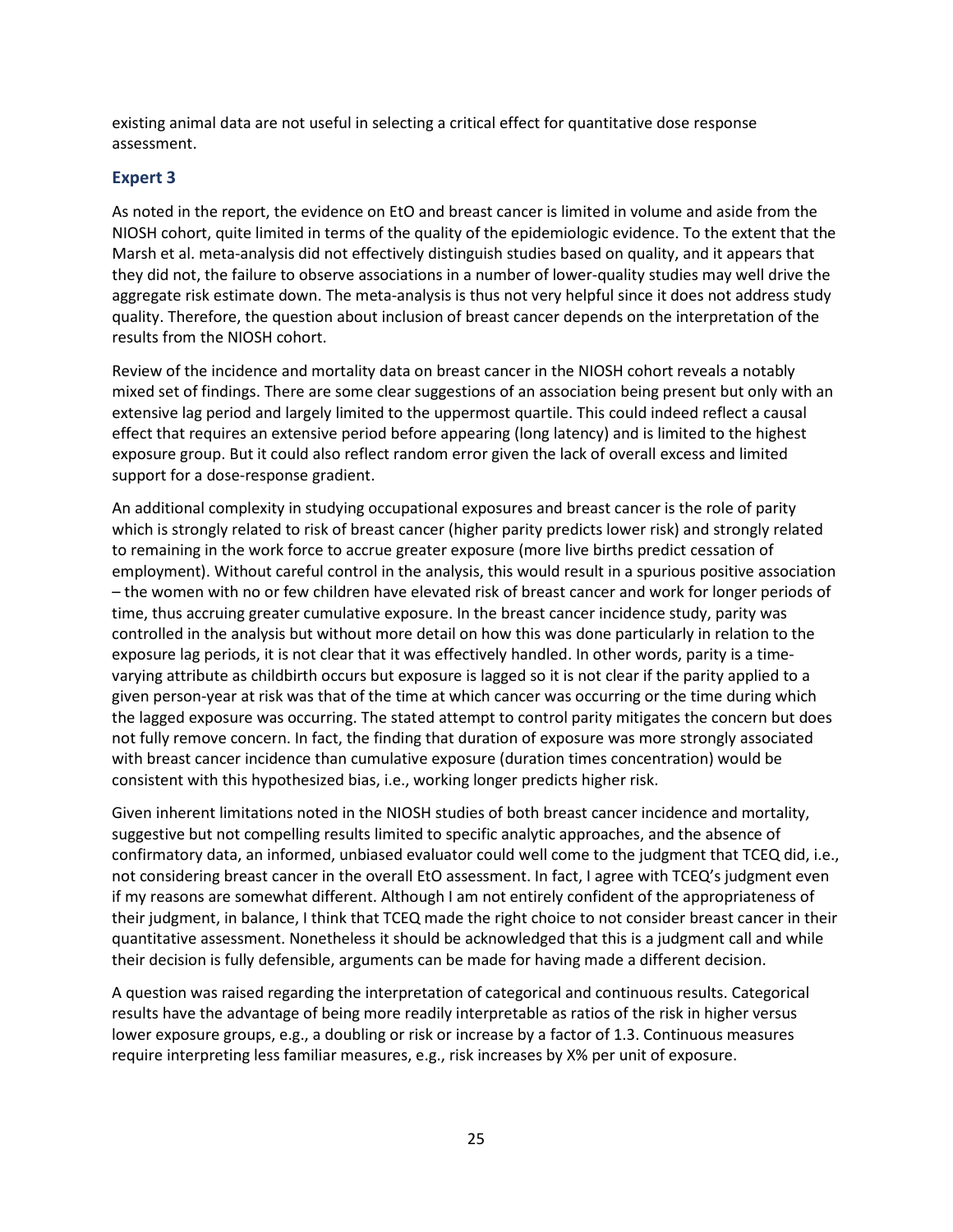existing animal data are not useful in selecting a critical effect for quantitative dose response assessment.

### Expert 3

As noted in the report, the evidence on EtO and breast cancer is limited in volume and aside from the NIOSH cohort, quite limited in terms of the quality of the epidemiologic evidence. To the extent that the Marsh et al. meta-analysis did not effectively distinguish studies based on quality, and it appears that they did not, the failure to observe associations in a number of lower-quality studies may well drive the aggregate risk estimate down. The meta-analysis is thus not very helpful since it does not address study quality. Therefore, the question about inclusion of breast cancer depends on the interpretation of the results from the NIOSH cohort.

Review of the incidence and mortality data on breast cancer in the NIOSH cohort reveals a notably mixed set of findings. There are some clear suggestions of an association being present but only with an extensive lag period and largely limited to the uppermost quartile. This could indeed reflect a causal effect that requires an extensive period before appearing (long latency) and is limited to the highest exposure group. But it could also reflect random error given the lack of overall excess and limited support for a dose-response gradient.

An additional complexity in studying occupational exposures and breast cancer is the role of parity which is strongly related to risk of breast cancer (higher parity predicts lower risk) and strongly related to remaining in the work force to accrue greater exposure (more live births predict cessation of employment). Without careful control in the analysis, this would result in a spurious positive association – the women with no or few children have elevated risk of breast cancer and work for longer periods of time, thus accruing greater cumulative exposure. In the breast cancer incidence study, parity was controlled in the analysis but without more detail on how this was done particularly in relation to the exposure lag periods, it is not clear that it was effectively handled. In other words, parity is a time-varying attribute as childbirth occurs but exposure is lagged so it is not clear if the parity applied to a given person-year at risk was that of the time at which cancer was occurring or the time during which the lagged exposure was occurring. The stated attempt to control parity mitigates the concern but does not fully remove concern. In fact, the finding that duration of exposure was more strongly associated with breast cancer incidence than cumulative exposure (duration times concentration) would be consistent with this hypothesized bias, i.e., working longer predicts higher risk.

Given inherent limitations noted in the NIOSH studies of both breast cancer incidence and mortality, suggestive but not compelling results limited to specific analytic approaches, and the absence of confirmatory data, an informed, unbiased evaluator could well come to the judgment that TCEQ did, i.e., not considering breast cancer in the overall EtO assessment. In fact, I agree with TCEQ's judgment even if my reasons are somewhat different. Although I am not entirely confident of the appropriateness of their judgment, in balance, I think that TCEQ made the right choice to not consider breast cancer in their quantitative assessment. Nonetheless it should be acknowledged that this is a judgment call and while their decision is fully defensible, arguments can be made for having made a different decision.

A question was raised regarding the interpretation of categorical and continuous results. Categorical results have the advantage of being more readily interpretable as ratios of the risk in higher versus lower exposure groups, e.g., a doubling or risk or increase by a factor of 1.3. Continuous measures require interpreting less familiar measures, e.g., risk increases by X% per unit of exposure.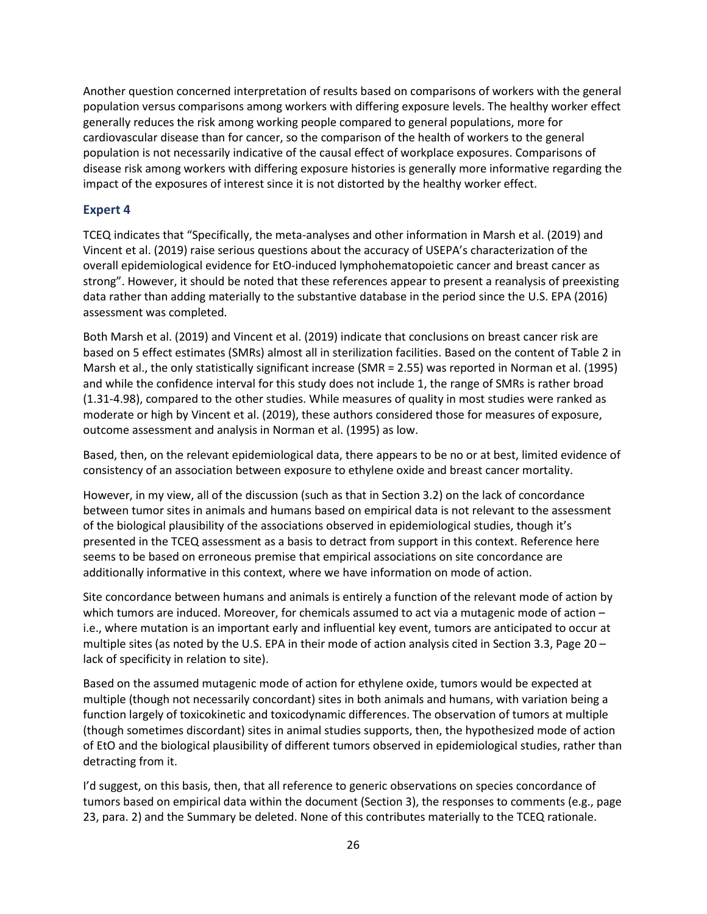Another question concerned interpretation of results based on comparisons of workers with the general population versus comparisons among workers with differing exposure levels. The healthy worker effect generally reduces the risk among working people compared to general populations, more for cardiovascular disease than for cancer, so the comparison of the health of workers to the general population is not necessarily indicative of the causal effect of workplace exposures. Comparisons of disease risk among workers with differing exposure histories is generally more informative regarding the impact of the exposures of interest since it is not distorted by the healthy worker effect.

## Expert 4

TCEQ indicates that "Specifically, the meta-analyses and other information in Marsh et al. (2019) and Vincent et al. (2019) raise serious questions about the accuracy of USEPA's characterization of the overall epidemiological evidence for EtO-induced lymphohematopoietic cancer and breast cancer as strong". However, it should be noted that these references appear to present a reanalysis of preexisting data rather than adding materially to the substantive database in the period since the U.S. EPA (2016) assessment was completed.

Both Marsh et al. (2019) and Vincent et al. (2019) indicate that conclusions on breast cancer risk are based on 5 effect estimates (SMRs) almost all in sterilization facilities. Based on the content of Table 2 in Marsh et al., the only statistically significant increase (SMR = 2.55) was reported in Norman et al. (1995) and while the confidence interval for this study does not include 1, the range of SMRs is rather broad (1.31-4.98), compared to the other studies. While measures of quality in most studies were ranked as moderate or high by Vincent et al. (2019), these authors considered those for measures of exposure, outcome assessment and analysis in Norman et al. (1995) as low.

Based, then, on the relevant epidemiological data, there appears to be no or at best, limited evidence of consistency of an association between exposure to ethylene oxide and breast cancer mortality.

However, in my view, all of the discussion (such as that in Section 3.2) on the lack of concordance between tumor sites in animals and humans based on empirical data is not relevant to the assessment of the biological plausibility of the associations observed in epidemiological studies, though it's presented in the TCEQ assessment as a basis to detract from support in this context. Reference here seems to be based on erroneous premise that empirical associations on site concordance are additionally informative in this context, where we have information on mode of action.

Site concordance between humans and animals is entirely a function of the relevant mode of action by which tumors are induced. Moreover, for chemicals assumed to act via a mutagenic mode of action – i.e., where mutation is an important early and influential key event, tumors are anticipated to occur at multiple sites (as noted by the U.S. EPA in their mode of action analysis cited in Section 3.3, Page 20 – lack of specificity in relation to site).

Based on the assumed mutagenic mode of action for ethylene oxide, tumors would be expected at multiple (though not necessarily concordant) sites in both animals and humans, with variation being a function largely of toxicokinetic and toxicodynamic differences. The observation of tumors at multiple (though sometimes discordant) sites in animal studies supports, then, the hypothesized mode of action of EtO and the biological plausibility of different tumors observed in epidemiological studies, rather than detracting from it.

I'd suggest, on this basis, then, that all reference to generic observations on species concordance of tumors based on empirical data within the document (Section 3), the responses to comments (e.g., page 23, para. 2) and the Summary be deleted. None of this contributes materially to the TCEQ rationale.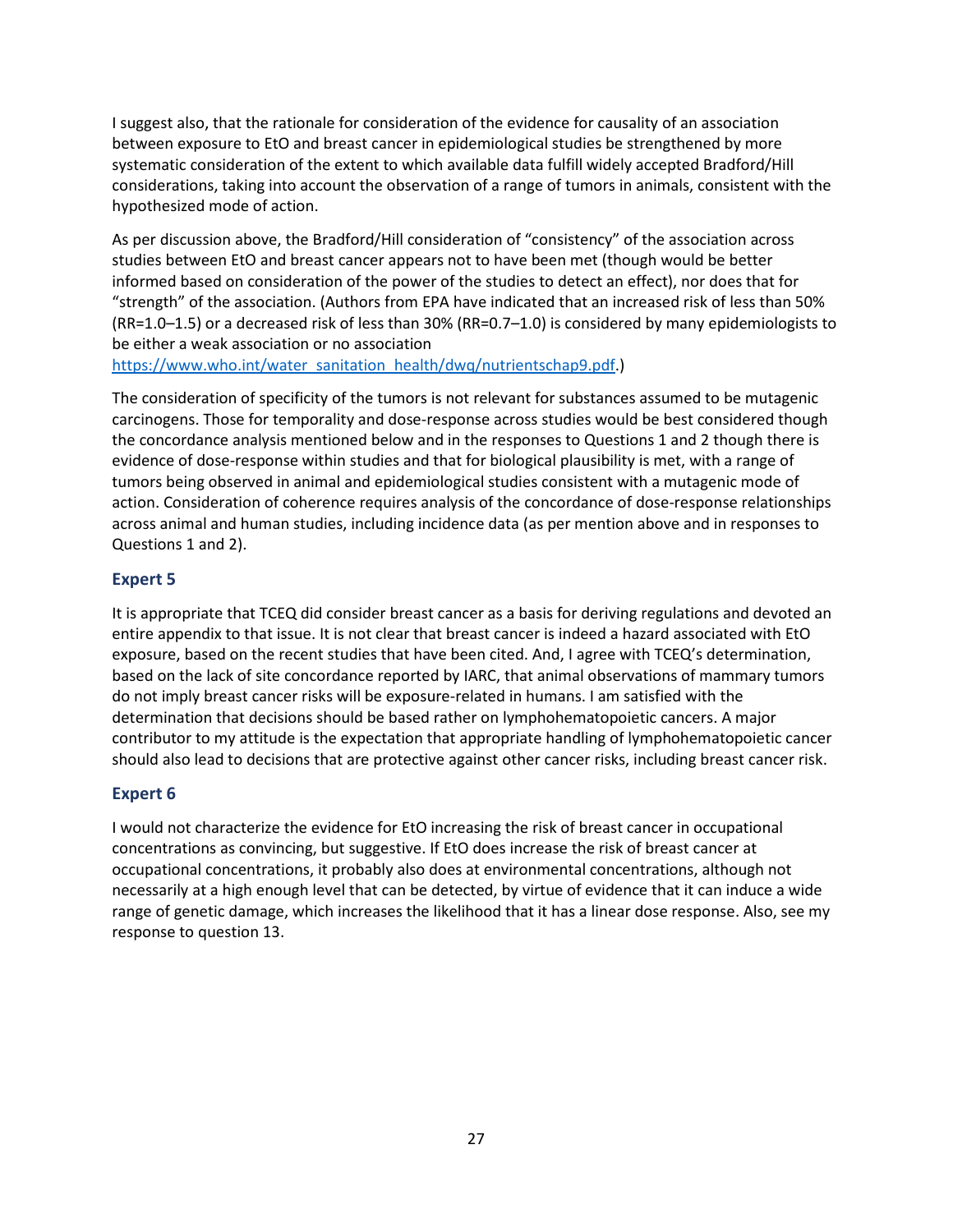I suggest also, that the rationale for consideration of the evidence for causality of an association between exposure to EtO and breast cancer in epidemiological studies be strengthened by more systematic consideration of the extent to which available data fulfill widely accepted Bradford/Hill considerations, taking into account the observation of a range of tumors in animals, consistent with the hypothesized mode of action.

As per discussion above, the Bradford/Hill consideration of "consistency" of the association across studies between EtO and breast cancer appears not to have been met (though would be better informed based on consideration of the power of the studies to detect an effect), nor does that for "strength" of the association. (Authors from EPA have indicated that an increased risk of less than 50% (RR=1.0–1.5) or a decreased risk of less than 30% (RR=0.7–1.0) is considered by many epidemiologists to be either a weak association or no association https://www.who.int/water_sanitation_health/dwq/nutrientschap9.pdf.)

The consideration of specificity of the tumors is not relevant for substances assumed to be mutagenic carcinogens. Those for temporality and dose-response across studies would be best considered though the concordance analysis mentioned below and in the responses to Questions 1 and 2 though there is evidence of dose-response within studies and that for biological plausibility is met, with a range of tumors being observed in animal and epidemiological studies consistent with a mutagenic mode of action. Consideration of coherence requires analysis of the concordance of dose-response relationships across animal and human studies, including incidence data (as per mention above and in responses to Questions 1 and 2).

### Expert 5

It is appropriate that TCEQ did consider breast cancer as a basis for deriving regulations and devoted an entire appendix to that issue. It is not clear that breast cancer is indeed a hazard associated with EtO exposure, based on the recent studies that have been cited. And, I agree with TCEQ's determination, based on the lack of site concordance reported by IARC, that animal observations of mammary tumors do not imply breast cancer risks will be exposure-related in humans. I am satisfied with the determination that decisions should be based rather on lymphohematopoietic cancers. A major contributor to my attitude is the expectation that appropriate handling of lymphohematopoietic cancer should also lead to decisions that are protective against other cancer risks, including breast cancer risk.

### Expert 6

I would not characterize the evidence for EtO increasing the risk of breast cancer in occupational concentrations as convincing, but suggestive. If EtO does increase the risk of breast cancer at occupational concentrations, it probably also does at environmental concentrations, although not necessarily at a high enough level that can be detected, by virtue of evidence that it can induce a wide range of genetic damage, which increases the likelihood that it has a linear dose response. Also, see my response to question 13.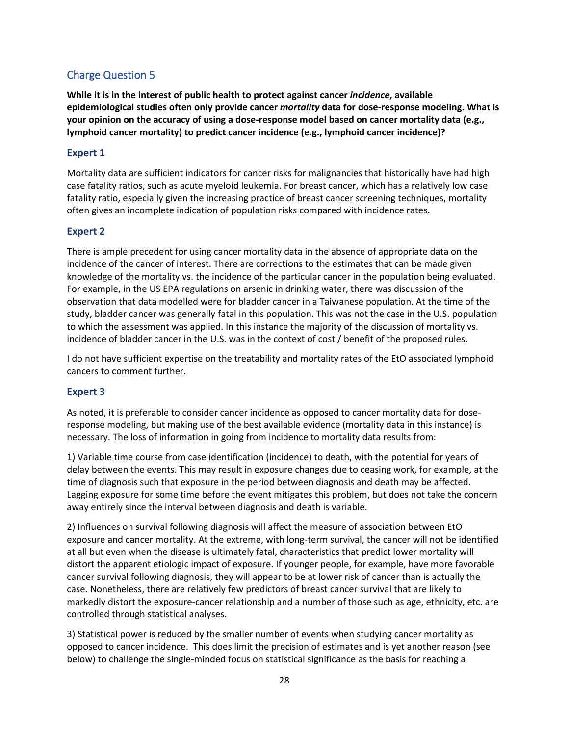## Charge Question 5

**While it is in the interest of public health to protect against cancer *incidence*, available epidemiological studies often only provide cancer *mortality* data for dose-response modeling. What is your opinion on the accuracy of using a dose-response model based on cancer mortality data (e.g., lymphoid cancer mortality) to predict cancer incidence (e.g., lymphoid cancer incidence)?**

### Expert 1

Mortality data are sufficient indicators for cancer risks for malignancies that historically have had high case fatality ratios, such as acute myeloid leukemia. For breast cancer, which has a relatively low case fatality ratio, especially given the increasing practice of breast cancer screening techniques, mortality often gives an incomplete indication of population risks compared with incidence rates.

### Expert 2

There is ample precedent for using cancer mortality data in the absence of appropriate data on the incidence of the cancer of interest. There are corrections to the estimates that can be made given knowledge of the mortality vs. the incidence of the particular cancer in the population being evaluated. For example, in the US EPA regulations on arsenic in drinking water, there was discussion of the observation that data modelled were for bladder cancer in a Taiwanese population. At the time of the study, bladder cancer was generally fatal in this population. This was not the case in the U.S. population to which the assessment was applied. In this instance the majority of the discussion of mortality vs. incidence of bladder cancer in the U.S. was in the context of cost / benefit of the proposed rules.

I do not have sufficient expertise on the treatability and mortality rates of the EtO associated lymphoid cancers to comment further.

### Expert 3

As noted, it is preferable to consider cancer incidence as opposed to cancer mortality data for dose-response modeling, but making use of the best available evidence (mortality data in this instance) is necessary. The loss of information in going from incidence to mortality data results from:

1) Variable time course from case identification (incidence) to death, with the potential for years of delay between the events. This may result in exposure changes due to ceasing work, for example, at the time of diagnosis such that exposure in the period between diagnosis and death may be affected. Lagging exposure for some time before the event mitigates this problem, but does not take the concern away entirely since the interval between diagnosis and death is variable.

2) Influences on survival following diagnosis will affect the measure of association between EtO exposure and cancer mortality. At the extreme, with long-term survival, the cancer will not be identified at all but even when the disease is ultimately fatal, characteristics that predict lower mortality will distort the apparent etiologic impact of exposure. If younger people, for example, have more favorable cancer survival following diagnosis, they will appear to be at lower risk of cancer than is actually the case. Nonetheless, there are relatively few predictors of breast cancer survival that are likely to markedly distort the exposure-cancer relationship and a number of those such as age, ethnicity, etc. are controlled through statistical analyses.

3) Statistical power is reduced by the smaller number of events when studying cancer mortality as opposed to cancer incidence. This does limit the precision of estimates and is yet another reason (see below) to challenge the single-minded focus on statistical significance as the basis for reaching a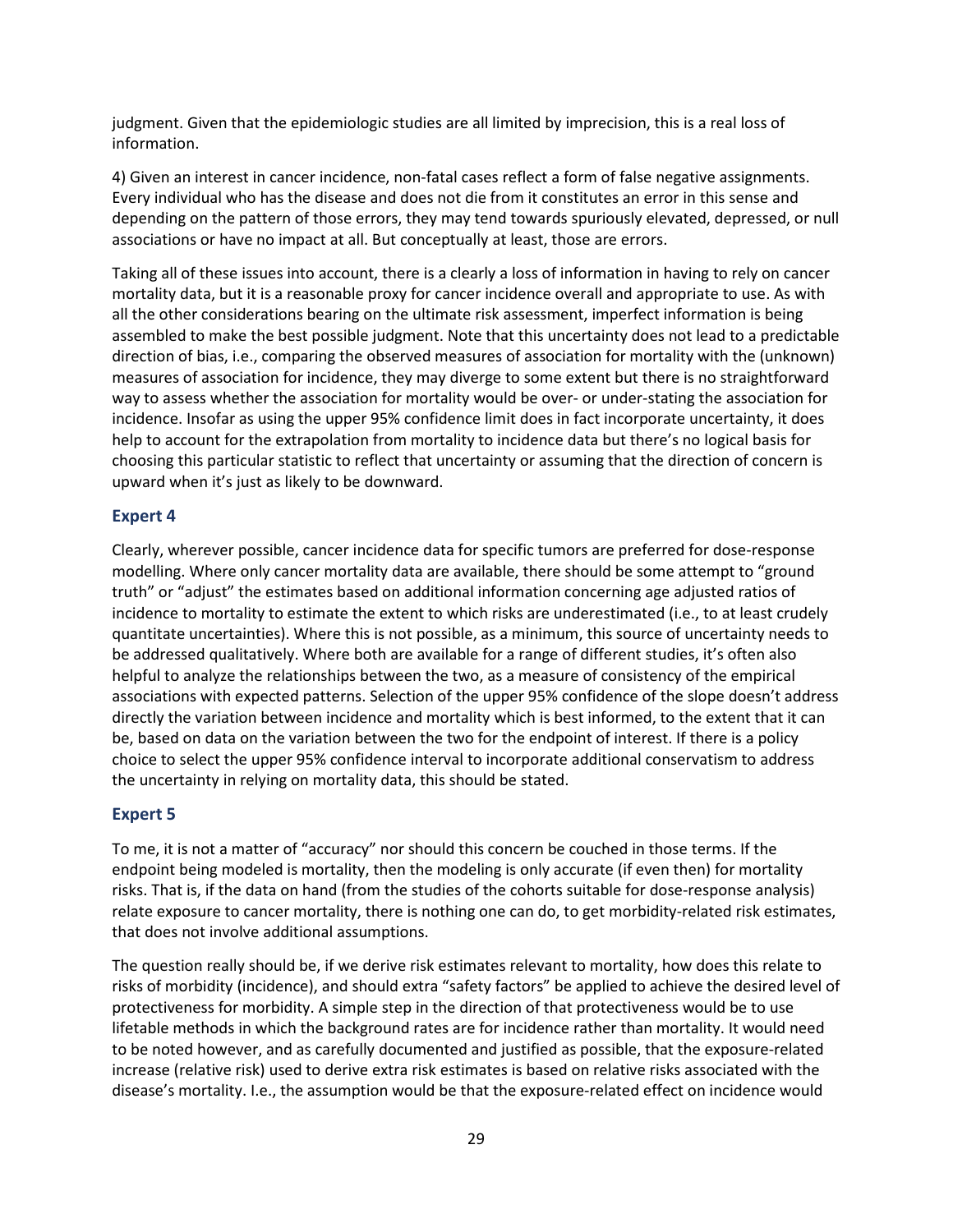judgment. Given that the epidemiologic studies are all limited by imprecision, this is a real loss of information.

4) Given an interest in cancer incidence, non-fatal cases reflect a form of false negative assignments. Every individual who has the disease and does not die from it constitutes an error in this sense and depending on the pattern of those errors, they may tend towards spuriously elevated, depressed, or null associations or have no impact at all. But conceptually at least, those are errors.

Taking all of these issues into account, there is a clearly a loss of information in having to rely on cancer mortality data, but it is a reasonable proxy for cancer incidence overall and appropriate to use. As with all the other considerations bearing on the ultimate risk assessment, imperfect information is being assembled to make the best possible judgment. Note that this uncertainty does not lead to a predictable direction of bias, i.e., comparing the observed measures of association for mortality with the (unknown) measures of association for incidence, they may diverge to some extent but there is no straightforward way to assess whether the association for mortality would be over- or under-stating the association for incidence. Insofar as using the upper 95% confidence limit does in fact incorporate uncertainty, it does help to account for the extrapolation from mortality to incidence data but there's no logical basis for choosing this particular statistic to reflect that uncertainty or assuming that the direction of concern is upward when it's just as likely to be downward.

### Expert 4

Clearly, wherever possible, cancer incidence data for specific tumors are preferred for dose-response modelling. Where only cancer mortality data are available, there should be some attempt to "ground truth" or "adjust" the estimates based on additional information concerning age adjusted ratios of incidence to mortality to estimate the extent to which risks are underestimated (i.e., to at least crudely quantitate uncertainties). Where this is not possible, as a minimum, this source of uncertainty needs to be addressed qualitatively. Where both are available for a range of different studies, it's often also helpful to analyze the relationships between the two, as a measure of consistency of the empirical associations with expected patterns. Selection of the upper 95% confidence of the slope doesn't address directly the variation between incidence and mortality which is best informed, to the extent that it can be, based on data on the variation between the two for the endpoint of interest. If there is a policy choice to select the upper 95% confidence interval to incorporate additional conservatism to address the uncertainty in relying on mortality data, this should be stated.

### Expert 5

To me, it is not a matter of "accuracy" nor should this concern be couched in those terms. If the endpoint being modeled is mortality, then the modeling is only accurate (if even then) for mortality risks. That is, if the data on hand (from the studies of the cohorts suitable for dose-response analysis) relate exposure to cancer mortality, there is nothing one can do, to get morbidity-related risk estimates, that does not involve additional assumptions.

The question really should be, if we derive risk estimates relevant to mortality, how does this relate to risks of morbidity (incidence), and should extra "safety factors" be applied to achieve the desired level of protectiveness for morbidity. A simple step in the direction of that protectiveness would be to use lifetable methods in which the background rates are for incidence rather than mortality. It would need to be noted however, and as carefully documented and justified as possible, that the exposure-related increase (relative risk) used to derive extra risk estimates is based on relative risks associated with the disease's mortality. I.e., the assumption would be that the exposure-related effect on incidence would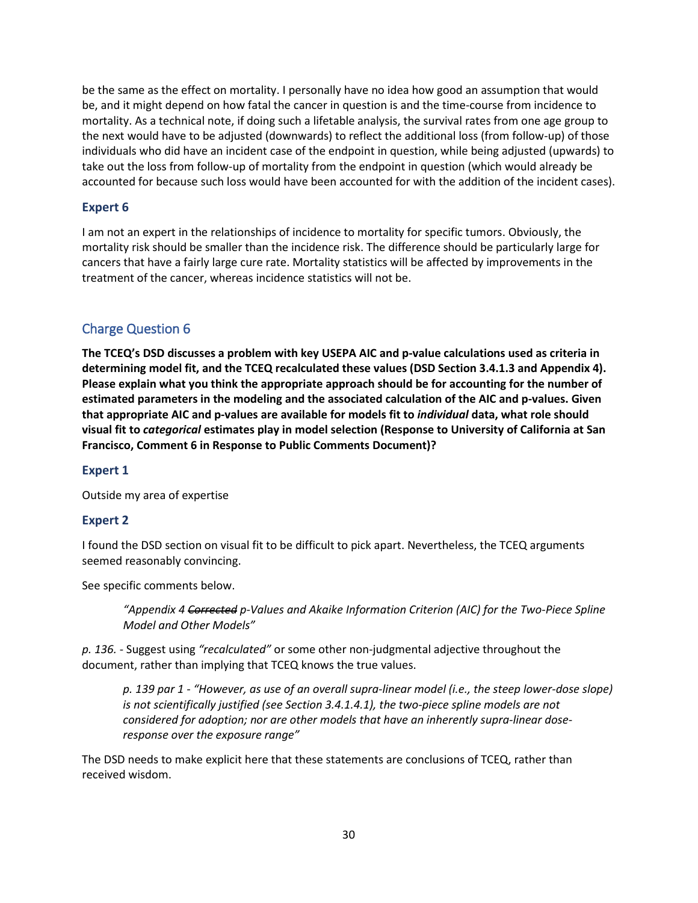be the same as the effect on mortality. I personally have no idea how good an assumption that would be, and it might depend on how fatal the cancer in question is and the time-course from incidence to mortality. As a technical note, if doing such a lifetable analysis, the survival rates from one age group to the next would have to be adjusted (downwards) to reflect the additional loss (from follow-up) of those individuals who did have an incident case of the endpoint in question, while being adjusted (upwards) to take out the loss from follow-up of mortality from the endpoint in question (which would already be accounted for because such loss would have been accounted for with the addition of the incident cases).

### Expert 6

I am not an expert in the relationships of incidence to mortality for specific tumors. Obviously, the mortality risk should be smaller than the incidence risk. The difference should be particularly large for cancers that have a fairly large cure rate. Mortality statistics will be affected by improvements in the treatment of the cancer, whereas incidence statistics will not be.

## Charge Question 6

**The TCEQ's DSD discusses a problem with key USEPA AIC and p-value calculations used as criteria in determining model fit, and the TCEQ recalculated these values (DSD Section 3.4.1.3 and Appendix 4). Please explain what you think the appropriate approach should be for accounting for the number of estimated parameters in the modeling and the associated calculation of the AIC and p-values. Given that appropriate AIC and p-values are available for models fit to *individual* data, what role should visual fit to *categorical* estimates play in model selection (Response to University of California at San Francisco, Comment 6 in Response to Public Comments Document)?**

### Expert 1

Outside my area of expertise

### Expert 2

I found the DSD section on visual fit to be difficult to pick apart. Nevertheless, the TCEQ arguments seemed reasonably convincing.

See specific comments below.

> *"Appendix 4 ~~Corrected~~ p-Values and Akaike Information Criterion (AIC) for the Two-Piece Spline Model and Other Models"*

*p. 136.* - Suggest using *"recalculated"* or some other non-judgmental adjective throughout the document, rather than implying that TCEQ knows the true values.

> *p. 139 par 1 - "However, as use of an overall supra-linear model (i.e., the steep lower-dose slope) is not scientifically justified (see Section 3.4.1.4.1), the two-piece spline models are not considered for adoption; nor are other models that have an inherently supra-linear dose-response over the exposure range"*

The DSD needs to make explicit here that these statements are conclusions of TCEQ, rather than received wisdom.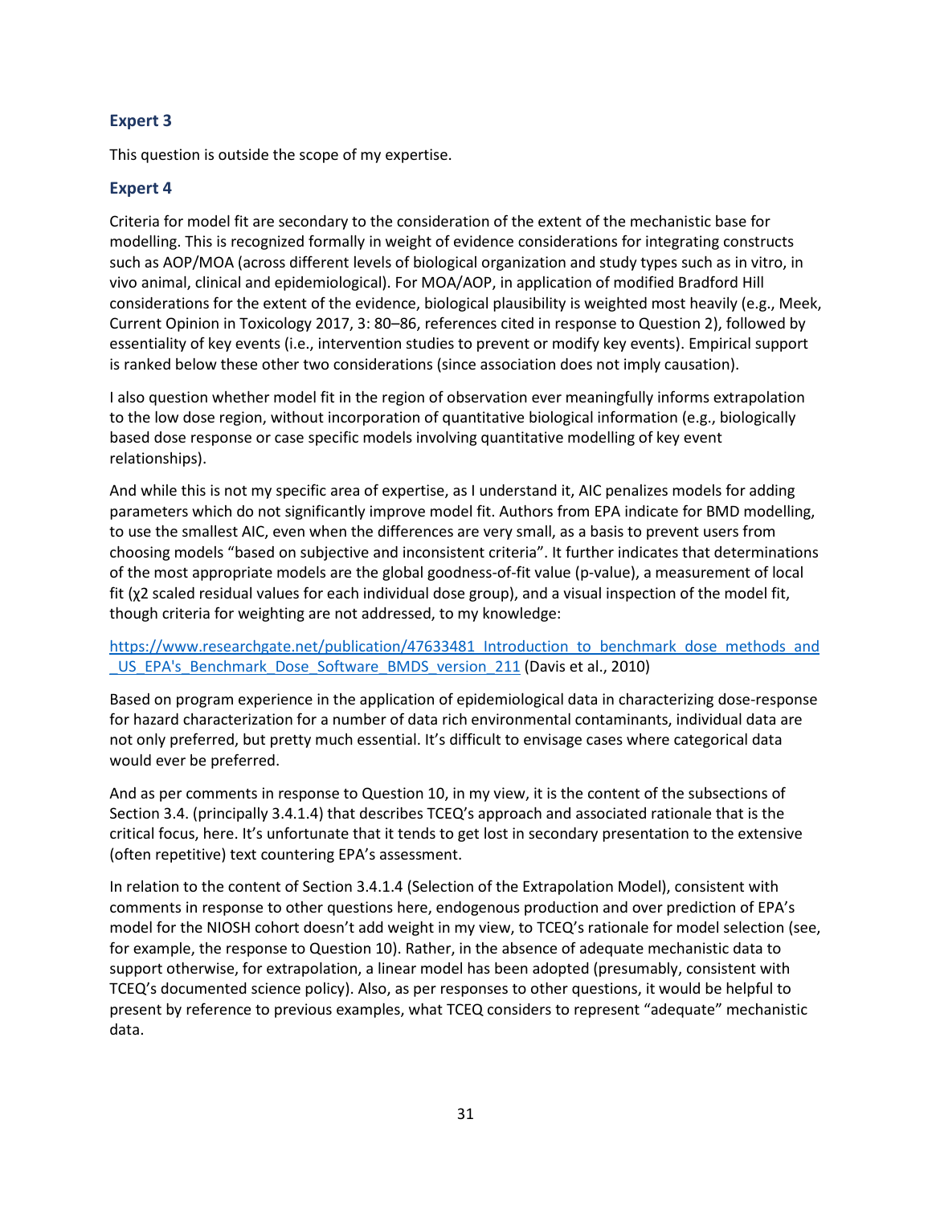### Expert 3

This question is outside the scope of my expertise.

### Expert 4

Criteria for model fit are secondary to the consideration of the extent of the mechanistic base for modelling. This is recognized formally in weight of evidence considerations for integrating constructs such as AOP/MOA (across different levels of biological organization and study types such as in vitro, in vivo animal, clinical and epidemiological). For MOA/AOP, in application of modified Bradford Hill considerations for the extent of the evidence, biological plausibility is weighted most heavily (e.g., Meek, Current Opinion in Toxicology 2017, 3: 80–86, references cited in response to Question 2), followed by essentiality of key events (i.e., intervention studies to prevent or modify key events). Empirical support is ranked below these other two considerations (since association does not imply causation).

I also question whether model fit in the region of observation ever meaningfully informs extrapolation to the low dose region, without incorporation of quantitative biological information (e.g., biologically based dose response or case specific models involving quantitative modelling of key event relationships).

And while this is not my specific area of expertise, as I understand it, AIC penalizes models for adding parameters which do not significantly improve model fit. Authors from EPA indicate for BMD modelling, to use the smallest AIC, even when the differences are very small, as a basis to prevent users from choosing models "based on subjective and inconsistent criteria". It further indicates that determinations of the most appropriate models are the global goodness-of-fit value (p-value), a measurement of local fit ($\chi^2$ scaled residual values for each individual dose group), and a visual inspection of the model fit, though criteria for weighting are not addressed, to my knowledge:

https://www.researchgate.net/publication/47633481_Introduction_to_benchmark_dose_methods_and_US_EPA's_Benchmark_Dose_Software_BMDS_version_211 (Davis et al., 2010)

Based on program experience in the application of epidemiological data in characterizing dose-response for hazard characterization for a number of data rich environmental contaminants, individual data are not only preferred, but pretty much essential. It's difficult to envisage cases where categorical data would ever be preferred.

And as per comments in response to Question 10, in my view, it is the content of the subsections of Section 3.4. (principally 3.4.1.4) that describes TCEQ's approach and associated rationale that is the critical focus, here. It's unfortunate that it tends to get lost in secondary presentation to the extensive (often repetitive) text countering EPA's assessment.

In relation to the content of Section 3.4.1.4 (Selection of the Extrapolation Model), consistent with comments in response to other questions here, endogenous production and over prediction of EPA's model for the NIOSH cohort doesn't add weight in my view, to TCEQ's rationale for model selection (see, for example, the response to Question 10). Rather, in the absence of adequate mechanistic data to support otherwise, for extrapolation, a linear model has been adopted (presumably, consistent with TCEQ's documented science policy). Also, as per responses to other questions, it would be helpful to present by reference to previous examples, what TCEQ considers to represent "adequate" mechanistic data.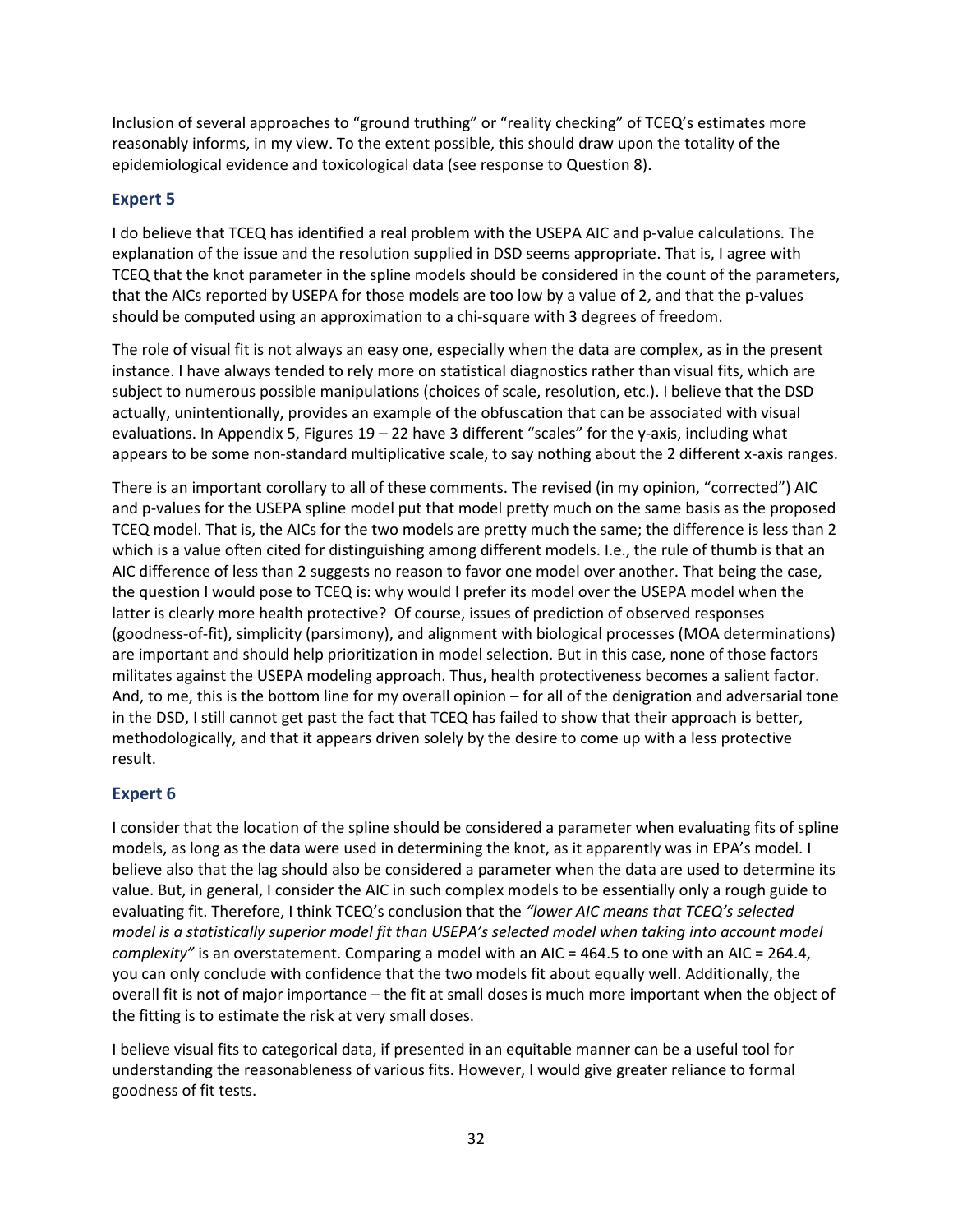Inclusion of several approaches to "ground truthing" or "reality checking" of TCEQ's estimates more reasonably informs, in my view. To the extent possible, this should draw upon the totality of the epidemiological evidence and toxicological data (see response to Question 8).

### Expert 5

I do believe that TCEQ has identified a real problem with the USEPA AIC and p-value calculations. The explanation of the issue and the resolution supplied in DSD seems appropriate. That is, I agree with TCEQ that the knot parameter in the spline models should be considered in the count of the parameters, that the AICs reported by USEPA for those models are too low by a value of 2, and that the p-values should be computed using an approximation to a chi-square with 3 degrees of freedom.

The role of visual fit is not always an easy one, especially when the data are complex, as in the present instance. I have always tended to rely more on statistical diagnostics rather than visual fits, which are subject to numerous possible manipulations (choices of scale, resolution, etc.). I believe that the DSD actually, unintentionally, provides an example of the obfuscation that can be associated with visual evaluations. In Appendix 5, Figures 19 – 22 have 3 different "scales" for the y-axis, including what appears to be some non-standard multiplicative scale, to say nothing about the 2 different x-axis ranges.

There is an important corollary to all of these comments. The revised (in my opinion, "corrected") AIC and p-values for the USEPA spline model put that model pretty much on the same basis as the proposed TCEQ model. That is, the AICs for the two models are pretty much the same; the difference is less than 2 which is a value often cited for distinguishing among different models. I.e., the rule of thumb is that an AIC difference of less than 2 suggests no reason to favor one model over another. That being the case, the question I would pose to TCEQ is: why would I prefer its model over the USEPA model when the latter is clearly more health protective? Of course, issues of prediction of observed responses (goodness-of-fit), simplicity (parsimony), and alignment with biological processes (MOA determinations) are important and should help prioritization in model selection. But in this case, none of those factors militates against the USEPA modeling approach. Thus, health protectiveness becomes a salient factor. And, to me, this is the bottom line for my overall opinion – for all of the denigration and adversarial tone in the DSD, I still cannot get past the fact that TCEQ has failed to show that their approach is better, methodologically, and that it appears driven solely by the desire to come up with a less protective result.

### Expert 6

I consider that the location of the spline should be considered a parameter when evaluating fits of spline models, as long as the data were used in determining the knot, as it apparently was in EPA's model. I believe also that the lag should also be considered a parameter when the data are used to determine its value. But, in general, I consider the AIC in such complex models to be essentially only a rough guide to evaluating fit. Therefore, I think TCEQ's conclusion that the *"lower AIC means that TCEQ's selected model is a statistically superior model fit than USEPA's selected model when taking into account model complexity"* is an overstatement. Comparing a model with an AIC = 464.5 to one with an AIC = 264.4, you can only conclude with confidence that the two models fit about equally well. Additionally, the overall fit is not of major importance – the fit at small doses is much more important when the object of the fitting is to estimate the risk at very small doses.

I believe visual fits to categorical data, if presented in an equitable manner can be a useful tool for understanding the reasonableness of various fits. However, I would give greater reliance to formal goodness of fit tests.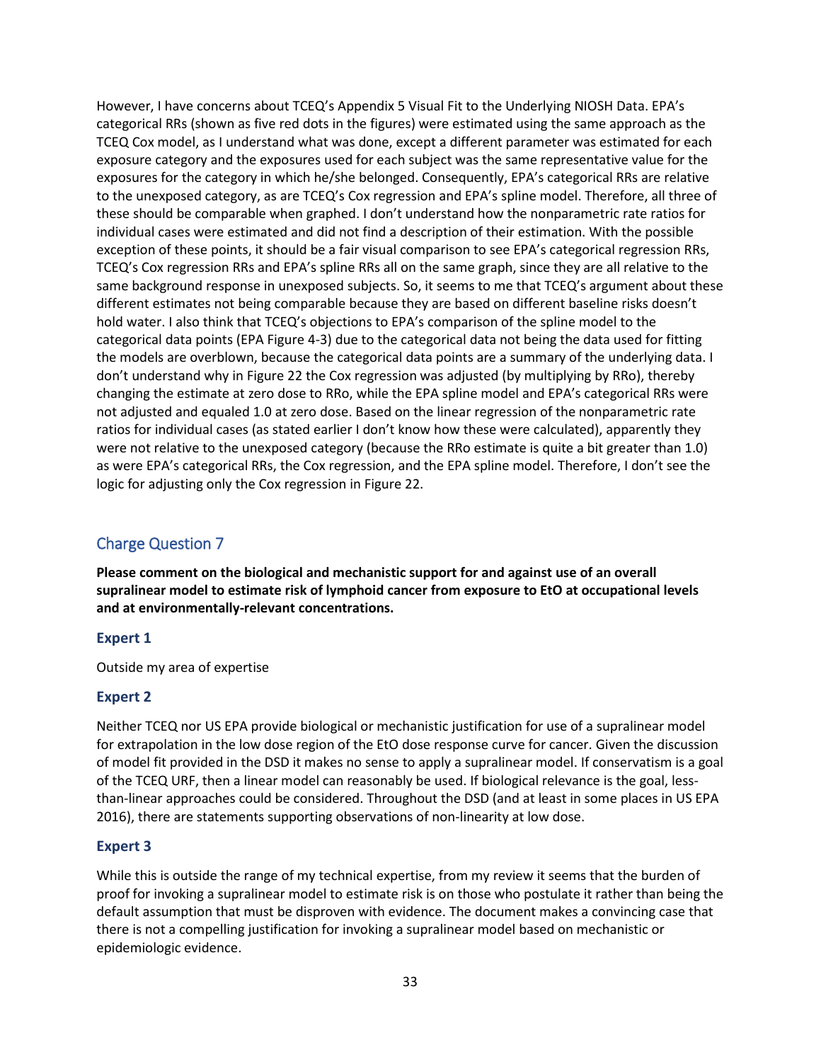However, I have concerns about TCEQ's Appendix 5 Visual Fit to the Underlying NIOSH Data. EPA's categorical RRs (shown as five red dots in the figures) were estimated using the same approach as the TCEQ Cox model, as I understand what was done, except a different parameter was estimated for each exposure category and the exposures used for each subject was the same representative value for the exposures for the category in which he/she belonged. Consequently, EPA's categorical RRs are relative to the unexposed category, as are TCEQ's Cox regression and EPA's spline model. Therefore, all three of these should be comparable when graphed. I don't understand how the nonparametric rate ratios for individual cases were estimated and did not find a description of their estimation. With the possible exception of these points, it should be a fair visual comparison to see EPA's categorical regression RRs, TCEQ's Cox regression RRs and EPA's spline RRs all on the same graph, since they are all relative to the same background response in unexposed subjects. So, it seems to me that TCEQ's argument about these different estimates not being comparable because they are based on different baseline risks doesn't hold water. I also think that TCEQ's objections to EPA's comparison of the spline model to the categorical data points (EPA Figure 4-3) due to the categorical data not being the data used for fitting the models are overblown, because the categorical data points are a summary of the underlying data. I don't understand why in Figure 22 the Cox regression was adjusted (by multiplying by RRo), thereby changing the estimate at zero dose to RRo, while the EPA spline model and EPA's categorical RRs were not adjusted and equaled 1.0 at zero dose. Based on the linear regression of the nonparametric rate ratios for individual cases (as stated earlier I don't know how these were calculated), apparently they were not relative to the unexposed category (because the RRo estimate is quite a bit greater than 1.0) as were EPA's categorical RRs, the Cox regression, and the EPA spline model. Therefore, I don't see the logic for adjusting only the Cox regression in Figure 22.

## Charge Question 7

**Please comment on the biological and mechanistic support for and against use of an overall supralinear model to estimate risk of lymphoid cancer from exposure to EtO at occupational levels and at environmentally-relevant concentrations.**

### Expert 1

Outside my area of expertise

### Expert 2

Neither TCEQ nor US EPA provide biological or mechanistic justification for use of a supralinear model for extrapolation in the low dose region of the EtO dose response curve for cancer. Given the discussion of model fit provided in the DSD it makes no sense to apply a supralinear model. If conservatism is a goal of the TCEQ URF, then a linear model can reasonably be used. If biological relevance is the goal, less-than-linear approaches could be considered. Throughout the DSD (and at least in some places in US EPA 2016), there are statements supporting observations of non-linearity at low dose.

### Expert 3

While this is outside the range of my technical expertise, from my review it seems that the burden of proof for invoking a supralinear model to estimate risk is on those who postulate it rather than being the default assumption that must be disproven with evidence. The document makes a convincing case that there is not a compelling justification for invoking a supralinear model based on mechanistic or epidemiologic evidence.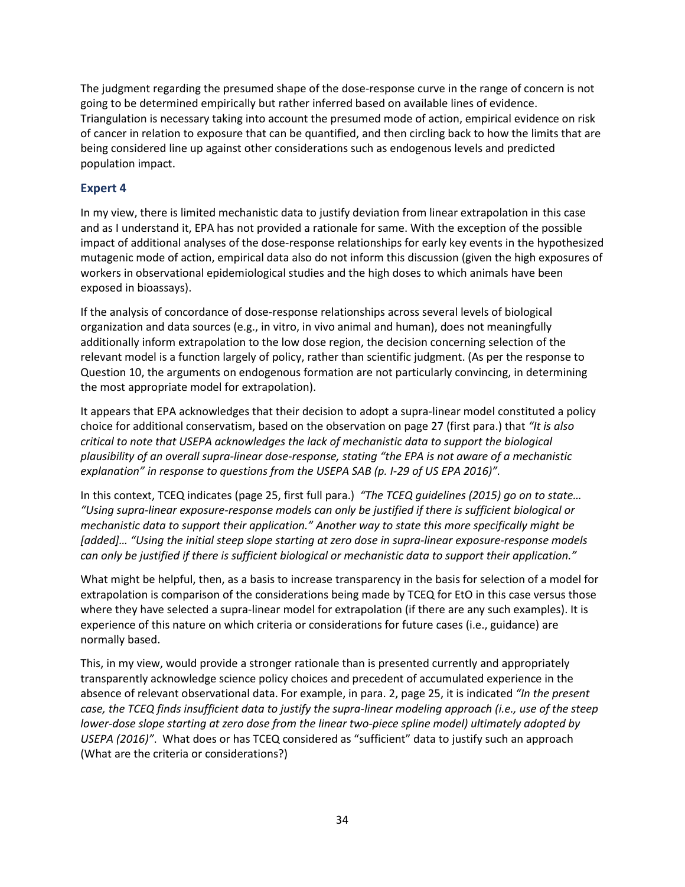The judgment regarding the presumed shape of the dose-response curve in the range of concern is not going to be determined empirically but rather inferred based on available lines of evidence. Triangulation is necessary taking into account the presumed mode of action, empirical evidence on risk of cancer in relation to exposure that can be quantified, and then circling back to how the limits that are being considered line up against other considerations such as endogenous levels and predicted population impact.

### Expert 4

In my view, there is limited mechanistic data to justify deviation from linear extrapolation in this case and as I understand it, EPA has not provided a rationale for same. With the exception of the possible impact of additional analyses of the dose-response relationships for early key events in the hypothesized mutagenic mode of action, empirical data also do not inform this discussion (given the high exposures of workers in observational epidemiological studies and the high doses to which animals have been exposed in bioassays).

If the analysis of concordance of dose-response relationships across several levels of biological organization and data sources (e.g., in vitro, in vivo animal and human), does not meaningfully additionally inform extrapolation to the low dose region, the decision concerning selection of the relevant model is a function largely of policy, rather than scientific judgment. (As per the response to Question 10, the arguments on endogenous formation are not particularly convincing, in determining the most appropriate model for extrapolation).

It appears that EPA acknowledges that their decision to adopt a supra-linear model constituted a policy choice for additional conservatism, based on the observation on page 27 (first para.) that *"It is also critical to note that USEPA acknowledges the lack of mechanistic data to support the biological plausibility of an overall supra-linear dose-response, stating "the EPA is not aware of a mechanistic explanation" in response to questions from the USEPA SAB (p. I-29 of US EPA 2016)".*

In this context, TCEQ indicates (page 25, first full para.) *"The TCEQ guidelines (2015) go on to state… "Using supra-linear exposure-response models can only be justified if there is sufficient biological or mechanistic data to support their application." Another way to state this more specifically might be [added]… "Using the initial steep slope starting at zero dose in supra-linear exposure-response models can only be justified if there is sufficient biological or mechanistic data to support their application."*

What might be helpful, then, as a basis to increase transparency in the basis for selection of a model for extrapolation is comparison of the considerations being made by TCEQ for EtO in this case versus those where they have selected a supra-linear model for extrapolation (if there are any such examples). It is experience of this nature on which criteria or considerations for future cases (i.e., guidance) are normally based.

This, in my view, would provide a stronger rationale than is presented currently and appropriately transparently acknowledge science policy choices and precedent of accumulated experience in the absence of relevant observational data. For example, in para. 2, page 25, it is indicated *"In the present case, the TCEQ finds insufficient data to justify the supra-linear modeling approach (i.e., use of the steep lower-dose slope starting at zero dose from the linear two-piece spline model) ultimately adopted by USEPA (2016)".* What does or has TCEQ considered as "sufficient" data to justify such an approach (What are the criteria or considerations?)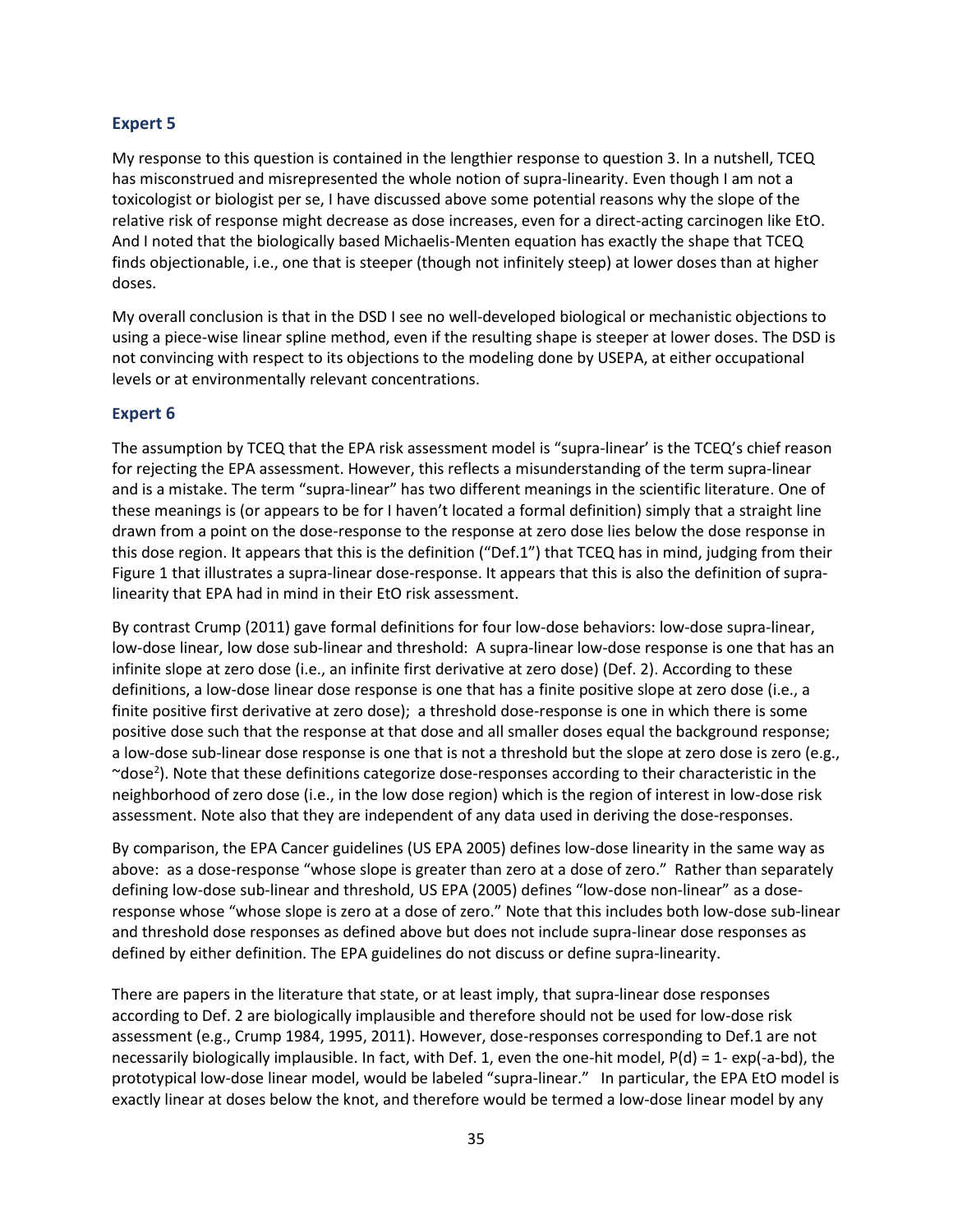### Expert 5

My response to this question is contained in the lengthier response to question 3. In a nutshell, TCEQ has misconstrued and misrepresented the whole notion of supra-linearity. Even though I am not a toxicologist or biologist per se, I have discussed above some potential reasons why the slope of the relative risk of response might decrease as dose increases, even for a direct-acting carcinogen like EtO. And I noted that the biologically based Michaelis-Menten equation has exactly the shape that TCEQ finds objectionable, i.e., one that is steeper (though not infinitely steep) at lower doses than at higher doses.

My overall conclusion is that in the DSD I see no well-developed biological or mechanistic objections to using a piece-wise linear spline method, even if the resulting shape is steeper at lower doses. The DSD is not convincing with respect to its objections to the modeling done by USEPA, at either occupational levels or at environmentally relevant concentrations.

### Expert 6

The assumption by TCEQ that the EPA risk assessment model is "supra-linear' is the TCEQ's chief reason for rejecting the EPA assessment. However, this reflects a misunderstanding of the term supra-linear and is a mistake. The term "supra-linear" has two different meanings in the scientific literature. One of these meanings is (or appears to be for I haven't located a formal definition) simply that a straight line drawn from a point on the dose-response to the response at zero dose lies below the dose response in this dose region. It appears that this is the definition ("Def.1") that TCEQ has in mind, judging from their Figure 1 that illustrates a supra-linear dose-response. It appears that this is also the definition of supra-linearity that EPA had in mind in their EtO risk assessment.

By contrast Crump (2011) gave formal definitions for four low-dose behaviors: low-dose supra-linear, low-dose linear, low dose sub-linear and threshold: A supra-linear low-dose response is one that has an infinite slope at zero dose (i.e., an infinite first derivative at zero dose) (Def. 2). According to these definitions, a low-dose linear dose response is one that has a finite positive slope at zero dose (i.e., a finite positive first derivative at zero dose); a threshold dose-response is one in which there is some positive dose such that the response at that dose and all smaller doses equal the background response; a low-dose sub-linear dose response is one that is not a threshold but the slope at zero dose is zero (e.g., $\sim \text{dose}^2$). Note that these definitions categorize dose-responses according to their characteristic in the neighborhood of zero dose (i.e., in the low dose region) which is the region of interest in low-dose risk assessment. Note also that they are independent of any data used in deriving the dose-responses.

By comparison, the EPA Cancer guidelines (US EPA 2005) defines low-dose linearity in the same way as above: as a dose-response "whose slope is greater than zero at a dose of zero." Rather than separately defining low-dose sub-linear and threshold, US EPA (2005) defines "low-dose non-linear" as a dose-response whose "whose slope is zero at a dose of zero." Note that this includes both low-dose sub-linear and threshold dose responses as defined above but does not include supra-linear dose responses as defined by either definition. The EPA guidelines do not discuss or define supra-linearity.

There are papers in the literature that state, or at least imply, that supra-linear dose responses according to Def. 2 are biologically implausible and therefore should not be used for low-dose risk assessment (e.g., Crump 1984, 1995, 2011). However, dose-responses corresponding to Def.1 are not necessarily biologically implausible. In fact, with Def. 1, even the one-hit model, $P(d) = 1 - \exp(-a\text{-}bd)$, the prototypical low-dose linear model, would be labeled "supra-linear." In particular, the EPA EtO model is exactly linear at doses below the knot, and therefore would be termed a low-dose linear model by any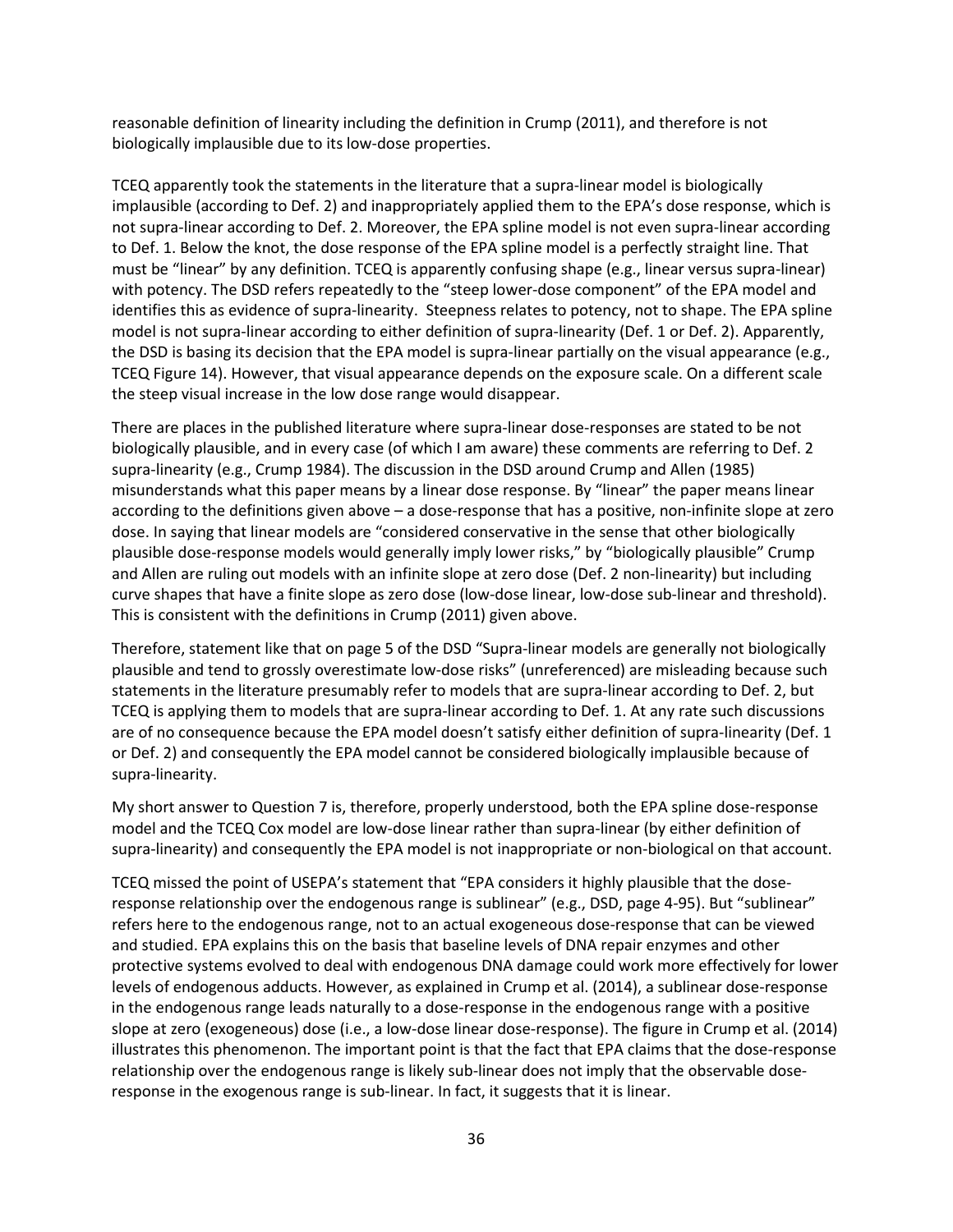reasonable definition of linearity including the definition in Crump (2011), and therefore is not biologically implausible due to its low-dose properties.

TCEQ apparently took the statements in the literature that a supra-linear model is biologically implausible (according to Def. 2) and inappropriately applied them to the EPA's dose response, which is not supra-linear according to Def. 2. Moreover, the EPA spline model is not even supra-linear according to Def. 1. Below the knot, the dose response of the EPA spline model is a perfectly straight line. That must be "linear" by any definition. TCEQ is apparently confusing shape (e.g., linear versus supra-linear) with potency. The DSD refers repeatedly to the "steep lower-dose component" of the EPA model and identifies this as evidence of supra-linearity. Steepness relates to potency, not to shape. The EPA spline model is not supra-linear according to either definition of supra-linearity (Def. 1 or Def. 2). Apparently, the DSD is basing its decision that the EPA model is supra-linear partially on the visual appearance (e.g., TCEQ Figure 14). However, that visual appearance depends on the exposure scale. On a different scale the steep visual increase in the low dose range would disappear.

There are places in the published literature where supra-linear dose-responses are stated to be not biologically plausible, and in every case (of which I am aware) these comments are referring to Def. 2 supra-linearity (e.g., Crump 1984). The discussion in the DSD around Crump and Allen (1985) misunderstands what this paper means by a linear dose response. By "linear" the paper means linear according to the definitions given above – a dose-response that has a positive, non-infinite slope at zero dose. In saying that linear models are "considered conservative in the sense that other biologically plausible dose-response models would generally imply lower risks," by "biologically plausible" Crump and Allen are ruling out models with an infinite slope at zero dose (Def. 2 non-linearity) but including curve shapes that have a finite slope as zero dose (low-dose linear, low-dose sub-linear and threshold). This is consistent with the definitions in Crump (2011) given above.

Therefore, statement like that on page 5 of the DSD "Supra-linear models are generally not biologically plausible and tend to grossly overestimate low-dose risks" (unreferenced) are misleading because such statements in the literature presumably refer to models that are supra-linear according to Def. 2, but TCEQ is applying them to models that are supra-linear according to Def. 1. At any rate such discussions are of no consequence because the EPA model doesn't satisfy either definition of supra-linearity (Def. 1 or Def. 2) and consequently the EPA model cannot be considered biologically implausible because of supra-linearity.

My short answer to Question 7 is, therefore, properly understood, both the EPA spline dose-response model and the TCEQ Cox model are low-dose linear rather than supra-linear (by either definition of supra-linearity) and consequently the EPA model is not inappropriate or non-biological on that account.

TCEQ missed the point of USEPA's statement that "EPA considers it highly plausible that the dose-response relationship over the endogenous range is sublinear" (e.g., DSD, page 4-95). But "sublinear" refers here to the endogenous range, not to an actual exogeneous dose-response that can be viewed and studied. EPA explains this on the basis that baseline levels of DNA repair enzymes and other protective systems evolved to deal with endogenous DNA damage could work more effectively for lower levels of endogenous adducts. However, as explained in Crump et al. (2014), a sublinear dose-response in the endogenous range leads naturally to a dose-response in the endogenous range with a positive slope at zero (exogeneous) dose (i.e., a low-dose linear dose-response). The figure in Crump et al. (2014) illustrates this phenomenon. The important point is that the fact that EPA claims that the dose-response relationship over the endogenous range is likely sub-linear does not imply that the observable dose-response in the exogenous range is sub-linear. In fact, it suggests that it is linear.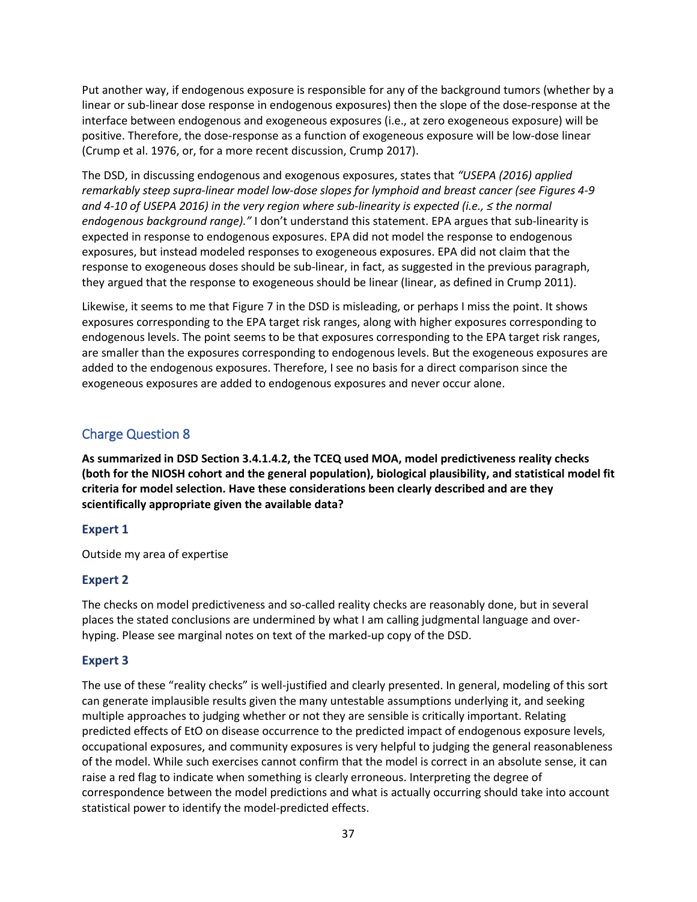Put another way, if endogenous exposure is responsible for any of the background tumors (whether by a linear or sub-linear dose response in endogenous exposures) then the slope of the dose-response at the interface between endogenous and exogeneous exposures (i.e., at zero exogeneous exposure) will be positive. Therefore, the dose-response as a function of exogeneous exposure will be low-dose linear (Crump et al. 1976, or, for a more recent discussion, Crump 2017).

The DSD, in discussing endogenous and exogenous exposures, states that *"USEPA (2016) applied remarkably steep supra-linear model low-dose slopes for lymphoid and breast cancer (see Figures 4-9 and 4-10 of USEPA 2016) in the very region where sub-linearity is expected (i.e., ≤ the normal endogenous background range)."* I don't understand this statement. EPA argues that sub-linearity is expected in response to endogenous exposures. EPA did not model the response to endogenous exposures, but instead modeled responses to exogeneous exposures. EPA did not claim that the response to exogeneous doses should be sub-linear, in fact, as suggested in the previous paragraph, they argued that the response to exogeneous should be linear (linear, as defined in Crump 2011).

Likewise, it seems to me that Figure 7 in the DSD is misleading, or perhaps I miss the point. It shows exposures corresponding to the EPA target risk ranges, along with higher exposures corresponding to endogenous levels. The point seems to be that exposures corresponding to the EPA target risk ranges, are smaller than the exposures corresponding to endogenous levels. But the exogeneous exposures are added to the endogenous exposures. Therefore, I see no basis for a direct comparison since the exogeneous exposures are added to endogenous exposures and never occur alone.

## Charge Question 8

**As summarized in DSD Section 3.4.1.4.2, the TCEQ used MOA, model predictiveness reality checks (both for the NIOSH cohort and the general population), biological plausibility, and statistical model fit criteria for model selection. Have these considerations been clearly described and are they scientifically appropriate given the available data?**

### Expert 1

Outside my area of expertise

### Expert 2

The checks on model predictiveness and so-called reality checks are reasonably done, but in several places the stated conclusions are undermined by what I am calling judgmental language and over-hyping. Please see marginal notes on text of the marked-up copy of the DSD.

### Expert 3

The use of these "reality checks" is well-justified and clearly presented. In general, modeling of this sort can generate implausible results given the many untestable assumptions underlying it, and seeking multiple approaches to judging whether or not they are sensible is critically important. Relating predicted effects of EtO on disease occurrence to the predicted impact of endogenous exposure levels, occupational exposures, and community exposures is very helpful to judging the general reasonableness of the model. While such exercises cannot confirm that the model is correct in an absolute sense, it can raise a red flag to indicate when something is clearly erroneous. Interpreting the degree of correspondence between the model predictions and what is actually occurring should take into account statistical power to identify the model-predicted effects.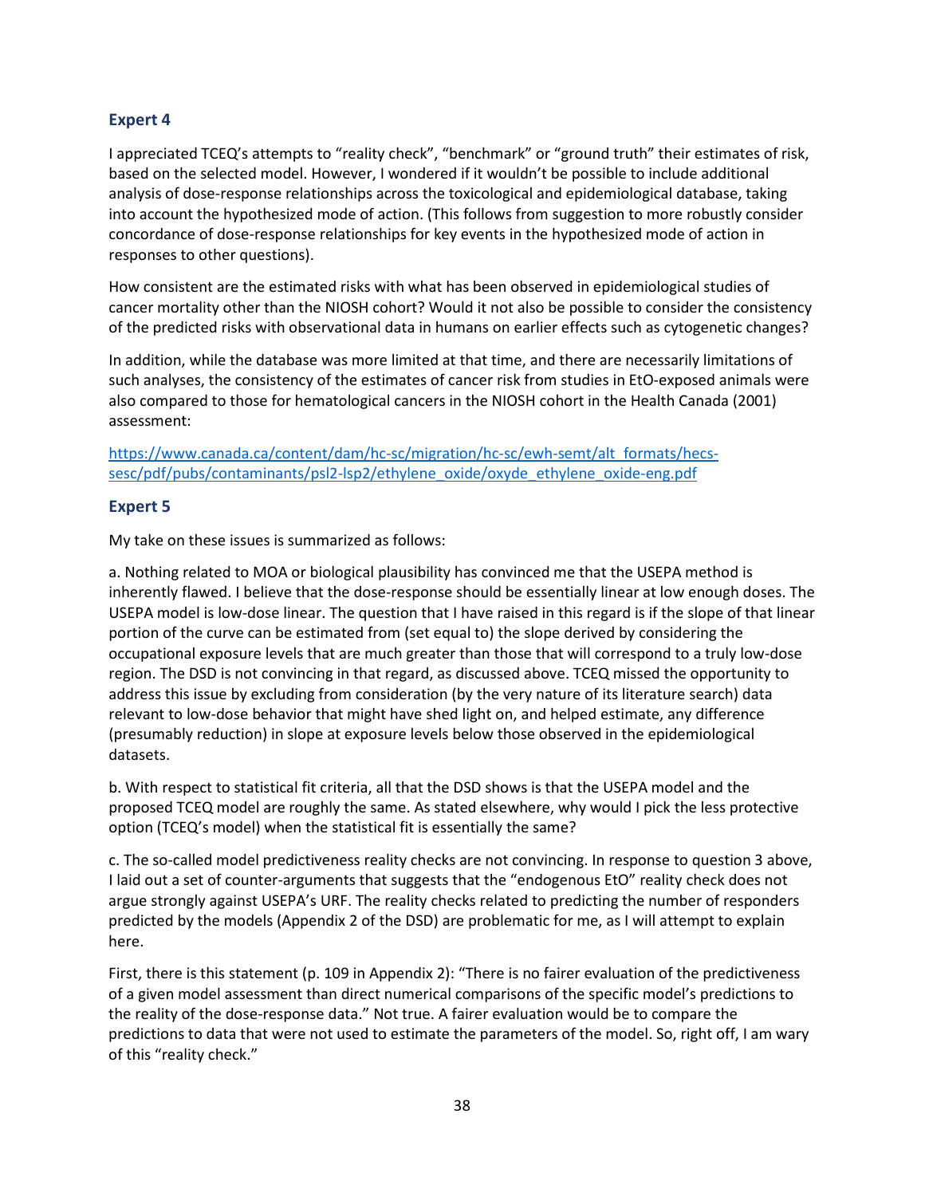## Expert 4

I appreciated TCEQ's attempts to "reality check", "benchmark" or "ground truth" their estimates of risk, based on the selected model. However, I wondered if it wouldn't be possible to include additional analysis of dose-response relationships across the toxicological and epidemiological database, taking into account the hypothesized mode of action. (This follows from suggestion to more robustly consider concordance of dose-response relationships for key events in the hypothesized mode of action in responses to other questions).

How consistent are the estimated risks with what has been observed in epidemiological studies of cancer mortality other than the NIOSH cohort? Would it not also be possible to consider the consistency of the predicted risks with observational data in humans on earlier effects such as cytogenetic changes?

In addition, while the database was more limited at that time, and there are necessarily limitations of such analyses, the consistency of the estimates of cancer risk from studies in EtO-exposed animals were also compared to those for hematological cancers in the NIOSH cohort in the Health Canada (2001) assessment:

https://www.canada.ca/content/dam/hc-sc/migration/hc-sc/ewh-semt/alt_formats/hecs-sesc/pdf/pubs/contaminants/psl2-lsp2/ethylene_oxide/oxyde_ethylene_oxide-eng.pdf

## Expert 5

My take on these issues is summarized as follows:

a. Nothing related to MOA or biological plausibility has convinced me that the USEPA method is inherently flawed. I believe that the dose-response should be essentially linear at low enough doses. The USEPA model is low-dose linear. The question that I have raised in this regard is if the slope of that linear portion of the curve can be estimated from (set equal to) the slope derived by considering the occupational exposure levels that are much greater than those that will correspond to a truly low-dose region. The DSD is not convincing in that regard, as discussed above. TCEQ missed the opportunity to address this issue by excluding from consideration (by the very nature of its literature search) data relevant to low-dose behavior that might have shed light on, and helped estimate, any difference (presumably reduction) in slope at exposure levels below those observed in the epidemiological datasets.

b. With respect to statistical fit criteria, all that the DSD shows is that the USEPA model and the proposed TCEQ model are roughly the same. As stated elsewhere, why would I pick the less protective option (TCEQ's model) when the statistical fit is essentially the same?

c. The so-called model predictiveness reality checks are not convincing. In response to question 3 above, I laid out a set of counter-arguments that suggests that the "endogenous EtO" reality check does not argue strongly against USEPA's URF. The reality checks related to predicting the number of responders predicted by the models (Appendix 2 of the DSD) are problematic for me, as I will attempt to explain here.

First, there is this statement (p. 109 in Appendix 2): "There is no fairer evaluation of the predictiveness of a given model assessment than direct numerical comparisons of the specific model's predictions to the reality of the dose-response data." Not true. A fairer evaluation would be to compare the predictions to data that were not used to estimate the parameters of the model. So, right off, I am wary of this "reality check."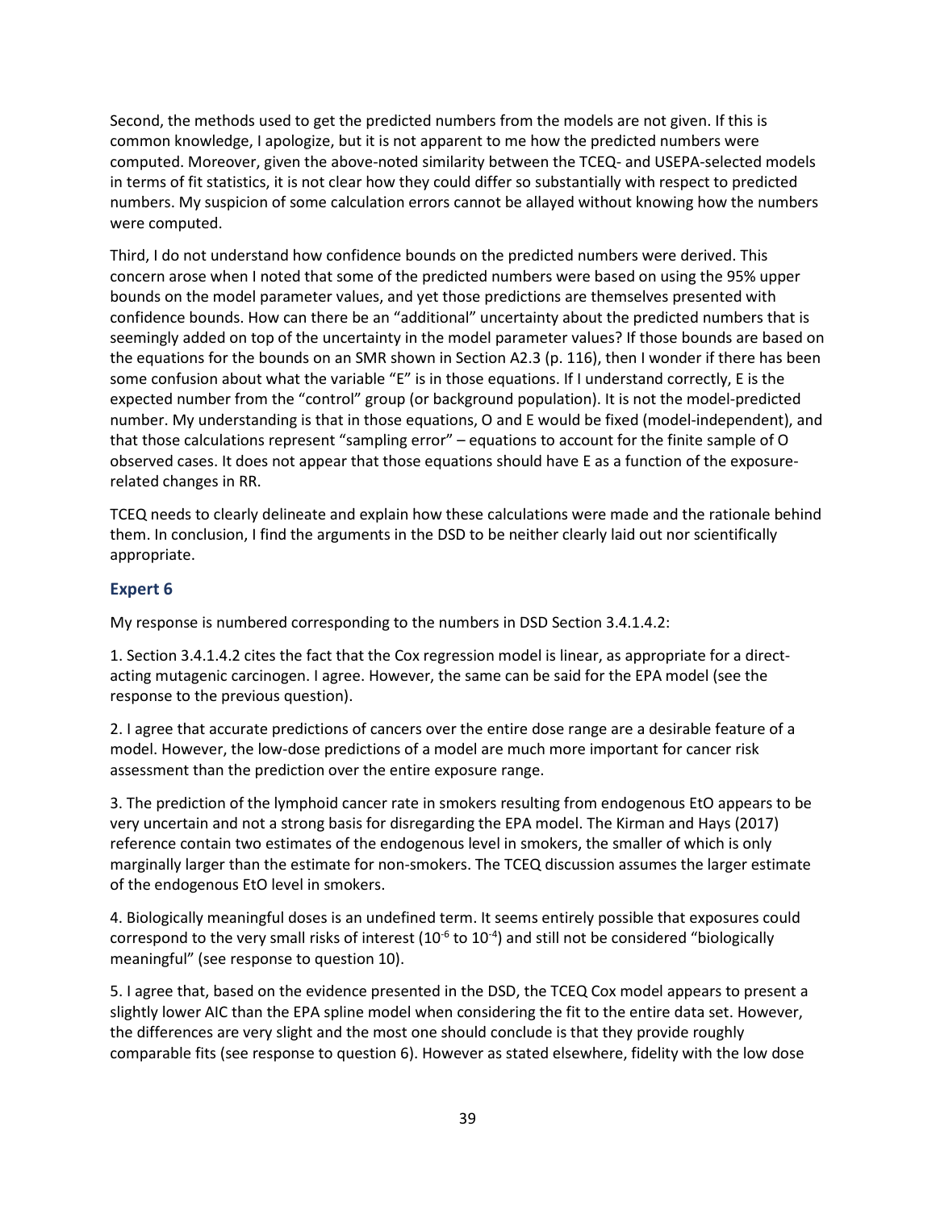Second, the methods used to get the predicted numbers from the models are not given. If this is common knowledge, I apologize, but it is not apparent to me how the predicted numbers were computed. Moreover, given the above-noted similarity between the TCEQ- and USEPA-selected models in terms of fit statistics, it is not clear how they could differ so substantially with respect to predicted numbers. My suspicion of some calculation errors cannot be allayed without knowing how the numbers were computed.

Third, I do not understand how confidence bounds on the predicted numbers were derived. This concern arose when I noted that some of the predicted numbers were based on using the 95% upper bounds on the model parameter values, and yet those predictions are themselves presented with confidence bounds. How can there be an "additional" uncertainty about the predicted numbers that is seemingly added on top of the uncertainty in the model parameter values? If those bounds are based on the equations for the bounds on an SMR shown in Section A2.3 (p. 116), then I wonder if there has been some confusion about what the variable "E" is in those equations. If I understand correctly, E is the expected number from the "control" group (or background population). It is not the model-predicted number. My understanding is that in those equations, O and E would be fixed (model-independent), and that those calculations represent "sampling error" – equations to account for the finite sample of O observed cases. It does not appear that those equations should have E as a function of the exposure-related changes in RR.

TCEQ needs to clearly delineate and explain how these calculations were made and the rationale behind them. In conclusion, I find the arguments in the DSD to be neither clearly laid out nor scientifically appropriate.

### Expert 6

My response is numbered corresponding to the numbers in DSD Section 3.4.1.4.2:

1. Section 3.4.1.4.2 cites the fact that the Cox regression model is linear, as appropriate for a direct-acting mutagenic carcinogen. I agree. However, the same can be said for the EPA model (see the response to the previous question).

2. I agree that accurate predictions of cancers over the entire dose range are a desirable feature of a model. However, the low-dose predictions of a model are much more important for cancer risk assessment than the prediction over the entire exposure range.

3. The prediction of the lymphoid cancer rate in smokers resulting from endogenous EtO appears to be very uncertain and not a strong basis for disregarding the EPA model. The Kirman and Hays (2017) reference contain two estimates of the endogenous level in smokers, the smaller of which is only marginally larger than the estimate for non-smokers. The TCEQ discussion assumes the larger estimate of the endogenous EtO level in smokers.

4. Biologically meaningful doses is an undefined term. It seems entirely possible that exposures could correspond to the very small risks of interest ($10^{-6}$ to $10^{-4}$) and still not be considered "biologically meaningful" (see response to question 10).

5. I agree that, based on the evidence presented in the DSD, the TCEQ Cox model appears to present a slightly lower AIC than the EPA spline model when considering the fit to the entire data set. However, the differences are very slight and the most one should conclude is that they provide roughly comparable fits (see response to question 6). However as stated elsewhere, fidelity with the low dose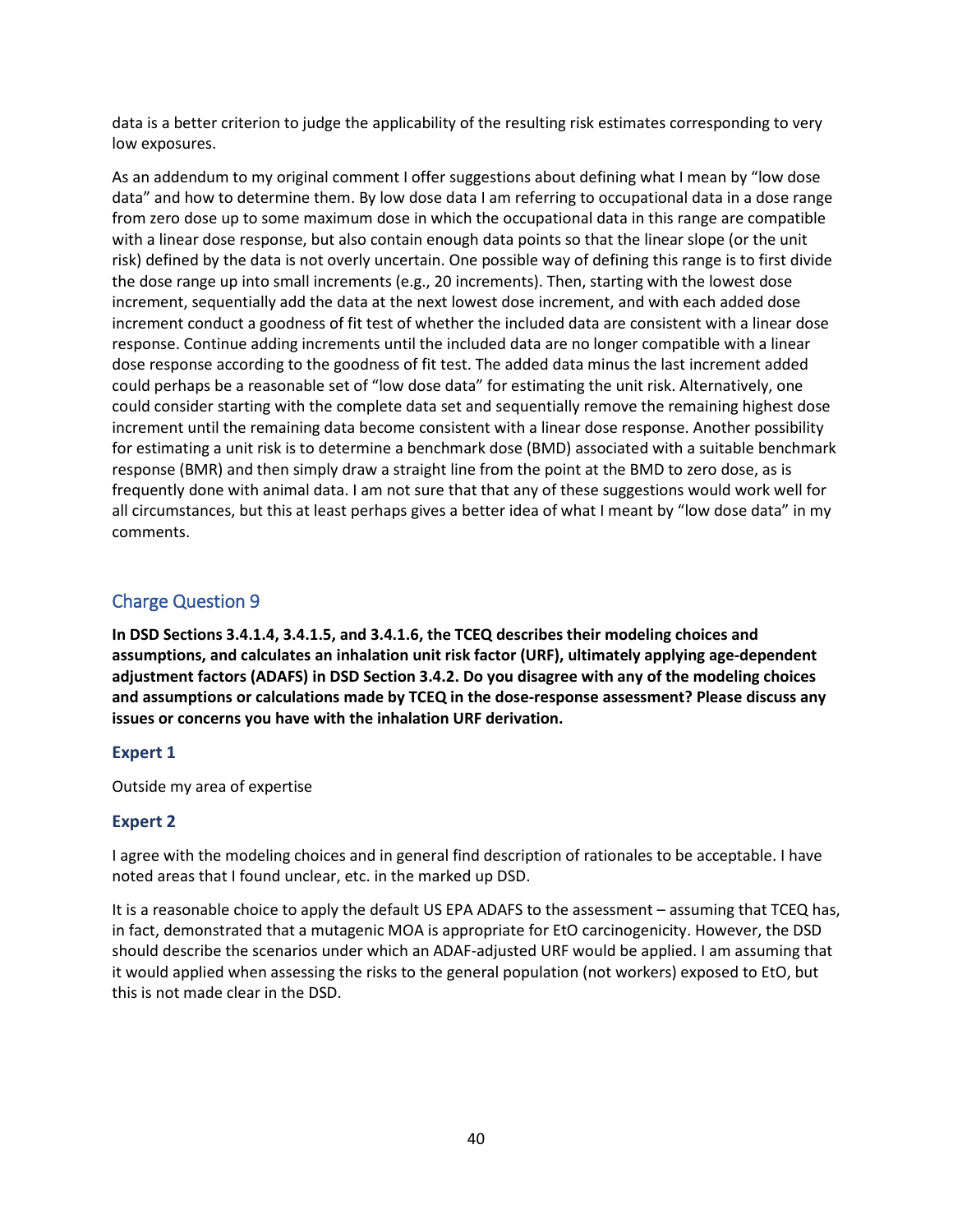data is a better criterion to judge the applicability of the resulting risk estimates corresponding to very low exposures.

As an addendum to my original comment I offer suggestions about defining what I mean by "low dose data" and how to determine them. By low dose data I am referring to occupational data in a dose range from zero dose up to some maximum dose in which the occupational data in this range are compatible with a linear dose response, but also contain enough data points so that the linear slope (or the unit risk) defined by the data is not overly uncertain. One possible way of defining this range is to first divide the dose range up into small increments (e.g., 20 increments). Then, starting with the lowest dose increment, sequentially add the data at the next lowest dose increment, and with each added dose increment conduct a goodness of fit test of whether the included data are consistent with a linear dose response. Continue adding increments until the included data are no longer compatible with a linear dose response according to the goodness of fit test. The added data minus the last increment added could perhaps be a reasonable set of "low dose data" for estimating the unit risk. Alternatively, one could consider starting with the complete data set and sequentially remove the remaining highest dose increment until the remaining data become consistent with a linear dose response. Another possibility for estimating a unit risk is to determine a benchmark dose (BMD) associated with a suitable benchmark response (BMR) and then simply draw a straight line from the point at the BMD to zero dose, as is frequently done with animal data. I am not sure that that any of these suggestions would work well for all circumstances, but this at least perhaps gives a better idea of what I meant by "low dose data" in my comments.

## Charge Question 9

**In DSD Sections 3.4.1.4, 3.4.1.5, and 3.4.1.6, the TCEQ describes their modeling choices and assumptions, and calculates an inhalation unit risk factor (URF), ultimately applying age-dependent adjustment factors (ADAFS) in DSD Section 3.4.2. Do you disagree with any of the modeling choices and assumptions or calculations made by TCEQ in the dose-response assessment? Please discuss any issues or concerns you have with the inhalation URF derivation.**

### Expert 1

Outside my area of expertise

### Expert 2

I agree with the modeling choices and in general find description of rationales to be acceptable. I have noted areas that I found unclear, etc. in the marked up DSD.

It is a reasonable choice to apply the default US EPA ADAFS to the assessment – assuming that TCEQ has, in fact, demonstrated that a mutagenic MOA is appropriate for EtO carcinogenicity. However, the DSD should describe the scenarios under which an ADAF-adjusted URF would be applied. I am assuming that it would applied when assessing the risks to the general population (not workers) exposed to EtO, but this is not made clear in the DSD.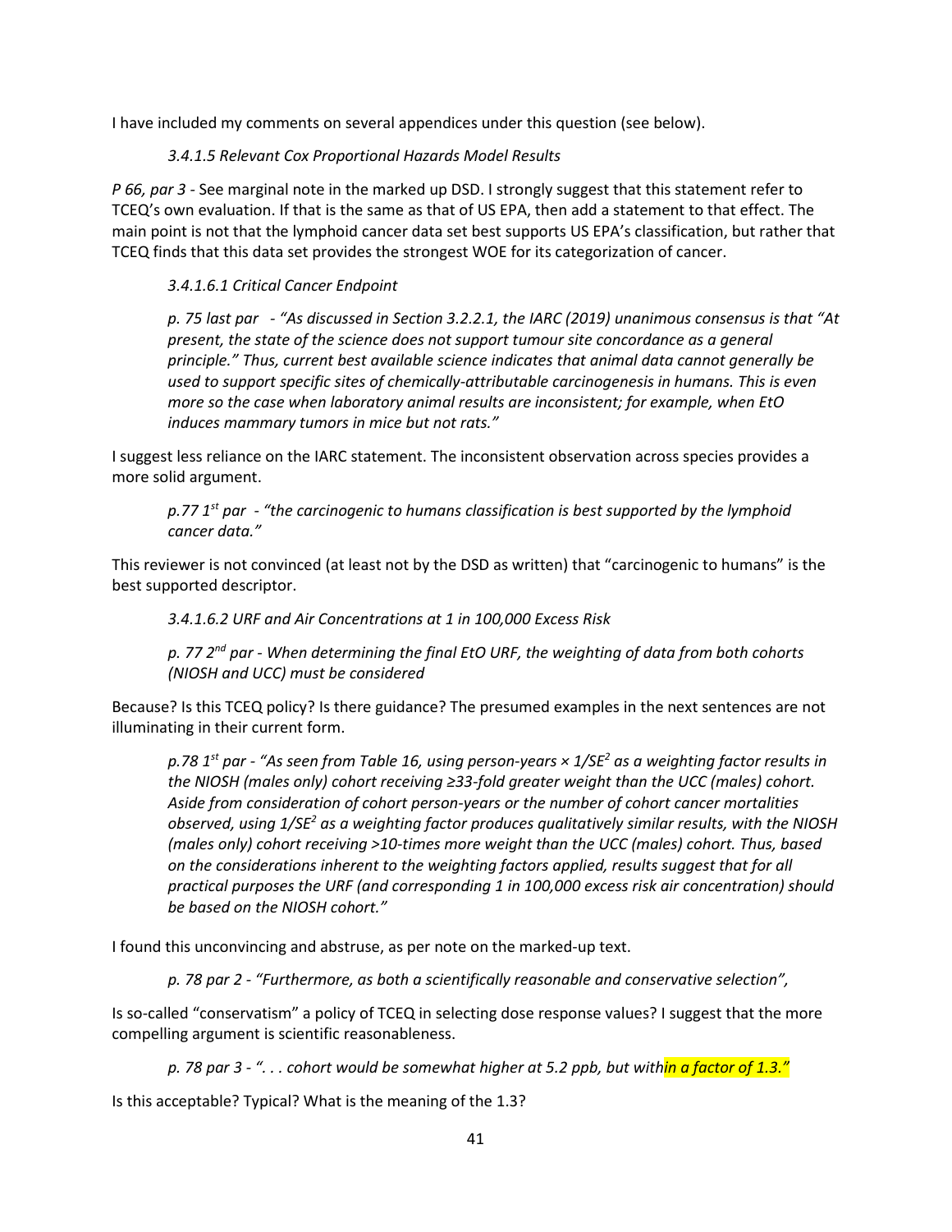I have included my comments on several appendices under this question (see below).

*3.4.1.5 Relevant Cox Proportional Hazards Model Results*

*P 66, par 3* - See marginal note in the marked up DSD. I strongly suggest that this statement refer to TCEQ's own evaluation. If that is the same as that of US EPA, then add a statement to that effect. The main point is not that the lymphoid cancer data set best supports US EPA's classification, but rather that TCEQ finds that this data set provides the strongest WOE for its categorization of cancer.

*3.4.1.6.1 Critical Cancer Endpoint*

> *p. 75 last par - "As discussed in Section 3.2.2.1, the IARC (2019) unanimous consensus is that "At present, the state of the science does not support tumour site concordance as a general principle." Thus, current best available science indicates that animal data cannot generally be used to support specific sites of chemically-attributable carcinogenesis in humans. This is even more so the case when laboratory animal results are inconsistent; for example, when EtO induces mammary tumors in mice but not rats."*

I suggest less reliance on the IARC statement. The inconsistent observation across species provides a more solid argument.

> *p.77 1st par - "the carcinogenic to humans classification is best supported by the lymphoid cancer data."*

This reviewer is not convinced (at least not by the DSD as written) that "carcinogenic to humans" is the best supported descriptor.

*3.4.1.6.2 URF and Air Concentrations at 1 in 100,000 Excess Risk*

> *p. 77 2nd par - When determining the final EtO URF, the weighting of data from both cohorts (NIOSH and UCC) must be considered*

Because? Is this TCEQ policy? Is there guidance? The presumed examples in the next sentences are not illuminating in their current form.

> *p.78 1st par - "As seen from Table 16, using person-years × 1/SE$^2$ as a weighting factor results in the NIOSH (males only) cohort receiving ≥33-fold greater weight than the UCC (males) cohort. Aside from consideration of cohort person-years or the number of cohort cancer mortalities observed, using 1/SE$^2$ as a weighting factor produces qualitatively similar results, with the NIOSH (males only) cohort receiving >10-times more weight than the UCC (males) cohort. Thus, based on the considerations inherent to the weighting factors applied, results suggest that for all practical purposes the URF (and corresponding 1 in 100,000 excess risk air concentration) should be based on the NIOSH cohort."*

I found this unconvincing and abstruse, as per note on the marked-up text.

> *p. 78 par 2 - "Furthermore, as both a scientifically reasonable and conservative selection",*

Is so-called "conservatism" a policy of TCEQ in selecting dose response values? I suggest that the more compelling argument is scientific reasonableness.

> *p. 78 par 3 - ". . . cohort would be somewhat higher at 5.2 ppb, but within a factor of 1.3."*

Is this acceptable? Typical? What is the meaning of the 1.3?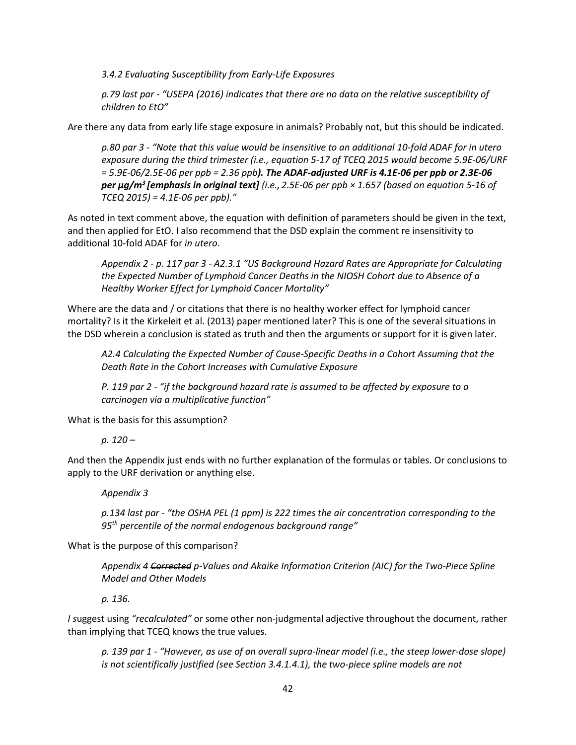*3.4.2 Evaluating Susceptibility from Early-Life Exposures*

*p.79 last par - "USEPA (2016) indicates that there are no data on the relative susceptibility of children to EtO"*

Are there any data from early life stage exposure in animals? Probably not, but this should be indicated.

*p.80 par 3 - "Note that this value would be insensitive to an additional 10-fold ADAF for in utero exposure during the third trimester (i.e., equation 5-17 of TCEQ 2015 would become 5.9E-06/URF = 5.9E-06/2.5E-06 per ppb = 2.36 ppb**). The ADAF-adjusted URF is 4.1E-06 per ppb or 2.3E-06 per µg/m$^3$ [emphasis in original text]** (i.e., 2.5E-06 per ppb × 1.657 (based on equation 5-16 of TCEQ 2015) = 4.1E-06 per ppb)."*

As noted in text comment above, the equation with definition of parameters should be given in the text, and then applied for EtO. I also recommend that the DSD explain the comment re insensitivity to additional 10-fold ADAF for *in utero*.

*Appendix 2 - p. 117 par 3 - A2.3.1 "US Background Hazard Rates are Appropriate for Calculating the Expected Number of Lymphoid Cancer Deaths in the NIOSH Cohort due to Absence of a Healthy Worker Effect for Lymphoid Cancer Mortality"*

Where are the data and / or citations that there is no healthy worker effect for lymphoid cancer mortality? Is it the Kirkeleit et al. (2013) paper mentioned later? This is one of the several situations in the DSD wherein a conclusion is stated as truth and then the arguments or support for it is given later.

*A2.4 Calculating the Expected Number of Cause-Specific Deaths in a Cohort Assuming that the Death Rate in the Cohort Increases with Cumulative Exposure*

*P. 119 par 2 - "if the background hazard rate is assumed to be affected by exposure to a carcinogen via a multiplicative function"*

What is the basis for this assumption?

*p. 120 –*

And then the Appendix just ends with no further explanation of the formulas or tables. Or conclusions to apply to the URF derivation or anything else.

*Appendix 3*

*p.134 last par - "the OSHA PEL (1 ppm) is 222 times the air concentration corresponding to the 95$^{th}$ percentile of the normal endogenous background range"*

What is the purpose of this comparison?

*Appendix 4 ~~Corrected~~ p-Values and Akaike Information Criterion (AIC) for the Two-Piece Spline Model and Other Models*

*p. 136.*

*I* suggest using *"recalculated"* or some other non-judgmental adjective throughout the document, rather than implying that TCEQ knows the true values.

*p. 139 par 1 - "However, as use of an overall supra-linear model (i.e., the steep lower-dose slope) is not scientifically justified (see Section 3.4.1.4.1), the two-piece spline models are not*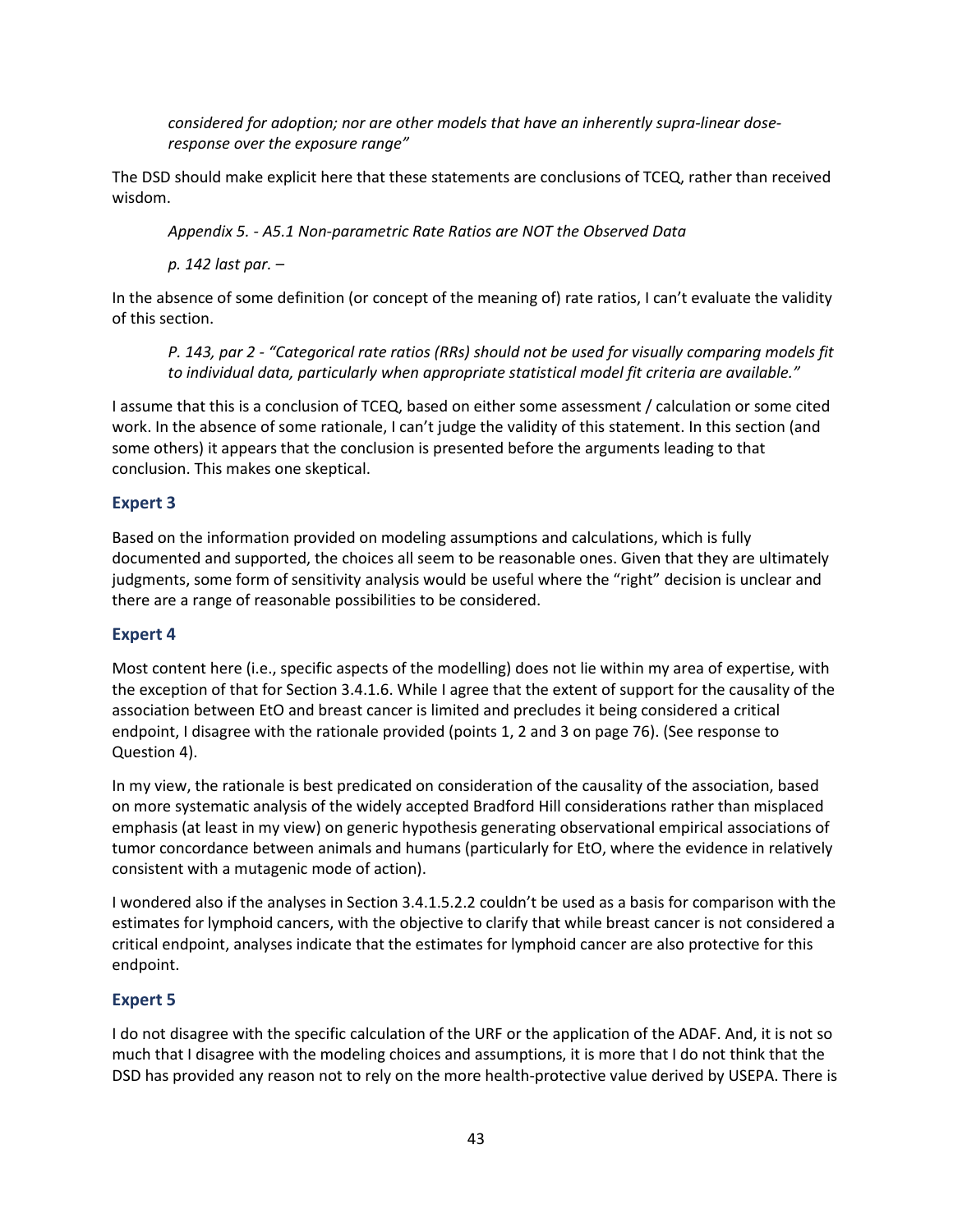*considered for adoption; nor are other models that have an inherently supra-linear dose-response over the exposure range"*

The DSD should make explicit here that these statements are conclusions of TCEQ, rather than received wisdom.

*Appendix 5. - A5.1 Non-parametric Rate Ratios are NOT the Observed Data*

*p. 142 last par. –*

In the absence of some definition (or concept of the meaning of) rate ratios, I can't evaluate the validity of this section.

*P. 143, par 2 - "Categorical rate ratios (RRs) should not be used for visually comparing models fit to individual data, particularly when appropriate statistical model fit criteria are available."*

I assume that this is a conclusion of TCEQ, based on either some assessment / calculation or some cited work. In the absence of some rationale, I can't judge the validity of this statement. In this section (and some others) it appears that the conclusion is presented before the arguments leading to that conclusion. This makes one skeptical.

### Expert 3

Based on the information provided on modeling assumptions and calculations, which is fully documented and supported, the choices all seem to be reasonable ones. Given that they are ultimately judgments, some form of sensitivity analysis would be useful where the "right" decision is unclear and there are a range of reasonable possibilities to be considered.

### Expert 4

Most content here (i.e., specific aspects of the modelling) does not lie within my area of expertise, with the exception of that for Section 3.4.1.6. While I agree that the extent of support for the causality of the association between EtO and breast cancer is limited and precludes it being considered a critical endpoint, I disagree with the rationale provided (points 1, 2 and 3 on page 76). (See response to Question 4).

In my view, the rationale is best predicated on consideration of the causality of the association, based on more systematic analysis of the widely accepted Bradford Hill considerations rather than misplaced emphasis (at least in my view) on generic hypothesis generating observational empirical associations of tumor concordance between animals and humans (particularly for EtO, where the evidence in relatively consistent with a mutagenic mode of action).

I wondered also if the analyses in Section 3.4.1.5.2.2 couldn't be used as a basis for comparison with the estimates for lymphoid cancers, with the objective to clarify that while breast cancer is not considered a critical endpoint, analyses indicate that the estimates for lymphoid cancer are also protective for this endpoint.

### Expert 5

I do not disagree with the specific calculation of the URF or the application of the ADAF. And, it is not so much that I disagree with the modeling choices and assumptions, it is more that I do not think that the DSD has provided any reason not to rely on the more health-protective value derived by USEPA. There is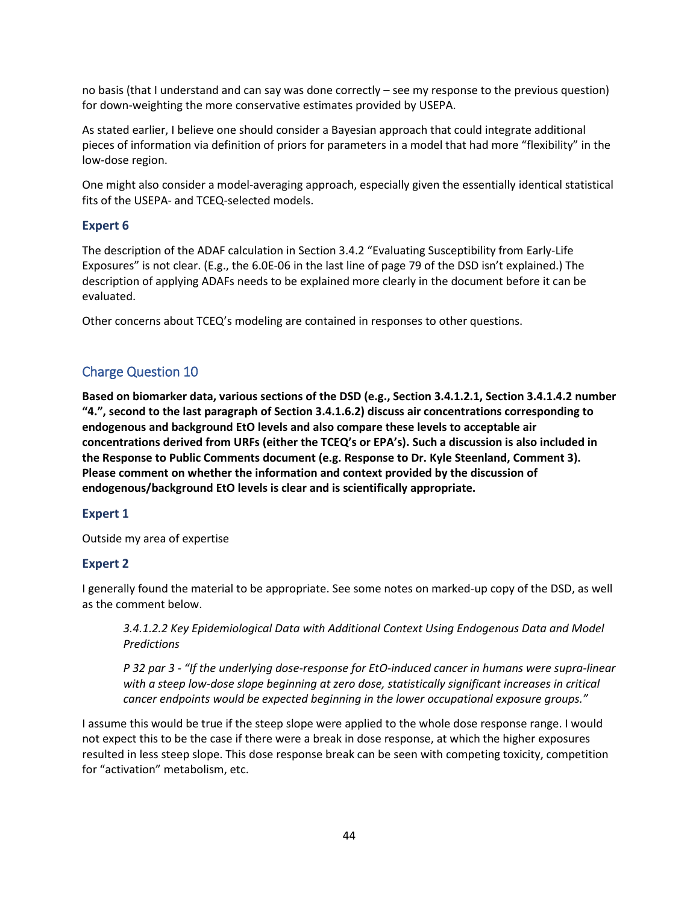no basis (that I understand and can say was done correctly – see my response to the previous question) for down-weighting the more conservative estimates provided by USEPA.

As stated earlier, I believe one should consider a Bayesian approach that could integrate additional pieces of information via definition of priors for parameters in a model that had more "flexibility" in the low-dose region.

One might also consider a model-averaging approach, especially given the essentially identical statistical fits of the USEPA- and TCEQ-selected models.

### Expert 6

The description of the ADAF calculation in Section 3.4.2 "Evaluating Susceptibility from Early-Life Exposures" is not clear. (E.g., the 6.0E-06 in the last line of page 79 of the DSD isn't explained.) The description of applying ADAFs needs to be explained more clearly in the document before it can be evaluated.

Other concerns about TCEQ's modeling are contained in responses to other questions.

## Charge Question 10

**Based on biomarker data, various sections of the DSD (e.g., Section 3.4.1.2.1, Section 3.4.1.4.2 number "4.", second to the last paragraph of Section 3.4.1.6.2) discuss air concentrations corresponding to endogenous and background EtO levels and also compare these levels to acceptable air concentrations derived from URFs (either the TCEQ's or EPA's). Such a discussion is also included in the Response to Public Comments document (e.g. Response to Dr. Kyle Steenland, Comment 3). Please comment on whether the information and context provided by the discussion of endogenous/background EtO levels is clear and is scientifically appropriate.**

### Expert 1

Outside my area of expertise

### Expert 2

I generally found the material to be appropriate. See some notes on marked-up copy of the DSD, as well as the comment below.

> *3.4.1.2.2 Key Epidemiological Data with Additional Context Using Endogenous Data and Model Predictions*
>
> *P 32 par 3 - "If the underlying dose-response for EtO-induced cancer in humans were supra-linear with a steep low-dose slope beginning at zero dose, statistically significant increases in critical cancer endpoints would be expected beginning in the lower occupational exposure groups."*

I assume this would be true if the steep slope were applied to the whole dose response range. I would not expect this to be the case if there were a break in dose response, at which the higher exposures resulted in less steep slope. This dose response break can be seen with competing toxicity, competition for "activation" metabolism, etc.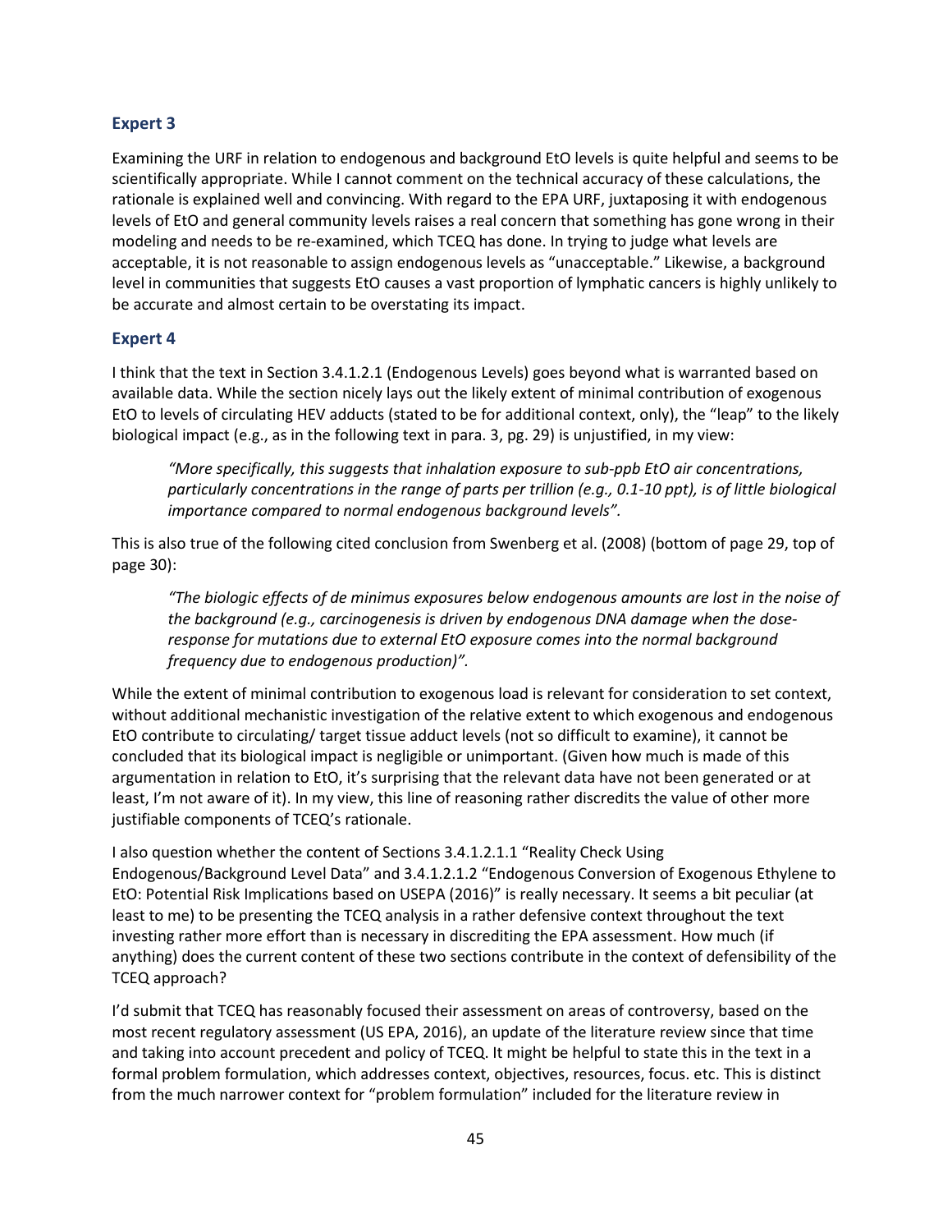### Expert 3

Examining the URF in relation to endogenous and background EtO levels is quite helpful and seems to be scientifically appropriate. While I cannot comment on the technical accuracy of these calculations, the rationale is explained well and convincing. With regard to the EPA URF, juxtaposing it with endogenous levels of EtO and general community levels raises a real concern that something has gone wrong in their modeling and needs to be re-examined, which TCEQ has done. In trying to judge what levels are acceptable, it is not reasonable to assign endogenous levels as "unacceptable." Likewise, a background level in communities that suggests EtO causes a vast proportion of lymphatic cancers is highly unlikely to be accurate and almost certain to be overstating its impact.

### Expert 4

I think that the text in Section 3.4.1.2.1 (Endogenous Levels) goes beyond what is warranted based on available data. While the section nicely lays out the likely extent of minimal contribution of exogenous EtO to levels of circulating HEV adducts (stated to be for additional context, only), the "leap" to the likely biological impact (e.g., as in the following text in para. 3, pg. 29) is unjustified, in my view:

> *"More specifically, this suggests that inhalation exposure to sub-ppb EtO air concentrations, particularly concentrations in the range of parts per trillion (e.g., 0.1-10 ppt), is of little biological importance compared to normal endogenous background levels".*

This is also true of the following cited conclusion from Swenberg et al. (2008) (bottom of page 29, top of page 30):

> *"The biologic effects of de minimus exposures below endogenous amounts are lost in the noise of the background (e.g., carcinogenesis is driven by endogenous DNA damage when the dose-response for mutations due to external EtO exposure comes into the normal background frequency due to endogenous production)".*

While the extent of minimal contribution to exogenous load is relevant for consideration to set context, without additional mechanistic investigation of the relative extent to which exogenous and endogenous EtO contribute to circulating/ target tissue adduct levels (not so difficult to examine), it cannot be concluded that its biological impact is negligible or unimportant. (Given how much is made of this argumentation in relation to EtO, it's surprising that the relevant data have not been generated or at least, I'm not aware of it). In my view, this line of reasoning rather discredits the value of other more justifiable components of TCEQ's rationale.

I also question whether the content of Sections 3.4.1.2.1.1 "Reality Check Using Endogenous/Background Level Data" and 3.4.1.2.1.2 "Endogenous Conversion of Exogenous Ethylene to EtO: Potential Risk Implications based on USEPA (2016)" is really necessary. It seems a bit peculiar (at least to me) to be presenting the TCEQ analysis in a rather defensive context throughout the text investing rather more effort than is necessary in discrediting the EPA assessment. How much (if anything) does the current content of these two sections contribute in the context of defensibility of the TCEQ approach?

I'd submit that TCEQ has reasonably focused their assessment on areas of controversy, based on the most recent regulatory assessment (US EPA, 2016), an update of the literature review since that time and taking into account precedent and policy of TCEQ. It might be helpful to state this in the text in a formal problem formulation, which addresses context, objectives, resources, focus. etc. This is distinct from the much narrower context for "problem formulation" included for the literature review in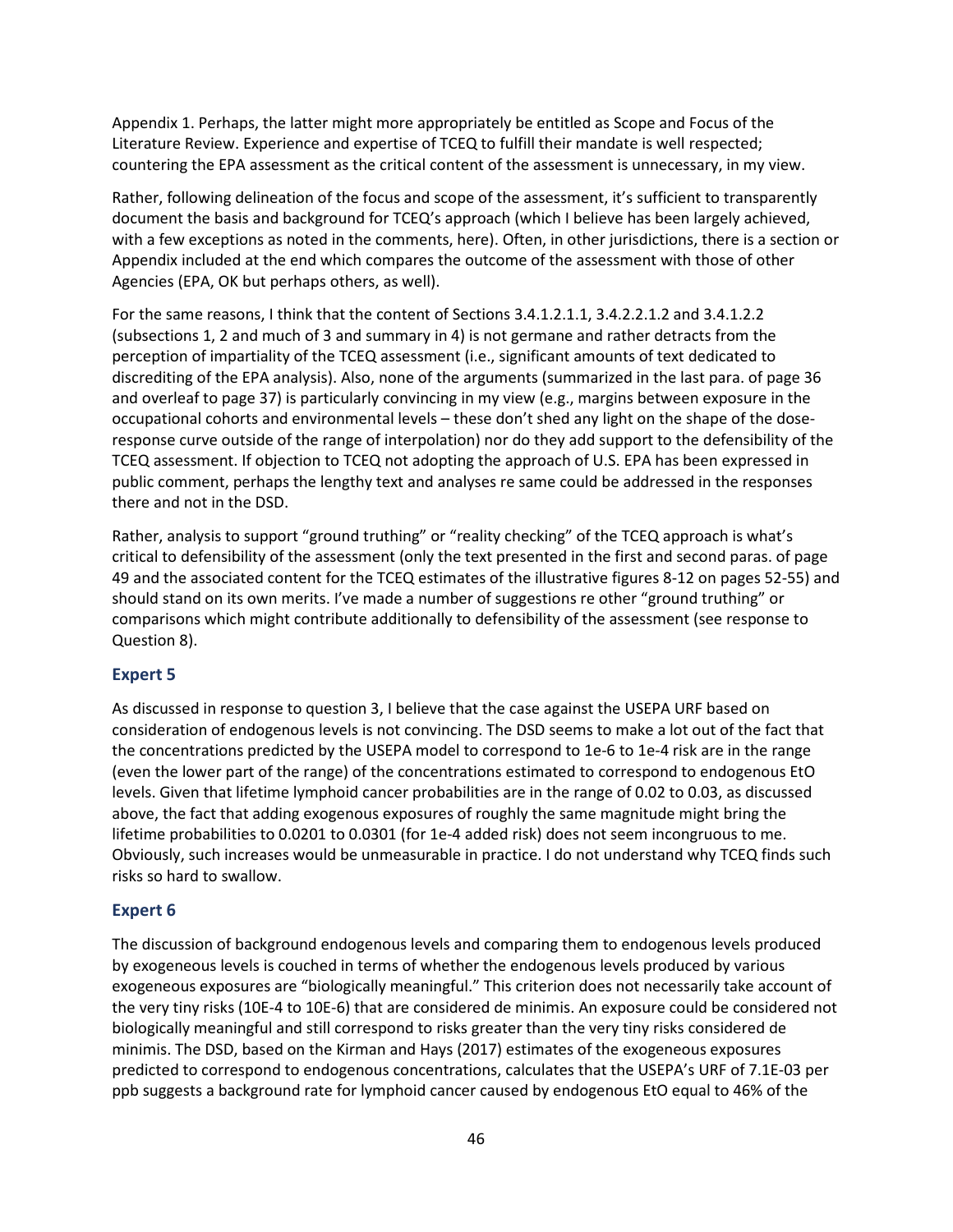Appendix 1. Perhaps, the latter might more appropriately be entitled as Scope and Focus of the Literature Review. Experience and expertise of TCEQ to fulfill their mandate is well respected; countering the EPA assessment as the critical content of the assessment is unnecessary, in my view.

Rather, following delineation of the focus and scope of the assessment, it's sufficient to transparently document the basis and background for TCEQ's approach (which I believe has been largely achieved, with a few exceptions as noted in the comments, here). Often, in other jurisdictions, there is a section or Appendix included at the end which compares the outcome of the assessment with those of other Agencies (EPA, OK but perhaps others, as well).

For the same reasons, I think that the content of Sections 3.4.1.2.1.1, 3.4.2.2.1.2 and 3.4.1.2.2 (subsections 1, 2 and much of 3 and summary in 4) is not germane and rather detracts from the perception of impartiality of the TCEQ assessment (i.e., significant amounts of text dedicated to discrediting of the EPA analysis). Also, none of the arguments (summarized in the last para. of page 36 and overleaf to page 37) is particularly convincing in my view (e.g., margins between exposure in the occupational cohorts and environmental levels – these don't shed any light on the shape of the dose-response curve outside of the range of interpolation) nor do they add support to the defensibility of the TCEQ assessment. If objection to TCEQ not adopting the approach of U.S. EPA has been expressed in public comment, perhaps the lengthy text and analyses re same could be addressed in the responses there and not in the DSD.

Rather, analysis to support "ground truthing" or "reality checking" of the TCEQ approach is what's critical to defensibility of the assessment (only the text presented in the first and second paras. of page 49 and the associated content for the TCEQ estimates of the illustrative figures 8-12 on pages 52-55) and should stand on its own merits. I've made a number of suggestions re other "ground truthing" or comparisons which might contribute additionally to defensibility of the assessment (see response to Question 8).

### Expert 5

As discussed in response to question 3, I believe that the case against the USEPA URF based on consideration of endogenous levels is not convincing. The DSD seems to make a lot out of the fact that the concentrations predicted by the USEPA model to correspond to 1e-6 to 1e-4 risk are in the range (even the lower part of the range) of the concentrations estimated to correspond to endogenous EtO levels. Given that lifetime lymphoid cancer probabilities are in the range of 0.02 to 0.03, as discussed above, the fact that adding exogenous exposures of roughly the same magnitude might bring the lifetime probabilities to 0.0201 to 0.0301 (for 1e-4 added risk) does not seem incongruous to me. Obviously, such increases would be unmeasurable in practice. I do not understand why TCEQ finds such risks so hard to swallow.

### Expert 6

The discussion of background endogenous levels and comparing them to endogenous levels produced by exogeneous levels is couched in terms of whether the endogenous levels produced by various exogeneous exposures are "biologically meaningful." This criterion does not necessarily take account of the very tiny risks (10E-4 to 10E-6) that are considered de minimis. An exposure could be considered not biologically meaningful and still correspond to risks greater than the very tiny risks considered de minimis. The DSD, based on the Kirman and Hays (2017) estimates of the exogeneous exposures predicted to correspond to endogenous concentrations, calculates that the USEPA's URF of 7.1E-03 per ppb suggests a background rate for lymphoid cancer caused by endogenous EtO equal to 46% of the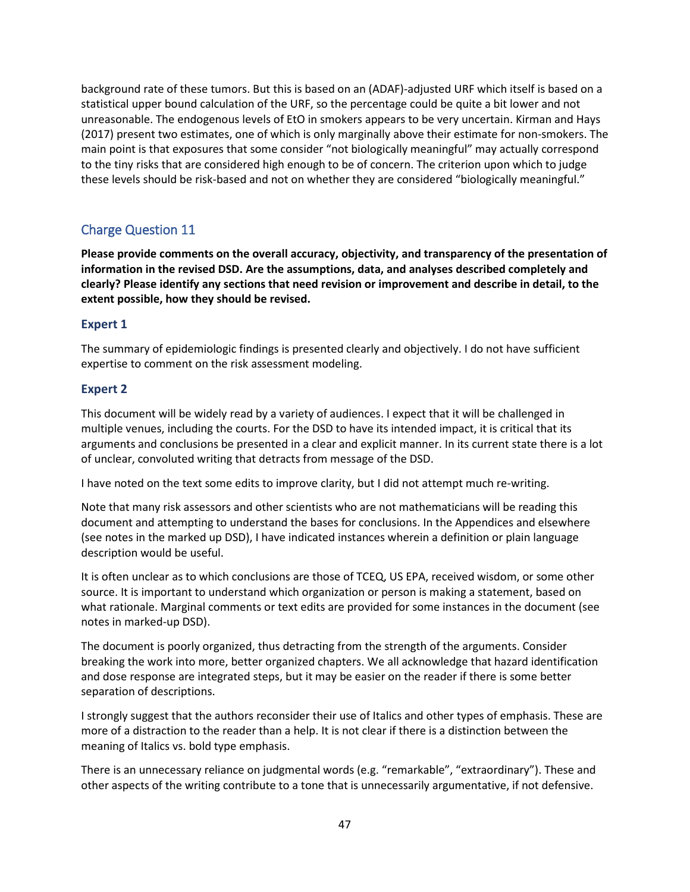background rate of these tumors. But this is based on an (ADAF)-adjusted URF which itself is based on a statistical upper bound calculation of the URF, so the percentage could be quite a bit lower and not unreasonable. The endogenous levels of EtO in smokers appears to be very uncertain. Kirman and Hays (2017) present two estimates, one of which is only marginally above their estimate for non-smokers. The main point is that exposures that some consider "not biologically meaningful" may actually correspond to the tiny risks that are considered high enough to be of concern. The criterion upon which to judge these levels should be risk-based and not on whether they are considered "biologically meaningful."

## Charge Question 11

**Please provide comments on the overall accuracy, objectivity, and transparency of the presentation of information in the revised DSD. Are the assumptions, data, and analyses described completely and clearly? Please identify any sections that need revision or improvement and describe in detail, to the extent possible, how they should be revised.**

### Expert 1

The summary of epidemiologic findings is presented clearly and objectively. I do not have sufficient expertise to comment on the risk assessment modeling.

### Expert 2

This document will be widely read by a variety of audiences. I expect that it will be challenged in multiple venues, including the courts. For the DSD to have its intended impact, it is critical that its arguments and conclusions be presented in a clear and explicit manner. In its current state there is a lot of unclear, convoluted writing that detracts from message of the DSD.

I have noted on the text some edits to improve clarity, but I did not attempt much re-writing.

Note that many risk assessors and other scientists who are not mathematicians will be reading this document and attempting to understand the bases for conclusions. In the Appendices and elsewhere (see notes in the marked up DSD), I have indicated instances wherein a definition or plain language description would be useful.

It is often unclear as to which conclusions are those of TCEQ, US EPA, received wisdom, or some other source. It is important to understand which organization or person is making a statement, based on what rationale. Marginal comments or text edits are provided for some instances in the document (see notes in marked-up DSD).

The document is poorly organized, thus detracting from the strength of the arguments. Consider breaking the work into more, better organized chapters. We all acknowledge that hazard identification and dose response are integrated steps, but it may be easier on the reader if there is some better separation of descriptions.

I strongly suggest that the authors reconsider their use of Italics and other types of emphasis. These are more of a distraction to the reader than a help. It is not clear if there is a distinction between the meaning of Italics vs. bold type emphasis.

There is an unnecessary reliance on judgmental words (e.g. "remarkable", "extraordinary"). These and other aspects of the writing contribute to a tone that is unnecessarily argumentative, if not defensive.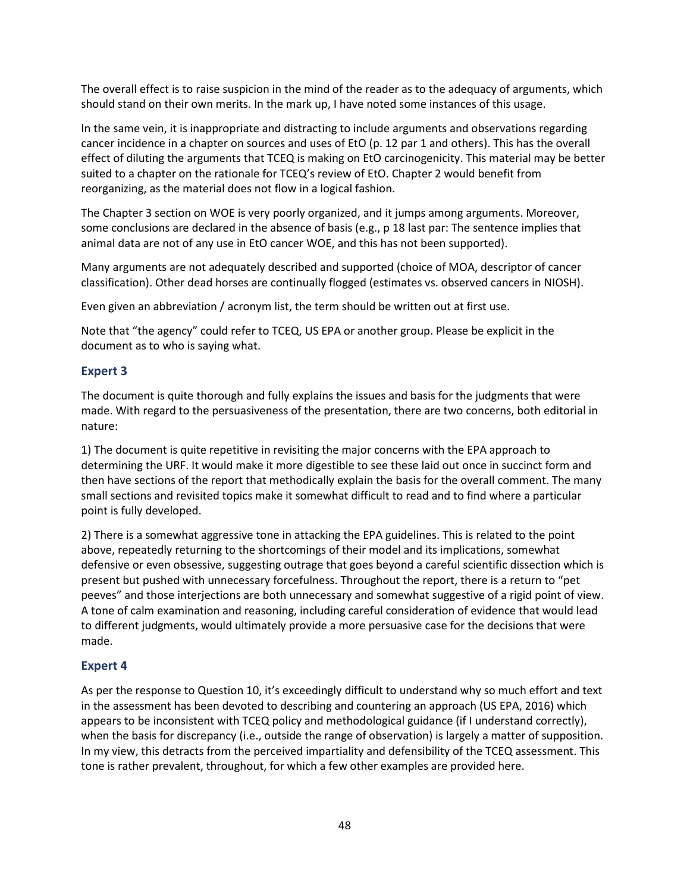The overall effect is to raise suspicion in the mind of the reader as to the adequacy of arguments, which should stand on their own merits. In the mark up, I have noted some instances of this usage.

In the same vein, it is inappropriate and distracting to include arguments and observations regarding cancer incidence in a chapter on sources and uses of EtO (p. 12 par 1 and others). This has the overall effect of diluting the arguments that TCEQ is making on EtO carcinogenicity. This material may be better suited to a chapter on the rationale for TCEQ's review of EtO. Chapter 2 would benefit from reorganizing, as the material does not flow in a logical fashion.

The Chapter 3 section on WOE is very poorly organized, and it jumps among arguments. Moreover, some conclusions are declared in the absence of basis (e.g., p 18 last par: The sentence implies that animal data are not of any use in EtO cancer WOE, and this has not been supported).

Many arguments are not adequately described and supported (choice of MOA, descriptor of cancer classification). Other dead horses are continually flogged (estimates vs. observed cancers in NIOSH).

Even given an abbreviation / acronym list, the term should be written out at first use.

Note that "the agency" could refer to TCEQ, US EPA or another group. Please be explicit in the document as to who is saying what.

### Expert 3

The document is quite thorough and fully explains the issues and basis for the judgments that were made. With regard to the persuasiveness of the presentation, there are two concerns, both editorial in nature:

1) The document is quite repetitive in revisiting the major concerns with the EPA approach to determining the URF. It would make it more digestible to see these laid out once in succinct form and then have sections of the report that methodically explain the basis for the overall comment. The many small sections and revisited topics make it somewhat difficult to read and to find where a particular point is fully developed.

2) There is a somewhat aggressive tone in attacking the EPA guidelines. This is related to the point above, repeatedly returning to the shortcomings of their model and its implications, somewhat defensive or even obsessive, suggesting outrage that goes beyond a careful scientific dissection which is present but pushed with unnecessary forcefulness. Throughout the report, there is a return to "pet peeves" and those interjections are both unnecessary and somewhat suggestive of a rigid point of view. A tone of calm examination and reasoning, including careful consideration of evidence that would lead to different judgments, would ultimately provide a more persuasive case for the decisions that were made.

### Expert 4

As per the response to Question 10, it's exceedingly difficult to understand why so much effort and text in the assessment has been devoted to describing and countering an approach (US EPA, 2016) which appears to be inconsistent with TCEQ policy and methodological guidance (if I understand correctly), when the basis for discrepancy (i.e., outside the range of observation) is largely a matter of supposition. In my view, this detracts from the perceived impartiality and defensibility of the TCEQ assessment. This tone is rather prevalent, throughout, for which a few other examples are provided here.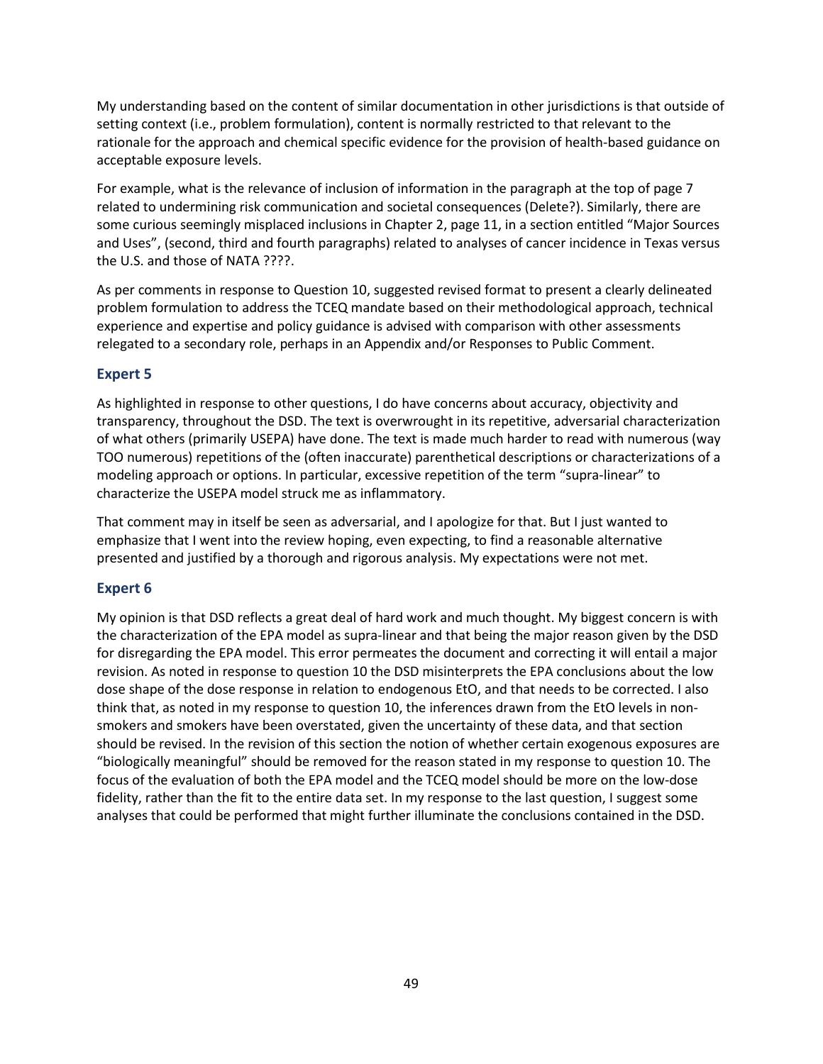My understanding based on the content of similar documentation in other jurisdictions is that outside of setting context (i.e., problem formulation), content is normally restricted to that relevant to the rationale for the approach and chemical specific evidence for the provision of health-based guidance on acceptable exposure levels.

For example, what is the relevance of inclusion of information in the paragraph at the top of page 7 related to undermining risk communication and societal consequences (Delete?). Similarly, there are some curious seemingly misplaced inclusions in Chapter 2, page 11, in a section entitled "Major Sources and Uses", (second, third and fourth paragraphs) related to analyses of cancer incidence in Texas versus the U.S. and those of NATA ????.

As per comments in response to Question 10, suggested revised format to present a clearly delineated problem formulation to address the TCEQ mandate based on their methodological approach, technical experience and expertise and policy guidance is advised with comparison with other assessments relegated to a secondary role, perhaps in an Appendix and/or Responses to Public Comment.

### Expert 5

As highlighted in response to other questions, I do have concerns about accuracy, objectivity and transparency, throughout the DSD. The text is overwrought in its repetitive, adversarial characterization of what others (primarily USEPA) have done. The text is made much harder to read with numerous (way TOO numerous) repetitions of the (often inaccurate) parenthetical descriptions or characterizations of a modeling approach or options. In particular, excessive repetition of the term "supra-linear" to characterize the USEPA model struck me as inflammatory.

That comment may in itself be seen as adversarial, and I apologize for that. But I just wanted to emphasize that I went into the review hoping, even expecting, to find a reasonable alternative presented and justified by a thorough and rigorous analysis. My expectations were not met.

### Expert 6

My opinion is that DSD reflects a great deal of hard work and much thought. My biggest concern is with the characterization of the EPA model as supra-linear and that being the major reason given by the DSD for disregarding the EPA model. This error permeates the document and correcting it will entail a major revision. As noted in response to question 10 the DSD misinterprets the EPA conclusions about the low dose shape of the dose response in relation to endogenous EtO, and that needs to be corrected. I also think that, as noted in my response to question 10, the inferences drawn from the EtO levels in non-smokers and smokers have been overstated, given the uncertainty of these data, and that section should be revised. In the revision of this section the notion of whether certain exogenous exposures are "biologically meaningful" should be removed for the reason stated in my response to question 10. The focus of the evaluation of both the EPA model and the TCEQ model should be more on the low-dose fidelity, rather than the fit to the entire data set. In my response to the last question, I suggest some analyses that could be performed that might further illuminate the conclusions contained in the DSD.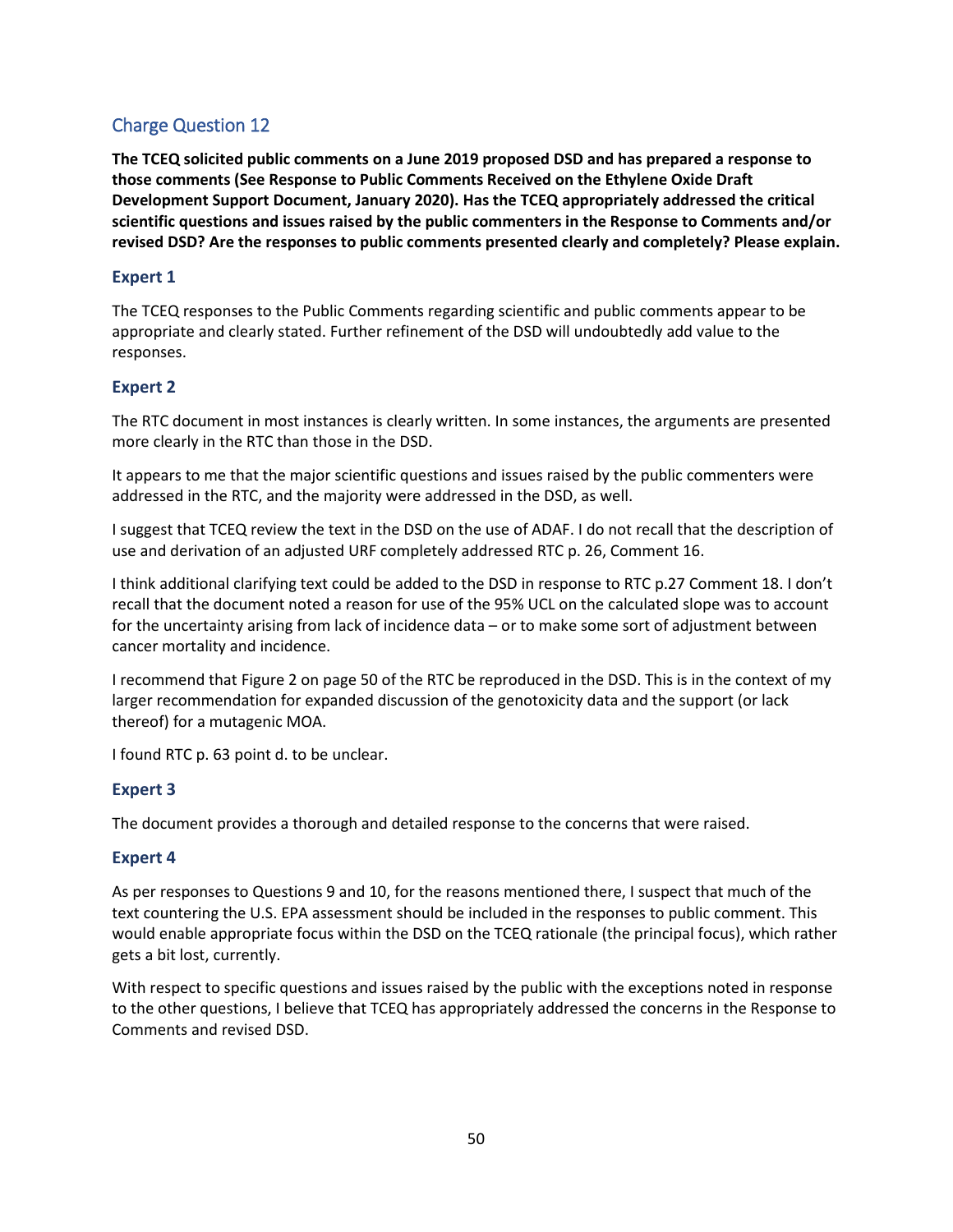## Charge Question 12

**The TCEQ solicited public comments on a June 2019 proposed DSD and has prepared a response to those comments (See Response to Public Comments Received on the Ethylene Oxide Draft Development Support Document, January 2020). Has the TCEQ appropriately addressed the critical scientific questions and issues raised by the public commenters in the Response to Comments and/or revised DSD? Are the responses to public comments presented clearly and completely? Please explain.**

### Expert 1

The TCEQ responses to the Public Comments regarding scientific and public comments appear to be appropriate and clearly stated. Further refinement of the DSD will undoubtedly add value to the responses.

### Expert 2

The RTC document in most instances is clearly written. In some instances, the arguments are presented more clearly in the RTC than those in the DSD.

It appears to me that the major scientific questions and issues raised by the public commenters were addressed in the RTC, and the majority were addressed in the DSD, as well.

I suggest that TCEQ review the text in the DSD on the use of ADAF. I do not recall that the description of use and derivation of an adjusted URF completely addressed RTC p. 26, Comment 16.

I think additional clarifying text could be added to the DSD in response to RTC p.27 Comment 18. I don't recall that the document noted a reason for use of the 95% UCL on the calculated slope was to account for the uncertainty arising from lack of incidence data – or to make some sort of adjustment between cancer mortality and incidence.

I recommend that Figure 2 on page 50 of the RTC be reproduced in the DSD. This is in the context of my larger recommendation for expanded discussion of the genotoxicity data and the support (or lack thereof) for a mutagenic MOA.

I found RTC p. 63 point d. to be unclear.

### Expert 3

The document provides a thorough and detailed response to the concerns that were raised.

### Expert 4

As per responses to Questions 9 and 10, for the reasons mentioned there, I suspect that much of the text countering the U.S. EPA assessment should be included in the responses to public comment. This would enable appropriate focus within the DSD on the TCEQ rationale (the principal focus), which rather gets a bit lost, currently.

With respect to specific questions and issues raised by the public with the exceptions noted in response to the other questions, I believe that TCEQ has appropriately addressed the concerns in the Response to Comments and revised DSD.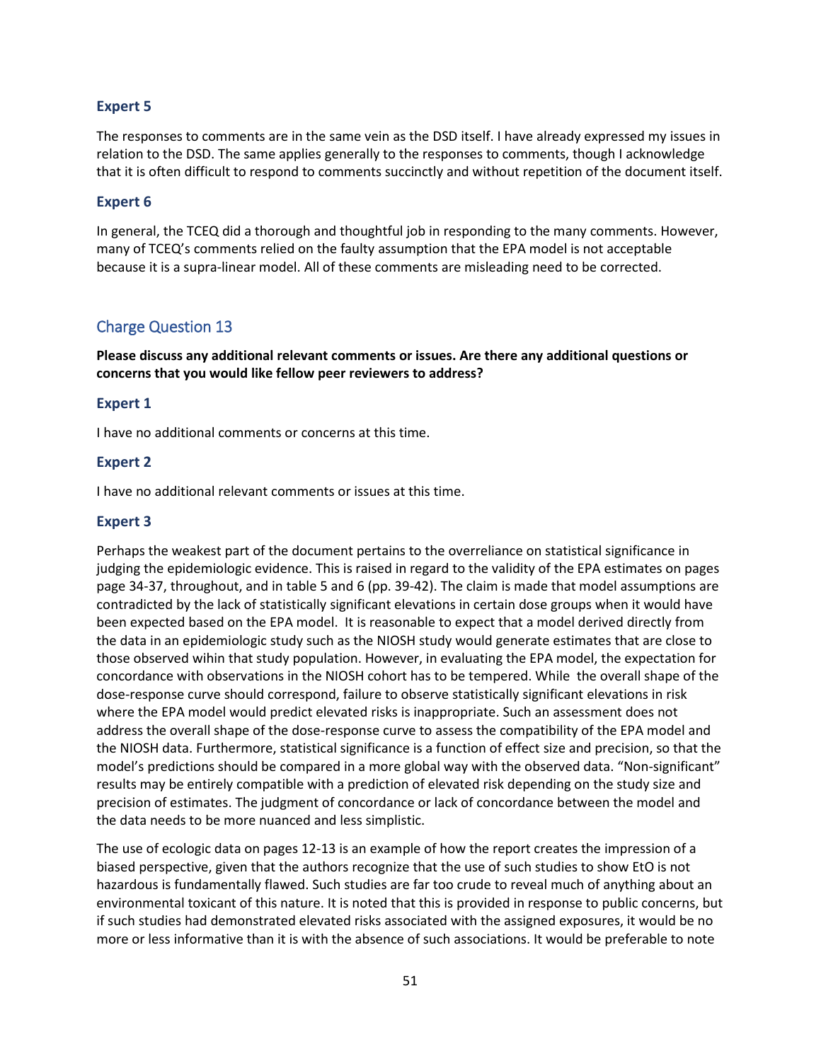### Expert 5

The responses to comments are in the same vein as the DSD itself. I have already expressed my issues in relation to the DSD. The same applies generally to the responses to comments, though I acknowledge that it is often difficult to respond to comments succinctly and without repetition of the document itself.

### Expert 6

In general, the TCEQ did a thorough and thoughtful job in responding to the many comments. However, many of TCEQ's comments relied on the faulty assumption that the EPA model is not acceptable because it is a supra-linear model. All of these comments are misleading need to be corrected.

## Charge Question 13

**Please discuss any additional relevant comments or issues. Are there any additional questions or concerns that you would like fellow peer reviewers to address?**

### Expert 1

I have no additional comments or concerns at this time.

### Expert 2

I have no additional relevant comments or issues at this time.

### Expert 3

Perhaps the weakest part of the document pertains to the overreliance on statistical significance in judging the epidemiologic evidence. This is raised in regard to the validity of the EPA estimates on pages page 34-37, throughout, and in table 5 and 6 (pp. 39-42). The claim is made that model assumptions are contradicted by the lack of statistically significant elevations in certain dose groups when it would have been expected based on the EPA model. It is reasonable to expect that a model derived directly from the data in an epidemiologic study such as the NIOSH study would generate estimates that are close to those observed wihin that study population. However, in evaluating the EPA model, the expectation for concordance with observations in the NIOSH cohort has to be tempered. While the overall shape of the dose-response curve should correspond, failure to observe statistically significant elevations in risk where the EPA model would predict elevated risks is inappropriate. Such an assessment does not address the overall shape of the dose-response curve to assess the compatibility of the EPA model and the NIOSH data. Furthermore, statistical significance is a function of effect size and precision, so that the model's predictions should be compared in a more global way with the observed data. "Non-significant" results may be entirely compatible with a prediction of elevated risk depending on the study size and precision of estimates. The judgment of concordance or lack of concordance between the model and the data needs to be more nuanced and less simplistic.

The use of ecologic data on pages 12-13 is an example of how the report creates the impression of a biased perspective, given that the authors recognize that the use of such studies to show EtO is not hazardous is fundamentally flawed. Such studies are far too crude to reveal much of anything about an environmental toxicant of this nature. It is noted that this is provided in response to public concerns, but if such studies had demonstrated elevated risks associated with the assigned exposures, it would be no more or less informative than it is with the absence of such associations. It would be preferable to note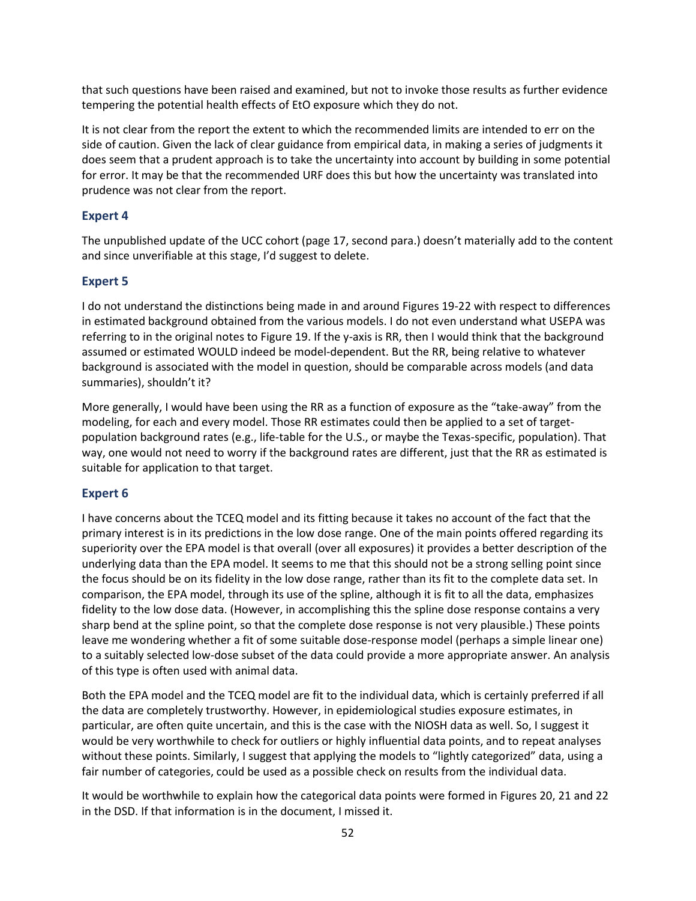that such questions have been raised and examined, but not to invoke those results as further evidence tempering the potential health effects of EtO exposure which they do not.

It is not clear from the report the extent to which the recommended limits are intended to err on the side of caution. Given the lack of clear guidance from empirical data, in making a series of judgments it does seem that a prudent approach is to take the uncertainty into account by building in some potential for error. It may be that the recommended URF does this but how the uncertainty was translated into prudence was not clear from the report.

### Expert 4

The unpublished update of the UCC cohort (page 17, second para.) doesn't materially add to the content and since unverifiable at this stage, I'd suggest to delete.

### Expert 5

I do not understand the distinctions being made in and around Figures 19-22 with respect to differences in estimated background obtained from the various models. I do not even understand what USEPA was referring to in the original notes to Figure 19. If the y-axis is RR, then I would think that the background assumed or estimated WOULD indeed be model-dependent. But the RR, being relative to whatever background is associated with the model in question, should be comparable across models (and data summaries), shouldn't it?

More generally, I would have been using the RR as a function of exposure as the "take-away" from the modeling, for each and every model. Those RR estimates could then be applied to a set of target-population background rates (e.g., life-table for the U.S., or maybe the Texas-specific, population). That way, one would not need to worry if the background rates are different, just that the RR as estimated is suitable for application to that target.

### Expert 6

I have concerns about the TCEQ model and its fitting because it takes no account of the fact that the primary interest is in its predictions in the low dose range. One of the main points offered regarding its superiority over the EPA model is that overall (over all exposures) it provides a better description of the underlying data than the EPA model. It seems to me that this should not be a strong selling point since the focus should be on its fidelity in the low dose range, rather than its fit to the complete data set. In comparison, the EPA model, through its use of the spline, although it is fit to all the data, emphasizes fidelity to the low dose data. (However, in accomplishing this the spline dose response contains a very sharp bend at the spline point, so that the complete dose response is not very plausible.) These points leave me wondering whether a fit of some suitable dose-response model (perhaps a simple linear one) to a suitably selected low-dose subset of the data could provide a more appropriate answer. An analysis of this type is often used with animal data.

Both the EPA model and the TCEQ model are fit to the individual data, which is certainly preferred if all the data are completely trustworthy. However, in epidemiological studies exposure estimates, in particular, are often quite uncertain, and this is the case with the NIOSH data as well. So, I suggest it would be very worthwhile to check for outliers or highly influential data points, and to repeat analyses without these points. Similarly, I suggest that applying the models to "lightly categorized" data, using a fair number of categories, could be used as a possible check on results from the individual data.

It would be worthwhile to explain how the categorical data points were formed in Figures 20, 21 and 22 in the DSD. If that information is in the document, I missed it.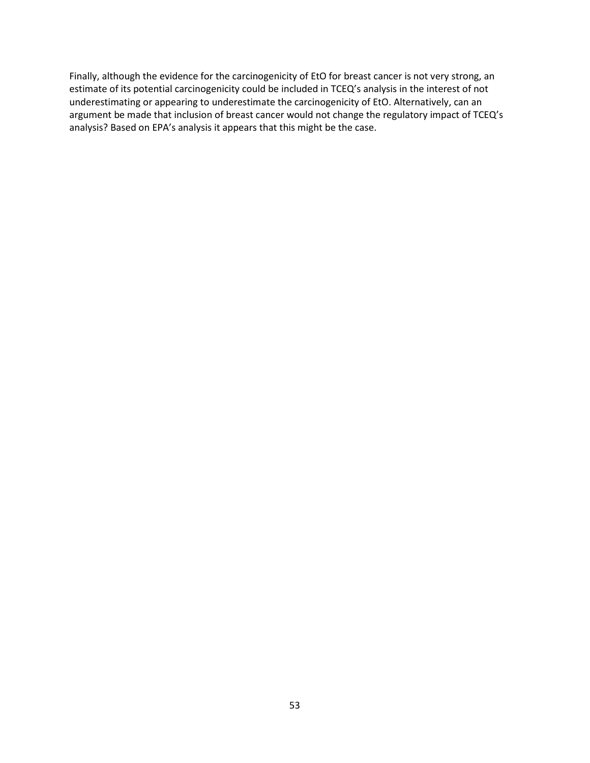Finally, although the evidence for the carcinogenicity of EtO for breast cancer is not very strong, an estimate of its potential carcinogenicity could be included in TCEQ's analysis in the interest of not underestimating or appearing to underestimate the carcinogenicity of EtO. Alternatively, can an argument be made that inclusion of breast cancer would not change the regulatory impact of TCEQ's analysis? Based on EPA's analysis it appears that this might be the case.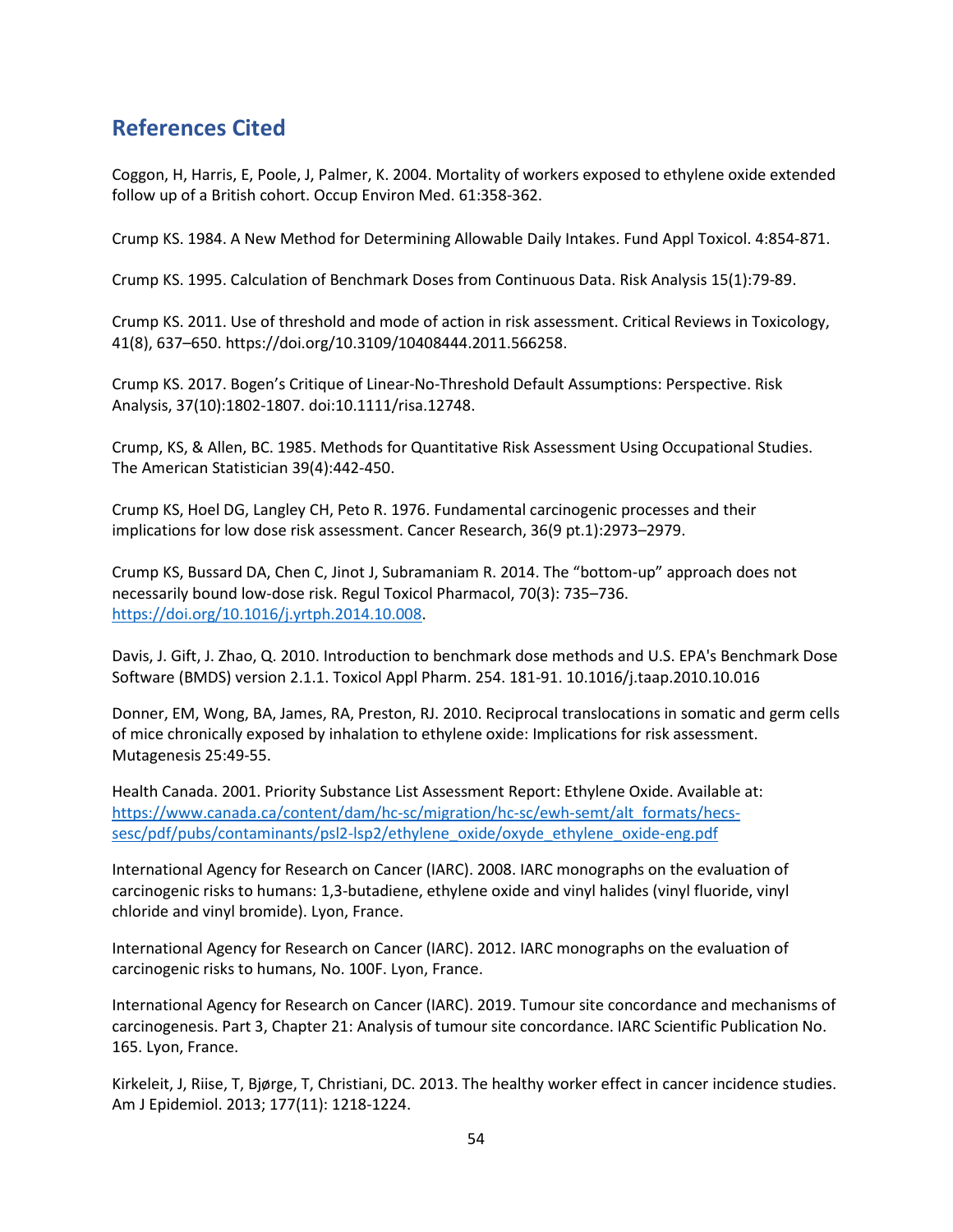## References Cited

Coggon, H, Harris, E, Poole, J, Palmer, K. 2004. Mortality of workers exposed to ethylene oxide extended follow up of a British cohort. Occup Environ Med. 61:358-362.

Crump KS. 1984. A New Method for Determining Allowable Daily Intakes. Fund Appl Toxicol. 4:854-871.

Crump KS. 1995. Calculation of Benchmark Doses from Continuous Data. Risk Analysis 15(1):79-89.

Crump KS. 2011. Use of threshold and mode of action in risk assessment. Critical Reviews in Toxicology, 41(8), 637–650. https://doi.org/10.3109/10408444.2011.566258.

Crump KS. 2017. Bogen's Critique of Linear-No-Threshold Default Assumptions: Perspective. Risk Analysis, 37(10):1802-1807. doi:10.1111/risa.12748.

Crump, KS, & Allen, BC. 1985. Methods for Quantitative Risk Assessment Using Occupational Studies. The American Statistician 39(4):442-450.

Crump KS, Hoel DG, Langley CH, Peto R. 1976. Fundamental carcinogenic processes and their implications for low dose risk assessment. Cancer Research, 36(9 pt.1):2973–2979.

Crump KS, Bussard DA, Chen C, Jinot J, Subramaniam R. 2014. The "bottom-up" approach does not necessarily bound low-dose risk. Regul Toxicol Pharmacol, 70(3): 735–736. https://doi.org/10.1016/j.yrtph.2014.10.008.

Davis, J. Gift, J. Zhao, Q. 2010. Introduction to benchmark dose methods and U.S. EPA's Benchmark Dose Software (BMDS) version 2.1.1. Toxicol Appl Pharm. 254. 181-91. 10.1016/j.taap.2010.10.016

Donner, EM, Wong, BA, James, RA, Preston, RJ. 2010. Reciprocal translocations in somatic and germ cells of mice chronically exposed by inhalation to ethylene oxide: Implications for risk assessment. Mutagenesis 25:49-55.

Health Canada. 2001. Priority Substance List Assessment Report: Ethylene Oxide. Available at: https://www.canada.ca/content/dam/hc-sc/migration/hc-sc/ewh-semt/alt_formats/hecs-sesc/pdf/pubs/contaminants/psl2-lsp2/ethylene_oxide/oxyde_ethylene_oxide-eng.pdf

International Agency for Research on Cancer (IARC). 2008. IARC monographs on the evaluation of carcinogenic risks to humans: 1,3-butadiene, ethylene oxide and vinyl halides (vinyl fluoride, vinyl chloride and vinyl bromide). Lyon, France.

International Agency for Research on Cancer (IARC). 2012. IARC monographs on the evaluation of carcinogenic risks to humans, No. 100F. Lyon, France.

International Agency for Research on Cancer (IARC). 2019. Tumour site concordance and mechanisms of carcinogenesis. Part 3, Chapter 21: Analysis of tumour site concordance. IARC Scientific Publication No. 165. Lyon, France.

Kirkeleit, J, Riise, T, Bjørge, T, Christiani, DC. 2013. The healthy worker effect in cancer incidence studies. Am J Epidemiol. 2013; 177(11): 1218-1224.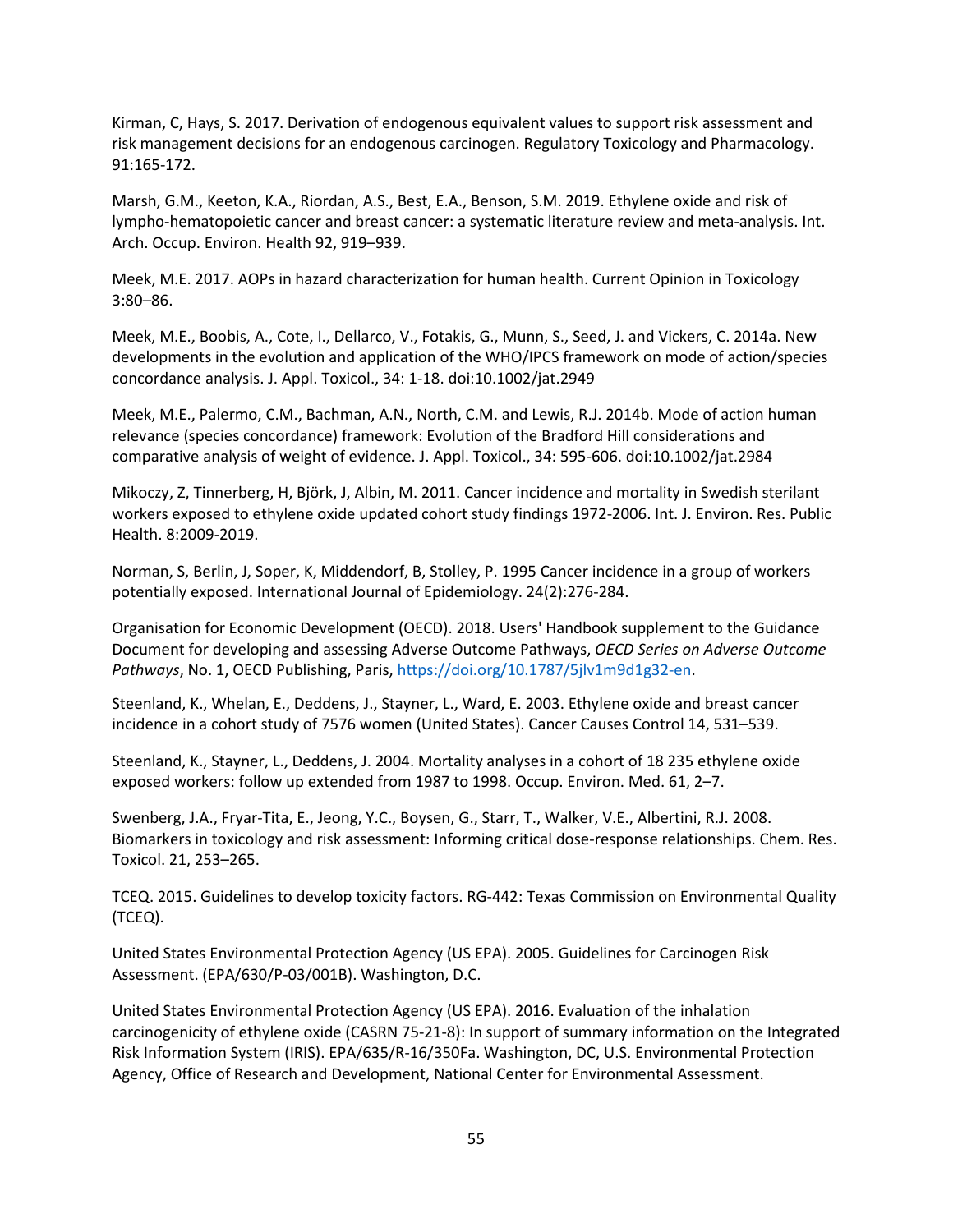Kirman, C, Hays, S. 2017. Derivation of endogenous equivalent values to support risk assessment and risk management decisions for an endogenous carcinogen. Regulatory Toxicology and Pharmacology. 91:165-172.

Marsh, G.M., Keeton, K.A., Riordan, A.S., Best, E.A., Benson, S.M. 2019. Ethylene oxide and risk of lympho-hematopoietic cancer and breast cancer: a systematic literature review and meta-analysis. Int. Arch. Occup. Environ. Health 92, 919–939.

Meek, M.E. 2017. AOPs in hazard characterization for human health. Current Opinion in Toxicology 3:80–86.

Meek, M.E., Boobis, A., Cote, I., Dellarco, V., Fotakis, G., Munn, S., Seed, J. and Vickers, C. 2014a. New developments in the evolution and application of the WHO/IPCS framework on mode of action/species concordance analysis. J. Appl. Toxicol., 34: 1-18. doi:10.1002/jat.2949

Meek, M.E., Palermo, C.M., Bachman, A.N., North, C.M. and Lewis, R.J. 2014b. Mode of action human relevance (species concordance) framework: Evolution of the Bradford Hill considerations and comparative analysis of weight of evidence. J. Appl. Toxicol., 34: 595-606. doi:10.1002/jat.2984

Mikoczy, Z, Tinnerberg, H, Björk, J, Albin, M. 2011. Cancer incidence and mortality in Swedish sterilant workers exposed to ethylene oxide updated cohort study findings 1972-2006. Int. J. Environ. Res. Public Health. 8:2009-2019.

Norman, S, Berlin, J, Soper, K, Middendorf, B, Stolley, P. 1995 Cancer incidence in a group of workers potentially exposed. International Journal of Epidemiology. 24(2):276-284.

Organisation for Economic Development (OECD). 2018. Users' Handbook supplement to the Guidance Document for developing and assessing Adverse Outcome Pathways, *OECD Series on Adverse Outcome Pathways*, No. 1, OECD Publishing, Paris, https://doi.org/10.1787/5jlv1m9d1g32-en.

Steenland, K., Whelan, E., Deddens, J., Stayner, L., Ward, E. 2003. Ethylene oxide and breast cancer incidence in a cohort study of 7576 women (United States). Cancer Causes Control 14, 531–539.

Steenland, K., Stayner, L., Deddens, J. 2004. Mortality analyses in a cohort of 18 235 ethylene oxide exposed workers: follow up extended from 1987 to 1998. Occup. Environ. Med. 61, 2–7.

Swenberg, J.A., Fryar-Tita, E., Jeong, Y.C., Boysen, G., Starr, T., Walker, V.E., Albertini, R.J. 2008. Biomarkers in toxicology and risk assessment: Informing critical dose-response relationships. Chem. Res. Toxicol. 21, 253–265.

TCEQ. 2015. Guidelines to develop toxicity factors. RG-442: Texas Commission on Environmental Quality (TCEQ).

United States Environmental Protection Agency (US EPA). 2005. Guidelines for Carcinogen Risk Assessment. (EPA/630/P-03/001B). Washington, D.C.

United States Environmental Protection Agency (US EPA). 2016. Evaluation of the inhalation carcinogenicity of ethylene oxide (CASRN 75-21-8): In support of summary information on the Integrated Risk Information System (IRIS). EPA/635/R-16/350Fa. Washington, DC, U.S. Environmental Protection Agency, Office of Research and Development, National Center for Environmental Assessment.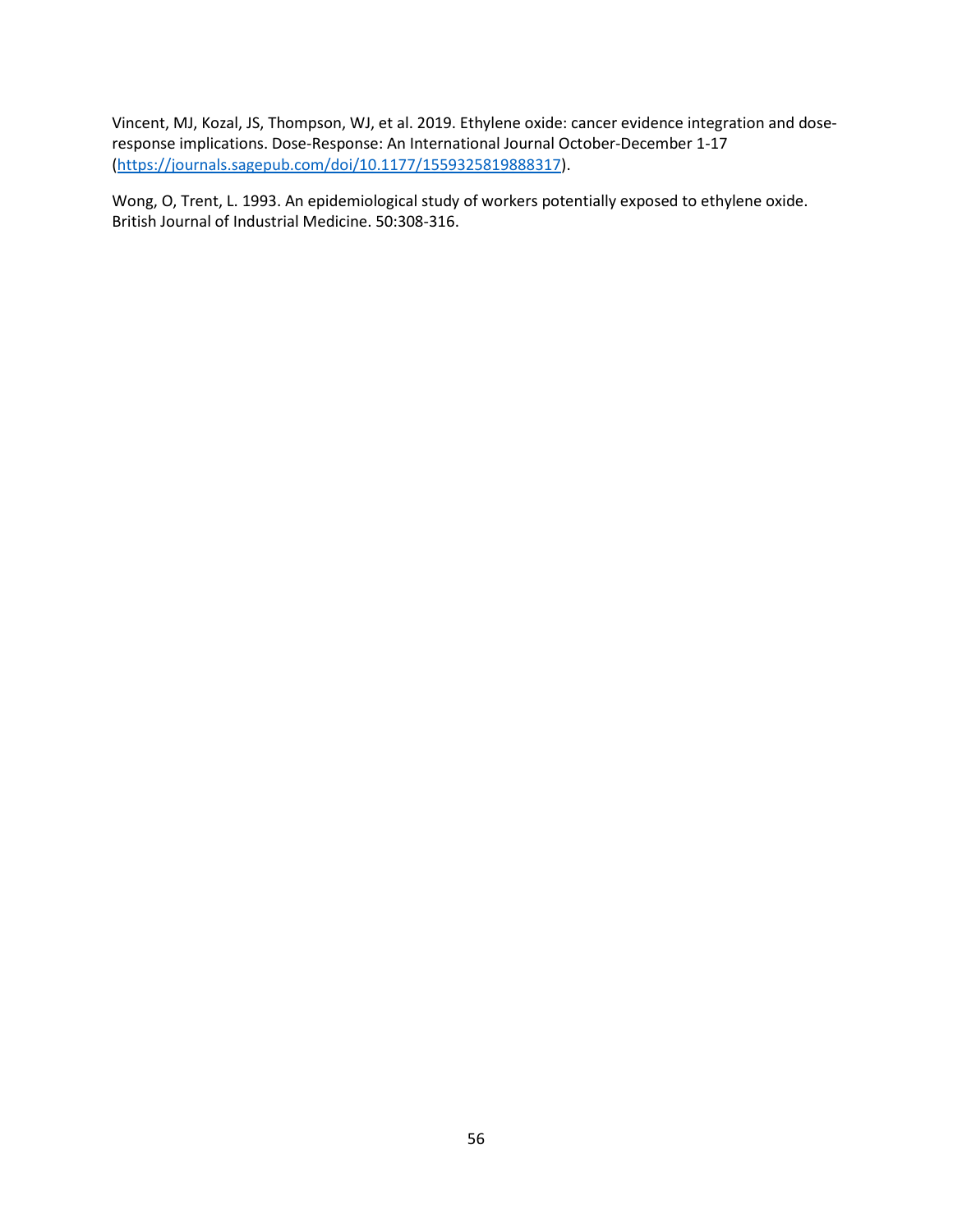Vincent, MJ, Kozal, JS, Thompson, WJ, et al. 2019. Ethylene oxide: cancer evidence integration and dose-response implications. Dose-Response: An International Journal October-December 1-17 (https://journals.sagepub.com/doi/10.1177/1559325819888317).

Wong, O, Trent, L. 1993. An epidemiological study of workers potentially exposed to ethylene oxide. British Journal of Industrial Medicine. 50:308-316.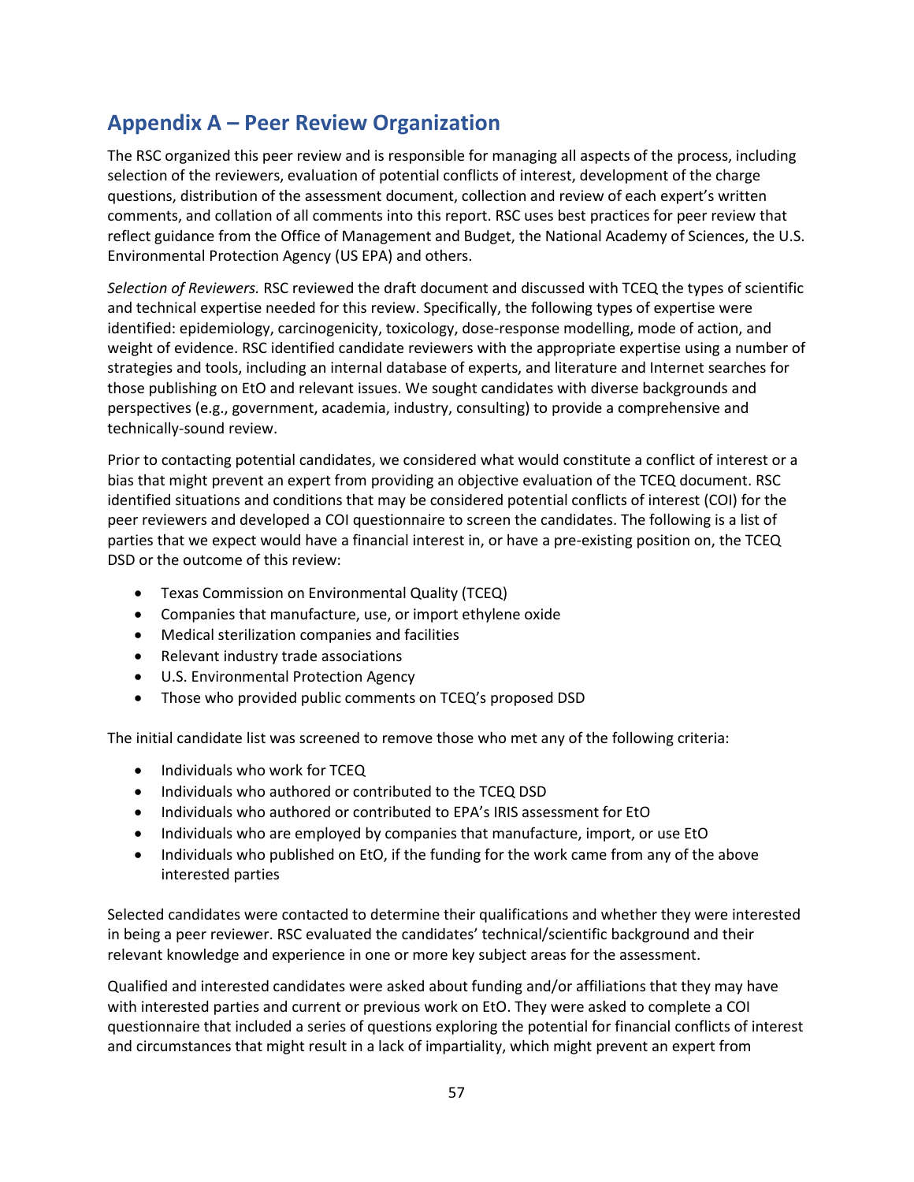## Appendix A – Peer Review Organization

The RSC organized this peer review and is responsible for managing all aspects of the process, including selection of the reviewers, evaluation of potential conflicts of interest, development of the charge questions, distribution of the assessment document, collection and review of each expert's written comments, and collation of all comments into this report. RSC uses best practices for peer review that reflect guidance from the Office of Management and Budget, the National Academy of Sciences, the U.S. Environmental Protection Agency (US EPA) and others.

*Selection of Reviewers.* RSC reviewed the draft document and discussed with TCEQ the types of scientific and technical expertise needed for this review. Specifically, the following types of expertise were identified: epidemiology, carcinogenicity, toxicology, dose-response modelling, mode of action, and weight of evidence. RSC identified candidate reviewers with the appropriate expertise using a number of strategies and tools, including an internal database of experts, and literature and Internet searches for those publishing on EtO and relevant issues. We sought candidates with diverse backgrounds and perspectives (e.g., government, academia, industry, consulting) to provide a comprehensive and technically-sound review.

Prior to contacting potential candidates, we considered what would constitute a conflict of interest or a bias that might prevent an expert from providing an objective evaluation of the TCEQ document. RSC identified situations and conditions that may be considered potential conflicts of interest (COI) for the peer reviewers and developed a COI questionnaire to screen the candidates. The following is a list of parties that we expect would have a financial interest in, or have a pre-existing position on, the TCEQ DSD or the outcome of this review:

- Texas Commission on Environmental Quality (TCEQ)
- Companies that manufacture, use, or import ethylene oxide
- Medical sterilization companies and facilities
- Relevant industry trade associations
- U.S. Environmental Protection Agency
- Those who provided public comments on TCEQ's proposed DSD

The initial candidate list was screened to remove those who met any of the following criteria:

- Individuals who work for TCEQ
- Individuals who authored or contributed to the TCEQ DSD
- Individuals who authored or contributed to EPA's IRIS assessment for EtO
- Individuals who are employed by companies that manufacture, import, or use EtO
- Individuals who published on EtO, if the funding for the work came from any of the above interested parties

Selected candidates were contacted to determine their qualifications and whether they were interested in being a peer reviewer. RSC evaluated the candidates' technical/scientific background and their relevant knowledge and experience in one or more key subject areas for the assessment.

Qualified and interested candidates were asked about funding and/or affiliations that they may have with interested parties and current or previous work on EtO. They were asked to complete a COI questionnaire that included a series of questions exploring the potential for financial conflicts of interest and circumstances that might result in a lack of impartiality, which might prevent an expert from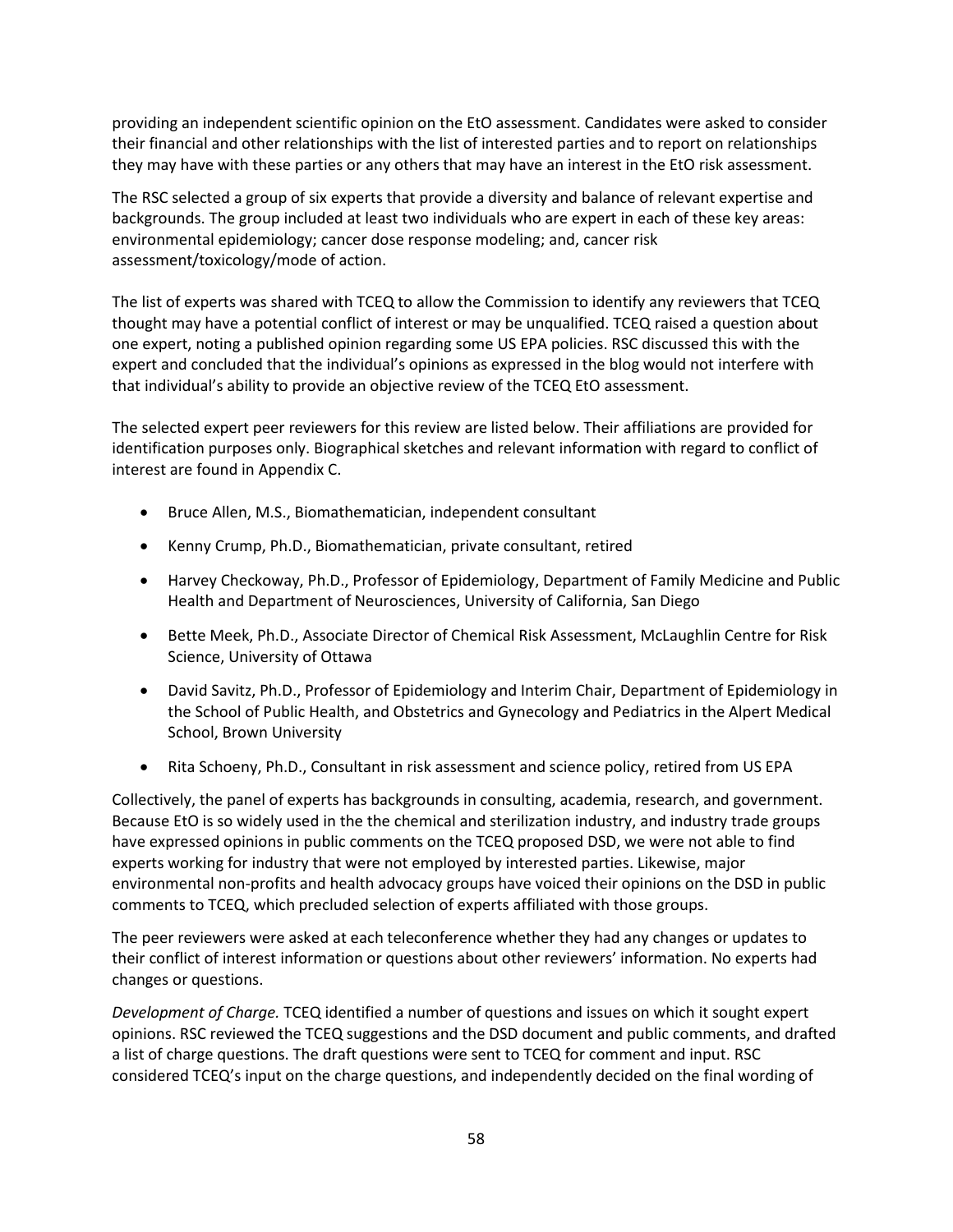providing an independent scientific opinion on the EtO assessment. Candidates were asked to consider their financial and other relationships with the list of interested parties and to report on relationships they may have with these parties or any others that may have an interest in the EtO risk assessment.

The RSC selected a group of six experts that provide a diversity and balance of relevant expertise and backgrounds. The group included at least two individuals who are expert in each of these key areas: environmental epidemiology; cancer dose response modeling; and, cancer risk assessment/toxicology/mode of action.

The list of experts was shared with TCEQ to allow the Commission to identify any reviewers that TCEQ thought may have a potential conflict of interest or may be unqualified. TCEQ raised a question about one expert, noting a published opinion regarding some US EPA policies. RSC discussed this with the expert and concluded that the individual's opinions as expressed in the blog would not interfere with that individual's ability to provide an objective review of the TCEQ EtO assessment.

The selected expert peer reviewers for this review are listed below. Their affiliations are provided for identification purposes only. Biographical sketches and relevant information with regard to conflict of interest are found in Appendix C.

- Bruce Allen, M.S., Biomathematician, independent consultant
- Kenny Crump, Ph.D., Biomathematician, private consultant, retired
- Harvey Checkoway, Ph.D., Professor of Epidemiology, Department of Family Medicine and Public Health and Department of Neurosciences, University of California, San Diego
- Bette Meek, Ph.D., Associate Director of Chemical Risk Assessment, McLaughlin Centre for Risk Science, University of Ottawa
- David Savitz, Ph.D., Professor of Epidemiology and Interim Chair, Department of Epidemiology in the School of Public Health, and Obstetrics and Gynecology and Pediatrics in the Alpert Medical School, Brown University
- Rita Schoeny, Ph.D., Consultant in risk assessment and science policy, retired from US EPA

Collectively, the panel of experts has backgrounds in consulting, academia, research, and government. Because EtO is so widely used in the the chemical and sterilization industry, and industry trade groups have expressed opinions in public comments on the TCEQ proposed DSD, we were not able to find experts working for industry that were not employed by interested parties. Likewise, major environmental non-profits and health advocacy groups have voiced their opinions on the DSD in public comments to TCEQ, which precluded selection of experts affiliated with those groups.

The peer reviewers were asked at each teleconference whether they had any changes or updates to their conflict of interest information or questions about other reviewers' information. No experts had changes or questions.

*Development of Charge.* TCEQ identified a number of questions and issues on which it sought expert opinions. RSC reviewed the TCEQ suggestions and the DSD document and public comments, and drafted a list of charge questions. The draft questions were sent to TCEQ for comment and input. RSC considered TCEQ's input on the charge questions, and independently decided on the final wording of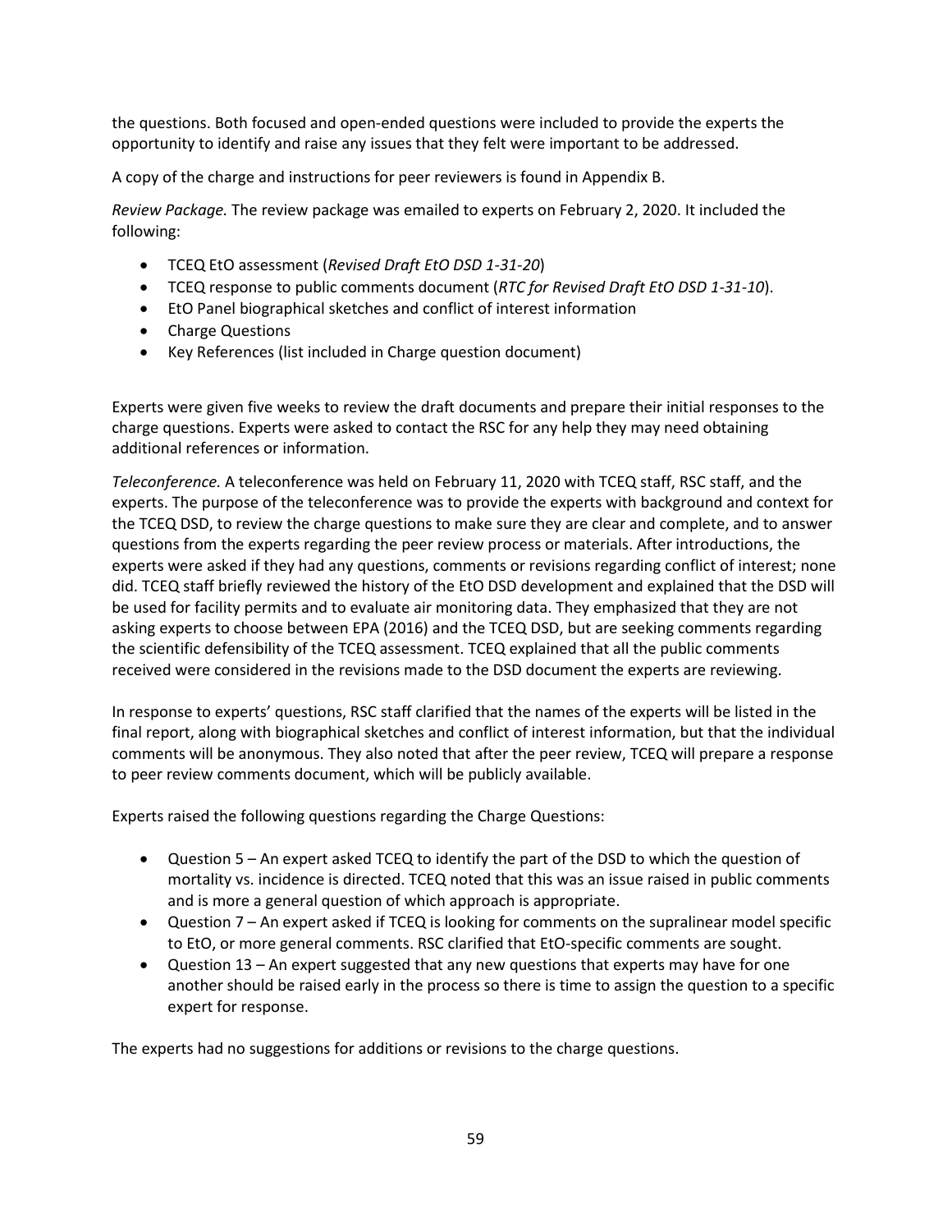the questions. Both focused and open-ended questions were included to provide the experts the opportunity to identify and raise any issues that they felt were important to be addressed.

A copy of the charge and instructions for peer reviewers is found in Appendix B.

*Review Package.* The review package was emailed to experts on February 2, 2020. It included the following:

- TCEQ EtO assessment (*Revised Draft EtO DSD 1-31-20*)
- TCEQ response to public comments document (*RTC for Revised Draft EtO DSD 1-31-10*).
- EtO Panel biographical sketches and conflict of interest information
- Charge Questions
- Key References (list included in Charge question document)

Experts were given five weeks to review the draft documents and prepare their initial responses to the charge questions. Experts were asked to contact the RSC for any help they may need obtaining additional references or information.

*Teleconference.* A teleconference was held on February 11, 2020 with TCEQ staff, RSC staff, and the experts. The purpose of the teleconference was to provide the experts with background and context for the TCEQ DSD, to review the charge questions to make sure they are clear and complete, and to answer questions from the experts regarding the peer review process or materials. After introductions, the experts were asked if they had any questions, comments or revisions regarding conflict of interest; none did. TCEQ staff briefly reviewed the history of the EtO DSD development and explained that the DSD will be used for facility permits and to evaluate air monitoring data. They emphasized that they are not asking experts to choose between EPA (2016) and the TCEQ DSD, but are seeking comments regarding the scientific defensibility of the TCEQ assessment. TCEQ explained that all the public comments received were considered in the revisions made to the DSD document the experts are reviewing.

In response to experts' questions, RSC staff clarified that the names of the experts will be listed in the final report, along with biographical sketches and conflict of interest information, but that the individual comments will be anonymous. They also noted that after the peer review, TCEQ will prepare a response to peer review comments document, which will be publicly available.

Experts raised the following questions regarding the Charge Questions:

- Question 5 – An expert asked TCEQ to identify the part of the DSD to which the question of mortality vs. incidence is directed. TCEQ noted that this was an issue raised in public comments and is more a general question of which approach is appropriate.
- Question 7 – An expert asked if TCEQ is looking for comments on the supralinear model specific to EtO, or more general comments. RSC clarified that EtO-specific comments are sought.
- Question 13 – An expert suggested that any new questions that experts may have for one another should be raised early in the process so there is time to assign the question to a specific expert for response.

The experts had no suggestions for additions or revisions to the charge questions.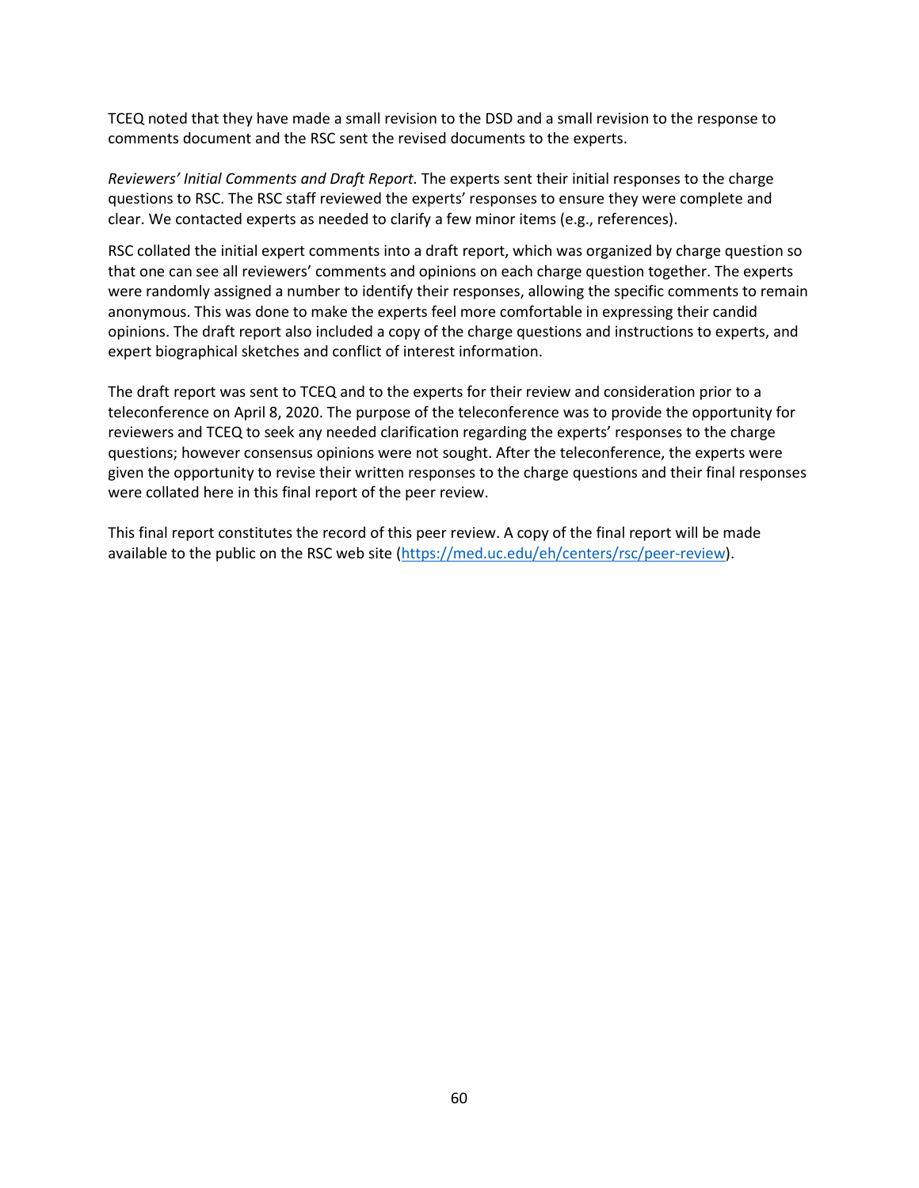TCEQ noted that they have made a small revision to the DSD and a small revision to the response to comments document and the RSC sent the revised documents to the experts.

*Reviewers' Initial Comments and Draft Report.* The experts sent their initial responses to the charge questions to RSC. The RSC staff reviewed the experts' responses to ensure they were complete and clear. We contacted experts as needed to clarify a few minor items (e.g., references).

RSC collated the initial expert comments into a draft report, which was organized by charge question so that one can see all reviewers' comments and opinions on each charge question together. The experts were randomly assigned a number to identify their responses, allowing the specific comments to remain anonymous. This was done to make the experts feel more comfortable in expressing their candid opinions. The draft report also included a copy of the charge questions and instructions to experts, and expert biographical sketches and conflict of interest information.

The draft report was sent to TCEQ and to the experts for their review and consideration prior to a teleconference on April 8, 2020. The purpose of the teleconference was to provide the opportunity for reviewers and TCEQ to seek any needed clarification regarding the experts' responses to the charge questions; however consensus opinions were not sought. After the teleconference, the experts were given the opportunity to revise their written responses to the charge questions and their final responses were collated here in this final report of the peer review.

This final report constitutes the record of this peer review. A copy of the final report will be made available to the public on the RSC web site (https://med.uc.edu/eh/centers/rsc/peer-review).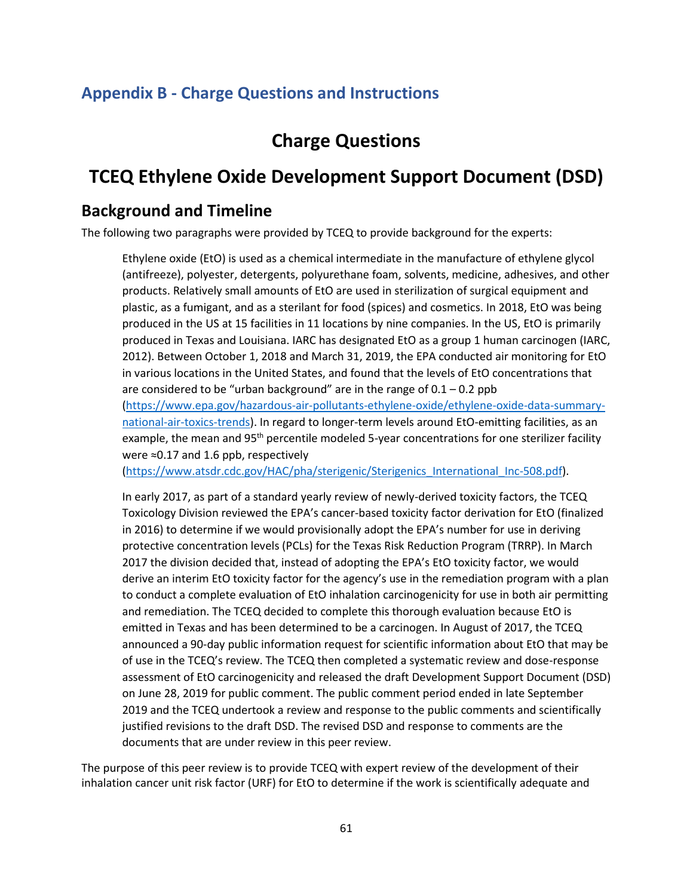## Appendix B - Charge Questions and Instructions

# Charge Questions

# TCEQ Ethylene Oxide Development Support Document (DSD)

## Background and Timeline

The following two paragraphs were provided by TCEQ to provide background for the experts:

> Ethylene oxide (EtO) is used as a chemical intermediate in the manufacture of ethylene glycol (antifreeze), polyester, detergents, polyurethane foam, solvents, medicine, adhesives, and other products. Relatively small amounts of EtO are used in sterilization of surgical equipment and plastic, as a fumigant, and as a sterilant for food (spices) and cosmetics. In 2018, EtO was being produced in the US at 15 facilities in 11 locations by nine companies. In the US, EtO is primarily produced in Texas and Louisiana. IARC has designated EtO as a group 1 human carcinogen (IARC, 2012). Between October 1, 2018 and March 31, 2019, the EPA conducted air monitoring for EtO in various locations in the United States, and found that the levels of EtO concentrations that are considered to be "urban background" are in the range of 0.1 – 0.2 ppb (https://www.epa.gov/hazardous-air-pollutants-ethylene-oxide/ethylene-oxide-data-summary-national-air-toxics-trends). In regard to longer-term levels around EtO-emitting facilities, as an example, the mean and 95th percentile modeled 5-year concentrations for one sterilizer facility were ≈0.17 and 1.6 ppb, respectively (https://www.atsdr.cdc.gov/HAC/pha/sterigenic/Sterigenics_International_Inc-508.pdf).
>
> In early 2017, as part of a standard yearly review of newly-derived toxicity factors, the TCEQ Toxicology Division reviewed the EPA's cancer-based toxicity factor derivation for EtO (finalized in 2016) to determine if we would provisionally adopt the EPA's number for use in deriving protective concentration levels (PCLs) for the Texas Risk Reduction Program (TRRP). In March 2017 the division decided that, instead of adopting the EPA's EtO toxicity factor, we would derive an interim EtO toxicity factor for the agency's use in the remediation program with a plan to conduct a complete evaluation of EtO inhalation carcinogenicity for use in both air permitting and remediation. The TCEQ decided to complete this thorough evaluation because EtO is emitted in Texas and has been determined to be a carcinogen. In August of 2017, the TCEQ announced a 90-day public information request for scientific information about EtO that may be of use in the TCEQ's review. The TCEQ then completed a systematic review and dose-response assessment of EtO carcinogenicity and released the draft Development Support Document (DSD) on June 28, 2019 for public comment. The public comment period ended in late September 2019 and the TCEQ undertook a review and response to the public comments and scientifically justified revisions to the draft DSD. The revised DSD and response to comments are the documents that are under review in this peer review.

The purpose of this peer review is to provide TCEQ with expert review of the development of their inhalation cancer unit risk factor (URF) for EtO to determine if the work is scientifically adequate and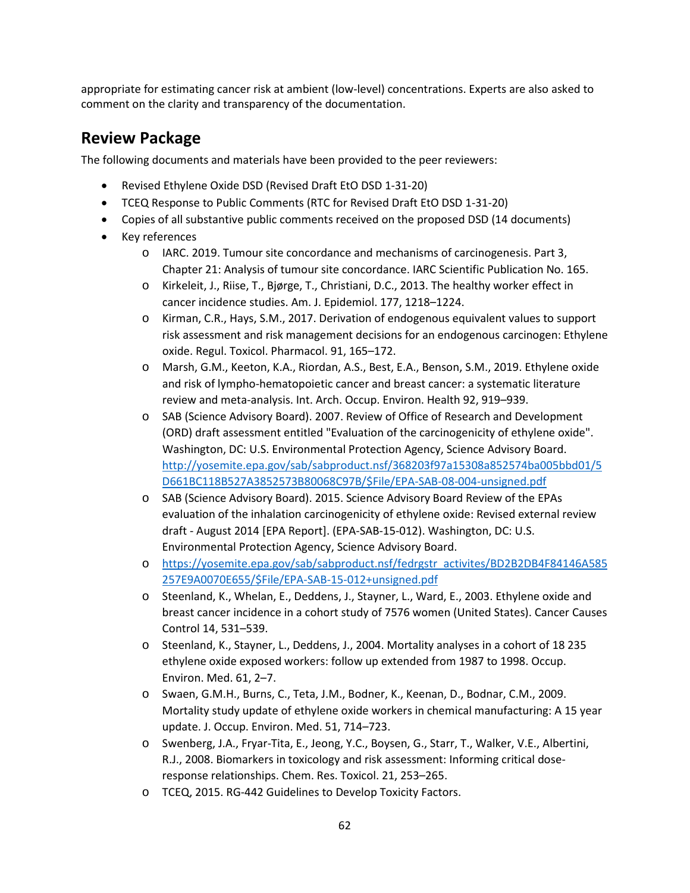appropriate for estimating cancer risk at ambient (low-level) concentrations. Experts are also asked to comment on the clarity and transparency of the documentation.

## Review Package

The following documents and materials have been provided to the peer reviewers:

- Revised Ethylene Oxide DSD (Revised Draft EtO DSD 1-31-20)
- TCEQ Response to Public Comments (RTC for Revised Draft EtO DSD 1-31-20)
- Copies of all substantive public comments received on the proposed DSD (14 documents)
- Key references
    - IARC. 2019. Tumour site concordance and mechanisms of carcinogenesis. Part 3, Chapter 21: Analysis of tumour site concordance. IARC Scientific Publication No. 165.
    - Kirkeleit, J., Riise, T., Bjørge, T., Christiani, D.C., 2013. The healthy worker effect in cancer incidence studies. Am. J. Epidemiol. 177, 1218–1224.
    - Kirman, C.R., Hays, S.M., 2017. Derivation of endogenous equivalent values to support risk assessment and risk management decisions for an endogenous carcinogen: Ethylene oxide. Regul. Toxicol. Pharmacol. 91, 165–172.
    - Marsh, G.M., Keeton, K.A., Riordan, A.S., Best, E.A., Benson, S.M., 2019. Ethylene oxide and risk of lympho-hematopoietic cancer and breast cancer: a systematic literature review and meta-analysis. Int. Arch. Occup. Environ. Health 92, 919–939.
    - SAB (Science Advisory Board). 2007. Review of Office of Research and Development (ORD) draft assessment entitled "Evaluation of the carcinogenicity of ethylene oxide". Washington, DC: U.S. Environmental Protection Agency, Science Advisory Board. http://yosemite.epa.gov/sab/sabproduct.nsf/368203f97a15308a852574ba005bbd01/5D661BC118B527A3852573B80068C97B/$File/EPA-SAB-08-004-unsigned.pdf
    - SAB (Science Advisory Board). 2015. Science Advisory Board Review of the EPAs evaluation of the inhalation carcinogenicity of ethylene oxide: Revised external review draft - August 2014 [EPA Report]. (EPA-SAB-15-012). Washington, DC: U.S. Environmental Protection Agency, Science Advisory Board.
    - https://yosemite.epa.gov/sab/sabproduct.nsf/fedrgstr_activites/BD2B2DB4F84146A585257E9A0070E655/$File/EPA-SAB-15-012+unsigned.pdf
    - Steenland, K., Whelan, E., Deddens, J., Stayner, L., Ward, E., 2003. Ethylene oxide and breast cancer incidence in a cohort study of 7576 women (United States). Cancer Causes Control 14, 531–539.
    - Steenland, K., Stayner, L., Deddens, J., 2004. Mortality analyses in a cohort of 18 235 ethylene oxide exposed workers: follow up extended from 1987 to 1998. Occup. Environ. Med. 61, 2–7.
    - Swaen, G.M.H., Burns, C., Teta, J.M., Bodner, K., Keenan, D., Bodnar, C.M., 2009. Mortality study update of ethylene oxide workers in chemical manufacturing: A 15 year update. J. Occup. Environ. Med. 51, 714–723.
    - Swenberg, J.A., Fryar-Tita, E., Jeong, Y.C., Boysen, G., Starr, T., Walker, V.E., Albertini, R.J., 2008. Biomarkers in toxicology and risk assessment: Informing critical dose-response relationships. Chem. Res. Toxicol. 21, 253–265.
    - TCEQ, 2015. RG-442 Guidelines to Develop Toxicity Factors.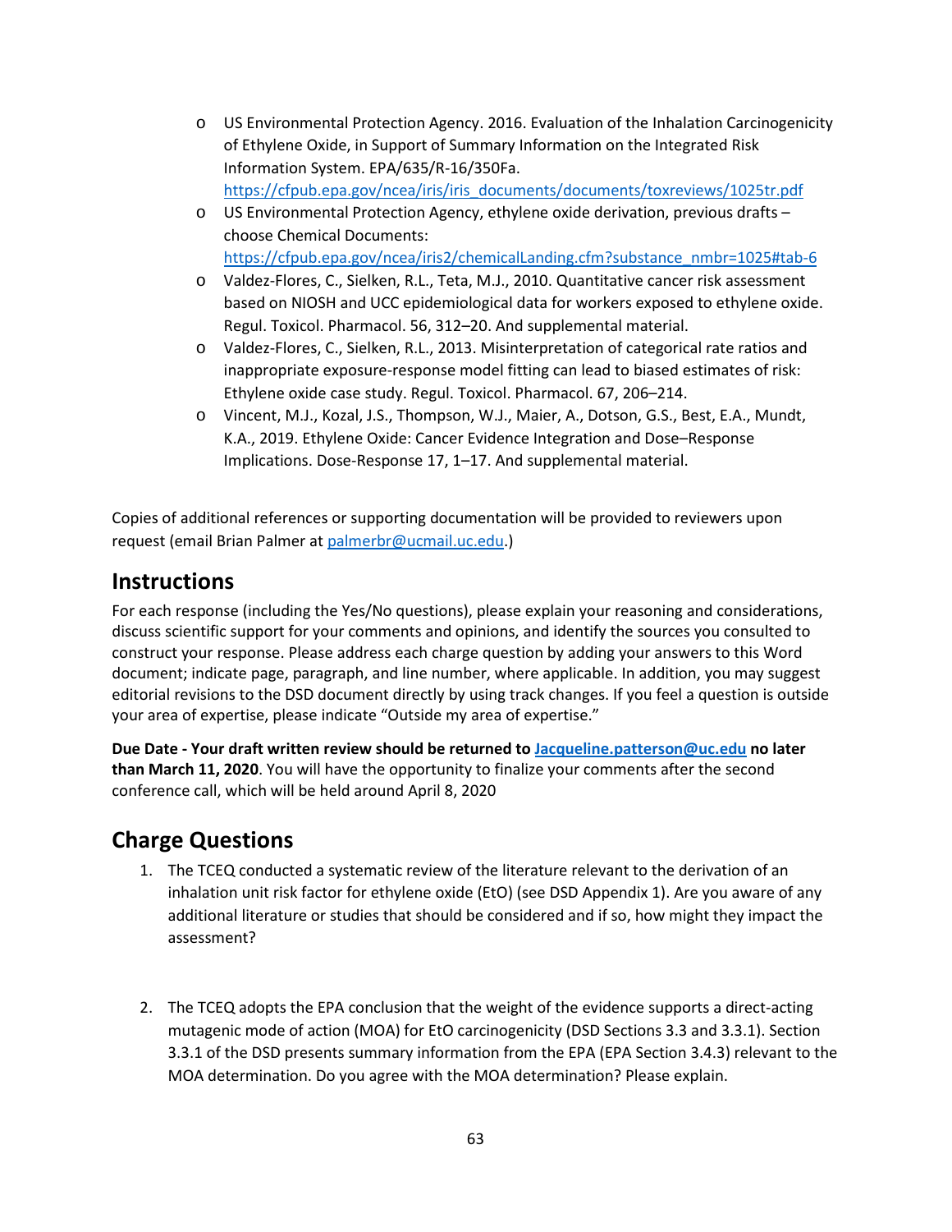- US Environmental Protection Agency. 2016. Evaluation of the Inhalation Carcinogenicity of Ethylene Oxide, in Support of Summary Information on the Integrated Risk Information System. EPA/635/R-16/350Fa. https://cfpub.epa.gov/ncea/iris/iris_documents/documents/toxreviews/1025tr.pdf
- US Environmental Protection Agency, ethylene oxide derivation, previous drafts – choose Chemical Documents: https://cfpub.epa.gov/ncea/iris2/chemicalLanding.cfm?substance_nmbr=1025#tab-6
- Valdez-Flores, C., Sielken, R.L., Teta, M.J., 2010. Quantitative cancer risk assessment based on NIOSH and UCC epidemiological data for workers exposed to ethylene oxide. Regul. Toxicol. Pharmacol. 56, 312–20. And supplemental material.
- Valdez-Flores, C., Sielken, R.L., 2013. Misinterpretation of categorical rate ratios and inappropriate exposure-response model fitting can lead to biased estimates of risk: Ethylene oxide case study. Regul. Toxicol. Pharmacol. 67, 206–214.
- Vincent, M.J., Kozal, J.S., Thompson, W.J., Maier, A., Dotson, G.S., Best, E.A., Mundt, K.A., 2019. Ethylene Oxide: Cancer Evidence Integration and Dose–Response Implications. Dose-Response 17, 1–17. And supplemental material.

Copies of additional references or supporting documentation will be provided to reviewers upon request (email Brian Palmer at palmerbr@ucmail.uc.edu.)

## Instructions

For each response (including the Yes/No questions), please explain your reasoning and considerations, discuss scientific support for your comments and opinions, and identify the sources you consulted to construct your response. Please address each charge question by adding your answers to this Word document; indicate page, paragraph, and line number, where applicable. In addition, you may suggest editorial revisions to the DSD document directly by using track changes. If you feel a question is outside your area of expertise, please indicate "Outside my area of expertise."

**Due Date - Your draft written review should be returned to Jacqueline.patterson@uc.edu no later than March 11, 2020**. You will have the opportunity to finalize your comments after the second conference call, which will be held around April 8, 2020

## Charge Questions

1. The TCEQ conducted a systematic review of the literature relevant to the derivation of an inhalation unit risk factor for ethylene oxide (EtO) (see DSD Appendix 1). Are you aware of any additional literature or studies that should be considered and if so, how might they impact the assessment?

2. The TCEQ adopts the EPA conclusion that the weight of the evidence supports a direct-acting mutagenic mode of action (MOA) for EtO carcinogenicity (DSD Sections 3.3 and 3.3.1). Section 3.3.1 of the DSD presents summary information from the EPA (EPA Section 3.4.3) relevant to the MOA determination. Do you agree with the MOA determination? Please explain.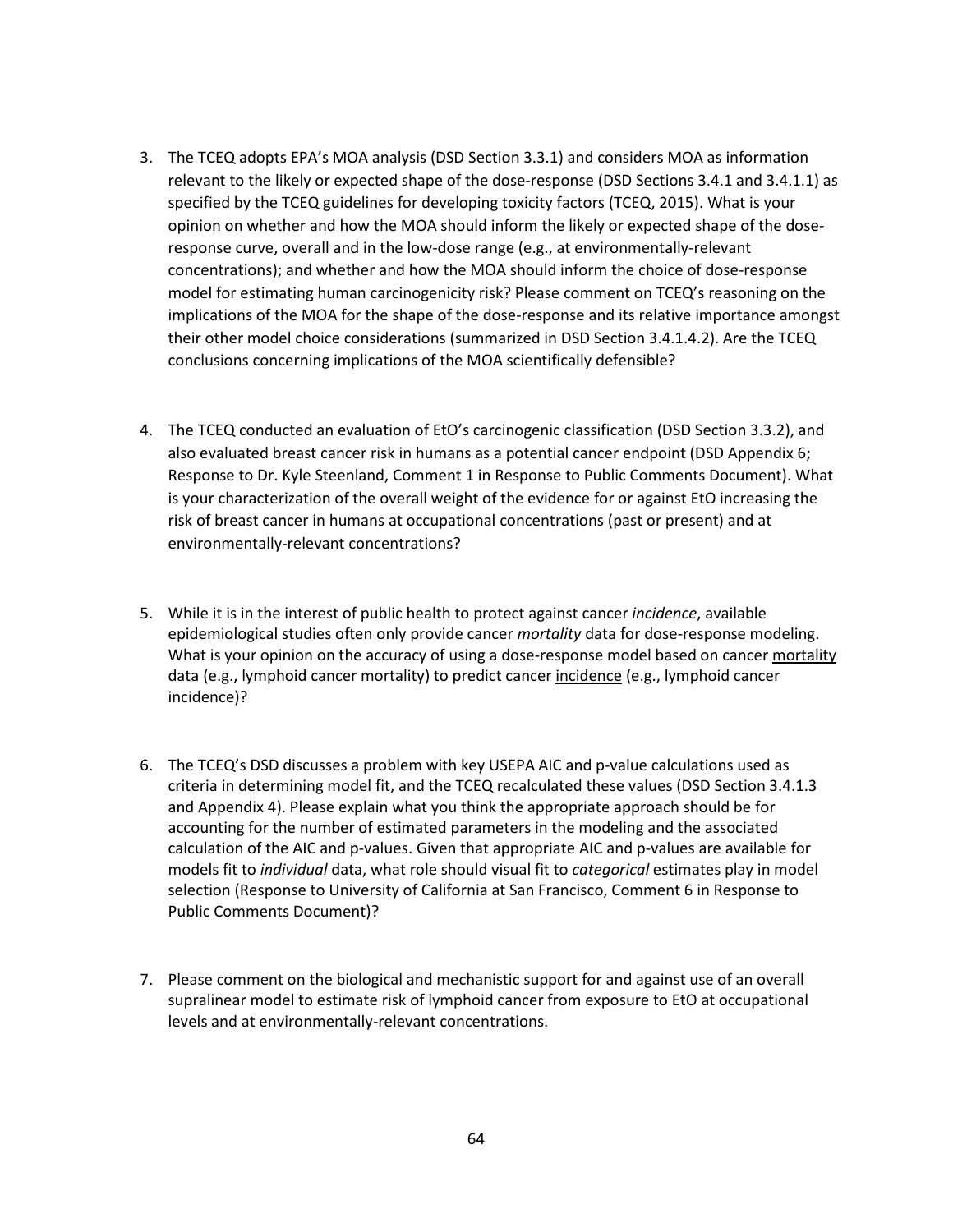3. The TCEQ adopts EPA's MOA analysis (DSD Section 3.3.1) and considers MOA as information relevant to the likely or expected shape of the dose-response (DSD Sections 3.4.1 and 3.4.1.1) as specified by the TCEQ guidelines for developing toxicity factors (TCEQ, 2015). What is your opinion on whether and how the MOA should inform the likely or expected shape of the dose-response curve, overall and in the low-dose range (e.g., at environmentally-relevant concentrations); and whether and how the MOA should inform the choice of dose-response model for estimating human carcinogenicity risk? Please comment on TCEQ's reasoning on the implications of the MOA for the shape of the dose-response and its relative importance amongst their other model choice considerations (summarized in DSD Section 3.4.1.4.2). Are the TCEQ conclusions concerning implications of the MOA scientifically defensible?

4. The TCEQ conducted an evaluation of EtO's carcinogenic classification (DSD Section 3.3.2), and also evaluated breast cancer risk in humans as a potential cancer endpoint (DSD Appendix 6; Response to Dr. Kyle Steenland, Comment 1 in Response to Public Comments Document). What is your characterization of the overall weight of the evidence for or against EtO increasing the risk of breast cancer in humans at occupational concentrations (past or present) and at environmentally-relevant concentrations?

5. While it is in the interest of public health to protect against cancer *incidence*, available epidemiological studies often only provide cancer *mortality* data for dose-response modeling. What is your opinion on the accuracy of using a dose-response model based on cancer <u>mortality</u> data (e.g., lymphoid cancer mortality) to predict cancer <u>incidence</u> (e.g., lymphoid cancer incidence)?

6. The TCEQ's DSD discusses a problem with key USEPA AIC and p-value calculations used as criteria in determining model fit, and the TCEQ recalculated these values (DSD Section 3.4.1.3 and Appendix 4). Please explain what you think the appropriate approach should be for accounting for the number of estimated parameters in the modeling and the associated calculation of the AIC and p-values. Given that appropriate AIC and p-values are available for models fit to *individual* data, what role should visual fit to *categorical* estimates play in model selection (Response to University of California at San Francisco, Comment 6 in Response to Public Comments Document)?

7. Please comment on the biological and mechanistic support for and against use of an overall supralinear model to estimate risk of lymphoid cancer from exposure to EtO at occupational levels and at environmentally-relevant concentrations.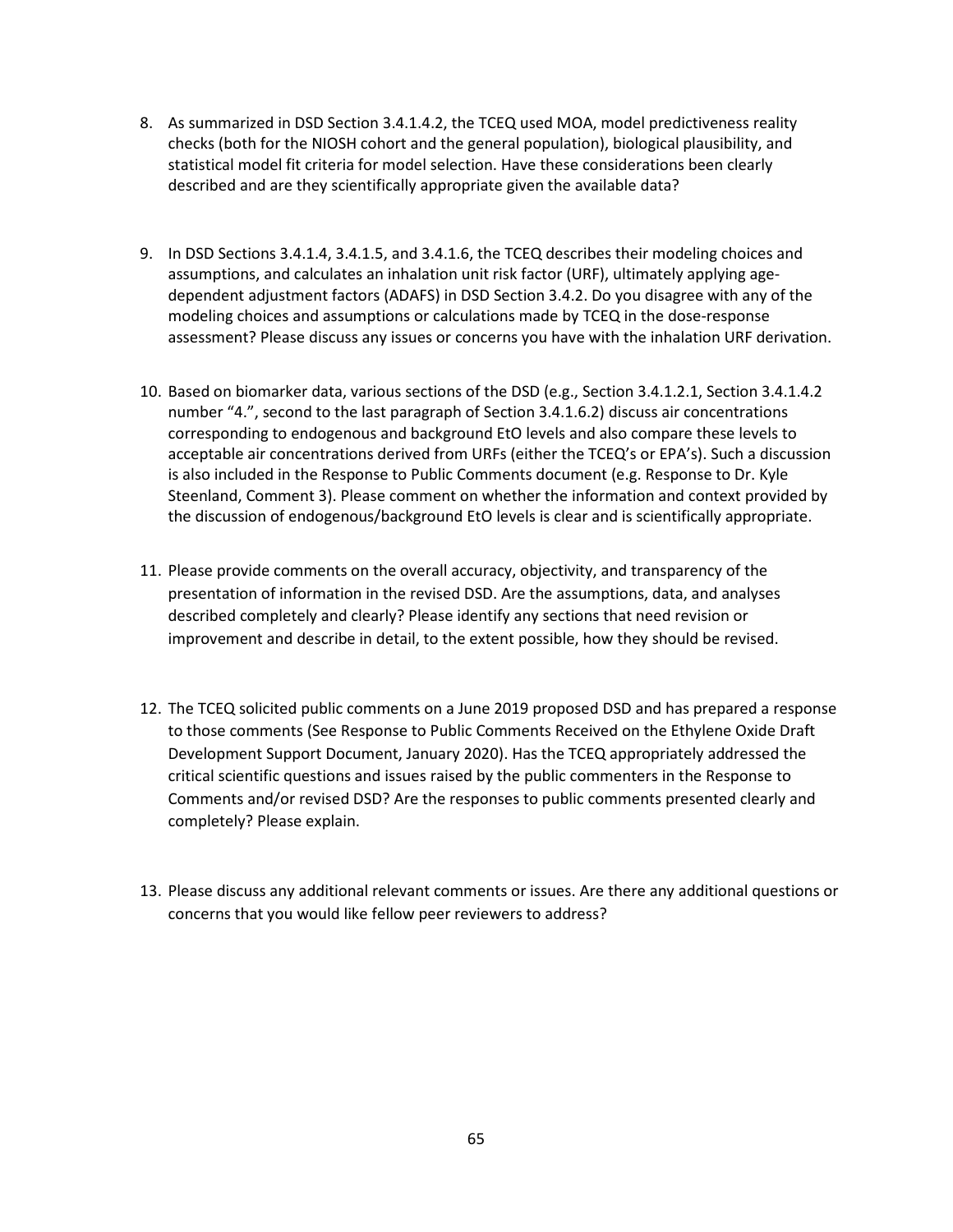8. As summarized in DSD Section 3.4.1.4.2, the TCEQ used MOA, model predictiveness reality checks (both for the NIOSH cohort and the general population), biological plausibility, and statistical model fit criteria for model selection. Have these considerations been clearly described and are they scientifically appropriate given the available data?

9. In DSD Sections 3.4.1.4, 3.4.1.5, and 3.4.1.6, the TCEQ describes their modeling choices and assumptions, and calculates an inhalation unit risk factor (URF), ultimately applying age-dependent adjustment factors (ADAFS) in DSD Section 3.4.2. Do you disagree with any of the modeling choices and assumptions or calculations made by TCEQ in the dose-response assessment? Please discuss any issues or concerns you have with the inhalation URF derivation.

10. Based on biomarker data, various sections of the DSD (e.g., Section 3.4.1.2.1, Section 3.4.1.4.2 number "4.", second to the last paragraph of Section 3.4.1.6.2) discuss air concentrations corresponding to endogenous and background EtO levels and also compare these levels to acceptable air concentrations derived from URFs (either the TCEQ's or EPA's). Such a discussion is also included in the Response to Public Comments document (e.g. Response to Dr. Kyle Steenland, Comment 3). Please comment on whether the information and context provided by the discussion of endogenous/background EtO levels is clear and is scientifically appropriate.

11. Please provide comments on the overall accuracy, objectivity, and transparency of the presentation of information in the revised DSD. Are the assumptions, data, and analyses described completely and clearly? Please identify any sections that need revision or improvement and describe in detail, to the extent possible, how they should be revised.

12. The TCEQ solicited public comments on a June 2019 proposed DSD and has prepared a response to those comments (See Response to Public Comments Received on the Ethylene Oxide Draft Development Support Document, January 2020). Has the TCEQ appropriately addressed the critical scientific questions and issues raised by the public commenters in the Response to Comments and/or revised DSD? Are the responses to public comments presented clearly and completely? Please explain.

13. Please discuss any additional relevant comments or issues. Are there any additional questions or concerns that you would like fellow peer reviewers to address?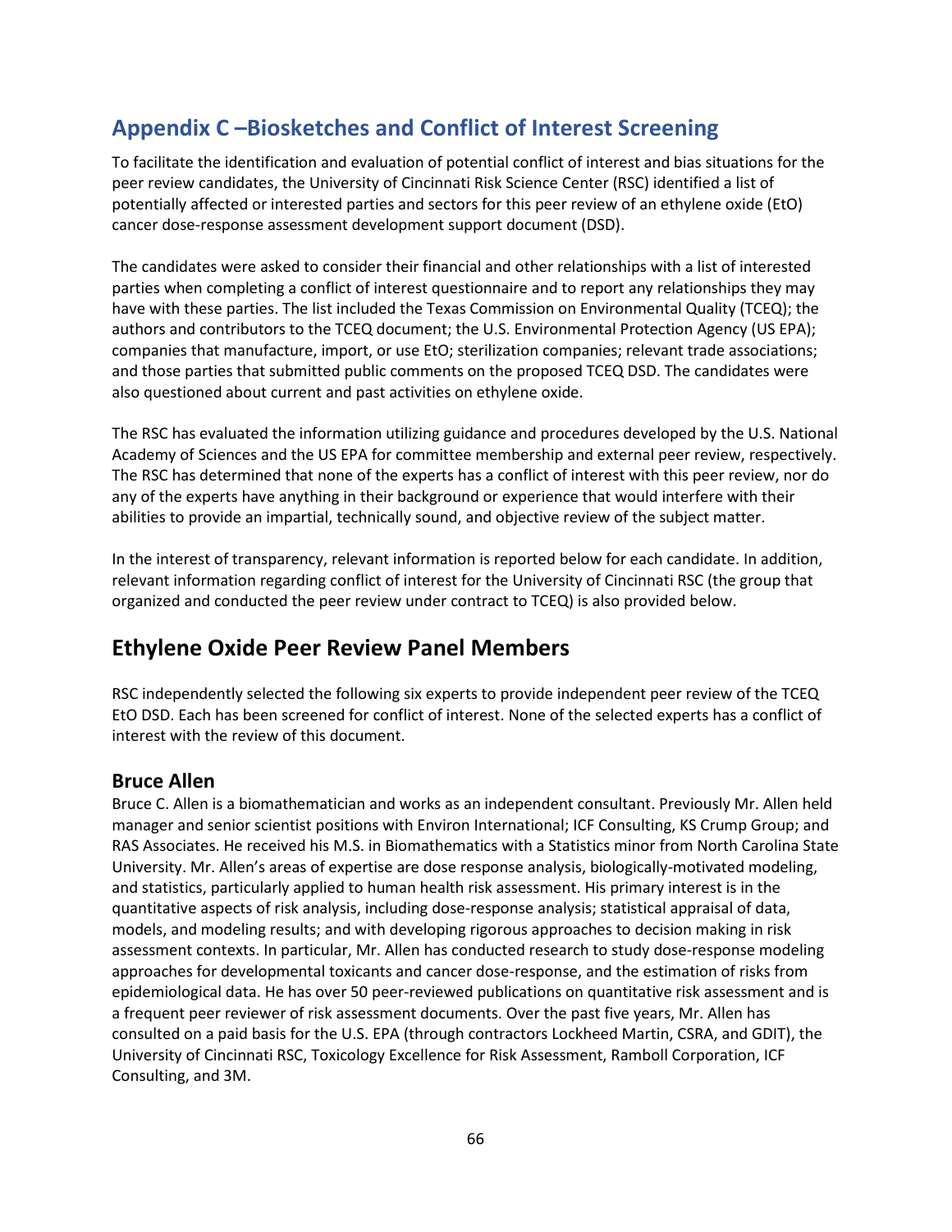# Appendix C –Biosketches and Conflict of Interest Screening

To facilitate the identification and evaluation of potential conflict of interest and bias situations for the peer review candidates, the University of Cincinnati Risk Science Center (RSC) identified a list of potentially affected or interested parties and sectors for this peer review of an ethylene oxide (EtO) cancer dose-response assessment development support document (DSD).

The candidates were asked to consider their financial and other relationships with a list of interested parties when completing a conflict of interest questionnaire and to report any relationships they may have with these parties. The list included the Texas Commission on Environmental Quality (TCEQ); the authors and contributors to the TCEQ document; the U.S. Environmental Protection Agency (US EPA); companies that manufacture, import, or use EtO; sterilization companies; relevant trade associations; and those parties that submitted public comments on the proposed TCEQ DSD. The candidates were also questioned about current and past activities on ethylene oxide.

The RSC has evaluated the information utilizing guidance and procedures developed by the U.S. National Academy of Sciences and the US EPA for committee membership and external peer review, respectively. The RSC has determined that none of the experts has a conflict of interest with this peer review, nor do any of the experts have anything in their background or experience that would interfere with their abilities to provide an impartial, technically sound, and objective review of the subject matter.

In the interest of transparency, relevant information is reported below for each candidate. In addition, relevant information regarding conflict of interest for the University of Cincinnati RSC (the group that organized and conducted the peer review under contract to TCEQ) is also provided below.

## Ethylene Oxide Peer Review Panel Members

RSC independently selected the following six experts to provide independent peer review of the TCEQ EtO DSD. Each has been screened for conflict of interest. None of the selected experts has a conflict of interest with the review of this document.

### Bruce Allen

Bruce C. Allen is a biomathematician and works as an independent consultant. Previously Mr. Allen held manager and senior scientist positions with Environ International; ICF Consulting, KS Crump Group; and RAS Associates. He received his M.S. in Biomathematics with a Statistics minor from North Carolina State University. Mr. Allen's areas of expertise are dose response analysis, biologically-motivated modeling, and statistics, particularly applied to human health risk assessment. His primary interest is in the quantitative aspects of risk analysis, including dose-response analysis; statistical appraisal of data, models, and modeling results; and with developing rigorous approaches to decision making in risk assessment contexts. In particular, Mr. Allen has conducted research to study dose-response modeling approaches for developmental toxicants and cancer dose-response, and the estimation of risks from epidemiological data. He has over 50 peer-reviewed publications on quantitative risk assessment and is a frequent peer reviewer of risk assessment documents. Over the past five years, Mr. Allen has consulted on a paid basis for the U.S. EPA (through contractors Lockheed Martin, CSRA, and GDIT), the University of Cincinnati RSC, Toxicology Excellence for Risk Assessment, Ramboll Corporation, ICF Consulting, and 3M.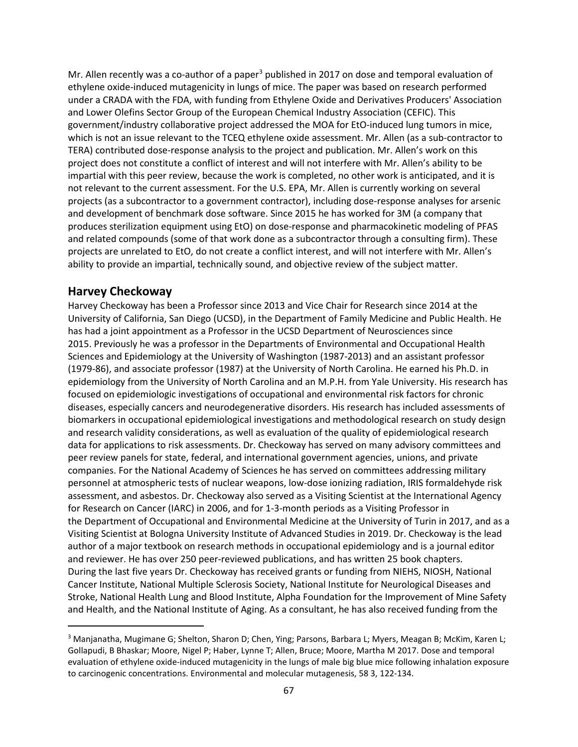Mr. Allen recently was a co-author of a paper[3] published in 2017 on dose and temporal evaluation of ethylene oxide-induced mutagenicity in lungs of mice. The paper was based on research performed under a CRADA with the FDA, with funding from Ethylene Oxide and Derivatives Producers' Association and Lower Olefins Sector Group of the European Chemical Industry Association (CEFIC). This government/industry collaborative project addressed the MOA for EtO-induced lung tumors in mice, which is not an issue relevant to the TCEQ ethylene oxide assessment. Mr. Allen (as a sub-contractor to TERA) contributed dose-response analysis to the project and publication. Mr. Allen's work on this project does not constitute a conflict of interest and will not interfere with Mr. Allen's ability to be impartial with this peer review, because the work is completed, no other work is anticipated, and it is not relevant to the current assessment. For the U.S. EPA, Mr. Allen is currently working on several projects (as a subcontractor to a government contractor), including dose-response analyses for arsenic and development of benchmark dose software. Since 2015 he has worked for 3M (a company that produces sterilization equipment using EtO) on dose-response and pharmacokinetic modeling of PFAS and related compounds (some of that work done as a subcontractor through a consulting firm). These projects are unrelated to EtO, do not create a conflict interest, and will not interfere with Mr. Allen's ability to provide an impartial, technically sound, and objective review of the subject matter.

## Harvey Checkoway

Harvey Checkoway has been a Professor since 2013 and Vice Chair for Research since 2014 at the University of California, San Diego (UCSD), in the Department of Family Medicine and Public Health. He has had a joint appointment as a Professor in the UCSD Department of Neurosciences since 2015. Previously he was a professor in the Departments of Environmental and Occupational Health Sciences and Epidemiology at the University of Washington (1987-2013) and an assistant professor (1979-86), and associate professor (1987) at the University of North Carolina. He earned his Ph.D. in epidemiology from the University of North Carolina and an M.P.H. from Yale University. His research has focused on epidemiologic investigations of occupational and environmental risk factors for chronic diseases, especially cancers and neurodegenerative disorders. His research has included assessments of biomarkers in occupational epidemiological investigations and methodological research on study design and research validity considerations, as well as evaluation of the quality of epidemiological research data for applications to risk assessments. Dr. Checkoway has served on many advisory committees and peer review panels for state, federal, and international government agencies, unions, and private companies. For the National Academy of Sciences he has served on committees addressing military personnel at atmospheric tests of nuclear weapons, low-dose ionizing radiation, IRIS formaldehyde risk assessment, and asbestos. Dr. Checkoway also served as a Visiting Scientist at the International Agency for Research on Cancer (IARC) in 2006, and for 1-3-month periods as a Visiting Professor in the Department of Occupational and Environmental Medicine at the University of Turin in 2017, and as a Visiting Scientist at Bologna University Institute of Advanced Studies in 2019. Dr. Checkoway is the lead author of a major textbook on research methods in occupational epidemiology and is a journal editor and reviewer. He has over 250 peer-reviewed publications, and has written 25 book chapters.
During the last five years Dr. Checkoway has received grants or funding from NIEHS, NIOSH, National Cancer Institute, National Multiple Sclerosis Society, National Institute for Neurological Diseases and Stroke, National Health Lung and Blood Institute, Alpha Foundation for the Improvement of Mine Safety and Health, and the National Institute of Aging. As a consultant, he has also received funding from the

[3] Manjanatha, Mugimane G; Shelton, Sharon D; Chen, Ying; Parsons, Barbara L; Myers, Meagan B; McKim, Karen L; Gollapudi, B Bhaskar; Moore, Nigel P; Haber, Lynne T; Allen, Bruce; Moore, Martha M 2017. Dose and temporal evaluation of ethylene oxide-induced mutagenicity in the lungs of male big blue mice following inhalation exposure to carcinogenic concentrations. Environmental and molecular mutagenesis, 58 3, 122-134.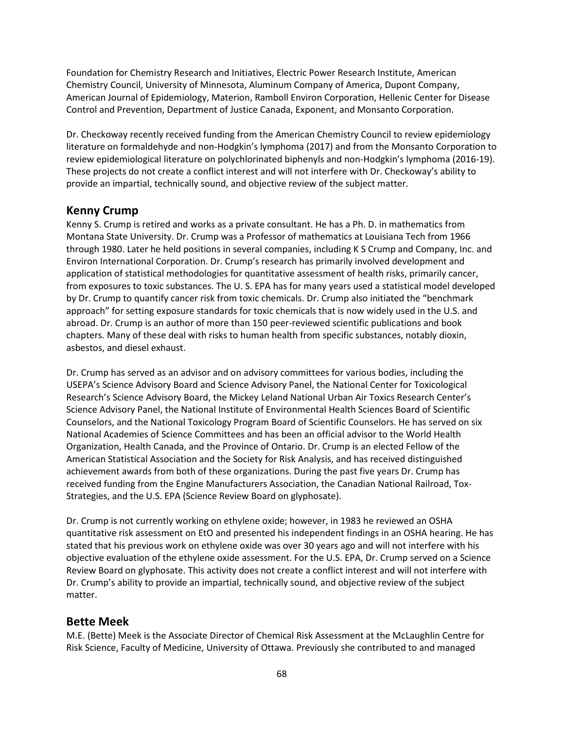Foundation for Chemistry Research and Initiatives, Electric Power Research Institute, American Chemistry Council, University of Minnesota, Aluminum Company of America, Dupont Company, American Journal of Epidemiology, Materion, Ramboll Environ Corporation, Hellenic Center for Disease Control and Prevention, Department of Justice Canada, Exponent, and Monsanto Corporation.

Dr. Checkoway recently received funding from the American Chemistry Council to review epidemiology literature on formaldehyde and non-Hodgkin's lymphoma (2017) and from the Monsanto Corporation to review epidemiological literature on polychlorinated biphenyls and non-Hodgkin's lymphoma (2016-19). These projects do not create a conflict interest and will not interfere with Dr. Checkoway's ability to provide an impartial, technically sound, and objective review of the subject matter.

## Kenny Crump

Kenny S. Crump is retired and works as a private consultant. He has a Ph. D. in mathematics from Montana State University. Dr. Crump was a Professor of mathematics at Louisiana Tech from 1966 through 1980. Later he held positions in several companies, including K S Crump and Company, Inc. and Environ International Corporation. Dr. Crump's research has primarily involved development and application of statistical methodologies for quantitative assessment of health risks, primarily cancer, from exposures to toxic substances. The U. S. EPA has for many years used a statistical model developed by Dr. Crump to quantify cancer risk from toxic chemicals. Dr. Crump also initiated the "benchmark approach" for setting exposure standards for toxic chemicals that is now widely used in the U.S. and abroad. Dr. Crump is an author of more than 150 peer-reviewed scientific publications and book chapters. Many of these deal with risks to human health from specific substances, notably dioxin, asbestos, and diesel exhaust.

Dr. Crump has served as an advisor and on advisory committees for various bodies, including the USEPA's Science Advisory Board and Science Advisory Panel, the National Center for Toxicological Research's Science Advisory Board, the Mickey Leland National Urban Air Toxics Research Center's Science Advisory Panel, the National Institute of Environmental Health Sciences Board of Scientific Counselors, and the National Toxicology Program Board of Scientific Counselors. He has served on six National Academies of Science Committees and has been an official advisor to the World Health Organization, Health Canada, and the Province of Ontario. Dr. Crump is an elected Fellow of the American Statistical Association and the Society for Risk Analysis, and has received distinguished achievement awards from both of these organizations. During the past five years Dr. Crump has received funding from the Engine Manufacturers Association, the Canadian National Railroad, Tox-Strategies, and the U.S. EPA (Science Review Board on glyphosate).

Dr. Crump is not currently working on ethylene oxide; however, in 1983 he reviewed an OSHA quantitative risk assessment on EtO and presented his independent findings in an OSHA hearing. He has stated that his previous work on ethylene oxide was over 30 years ago and will not interfere with his objective evaluation of the ethylene oxide assessment. For the U.S. EPA, Dr. Crump served on a Science Review Board on glyphosate. This activity does not create a conflict interest and will not interfere with Dr. Crump's ability to provide an impartial, technically sound, and objective review of the subject matter.

## Bette Meek

M.E. (Bette) Meek is the Associate Director of Chemical Risk Assessment at the McLaughlin Centre for Risk Science, Faculty of Medicine, University of Ottawa. Previously she contributed to and managed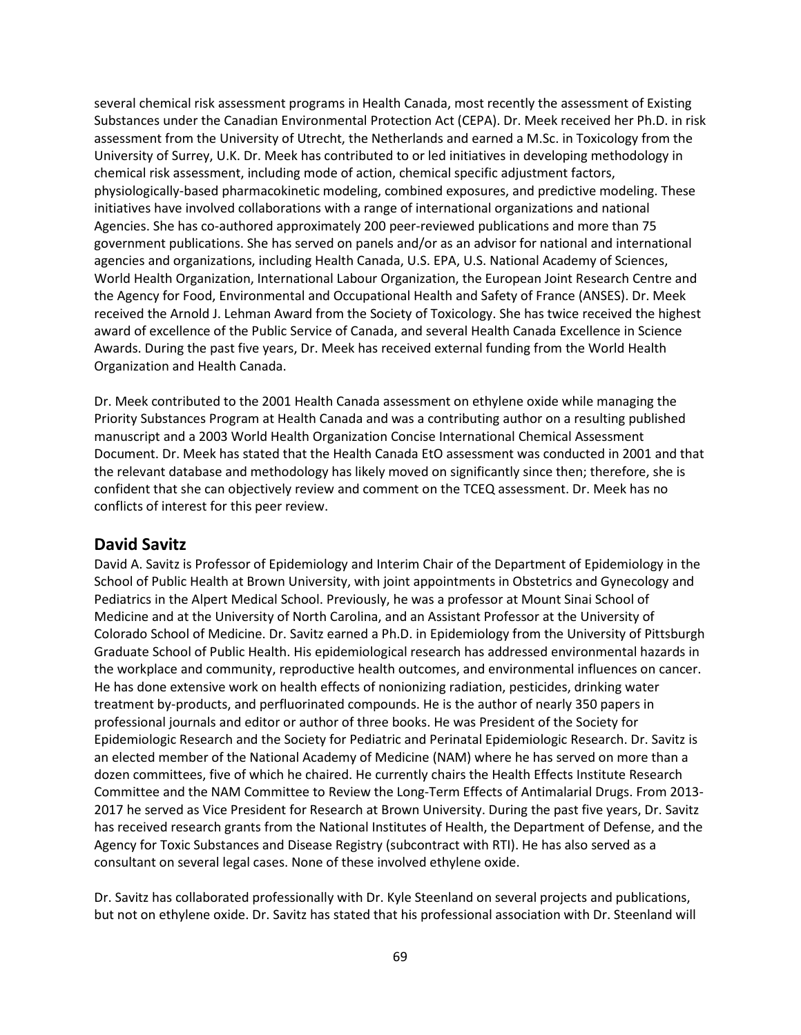several chemical risk assessment programs in Health Canada, most recently the assessment of Existing Substances under the Canadian Environmental Protection Act (CEPA). Dr. Meek received her Ph.D. in risk assessment from the University of Utrecht, the Netherlands and earned a M.Sc. in Toxicology from the University of Surrey, U.K. Dr. Meek has contributed to or led initiatives in developing methodology in chemical risk assessment, including mode of action, chemical specific adjustment factors, physiologically-based pharmacokinetic modeling, combined exposures, and predictive modeling. These initiatives have involved collaborations with a range of international organizations and national Agencies. She has co-authored approximately 200 peer-reviewed publications and more than 75 government publications. She has served on panels and/or as an advisor for national and international agencies and organizations, including Health Canada, U.S. EPA, U.S. National Academy of Sciences, World Health Organization, International Labour Organization, the European Joint Research Centre and the Agency for Food, Environmental and Occupational Health and Safety of France (ANSES). Dr. Meek received the Arnold J. Lehman Award from the Society of Toxicology. She has twice received the highest award of excellence of the Public Service of Canada, and several Health Canada Excellence in Science Awards. During the past five years, Dr. Meek has received external funding from the World Health Organization and Health Canada.

Dr. Meek contributed to the 2001 Health Canada assessment on ethylene oxide while managing the Priority Substances Program at Health Canada and was a contributing author on a resulting published manuscript and a 2003 World Health Organization Concise International Chemical Assessment Document. Dr. Meek has stated that the Health Canada EtO assessment was conducted in 2001 and that the relevant database and methodology has likely moved on significantly since then; therefore, she is confident that she can objectively review and comment on the TCEQ assessment. Dr. Meek has no conflicts of interest for this peer review.

## David Savitz

David A. Savitz is Professor of Epidemiology and Interim Chair of the Department of Epidemiology in the School of Public Health at Brown University, with joint appointments in Obstetrics and Gynecology and Pediatrics in the Alpert Medical School. Previously, he was a professor at Mount Sinai School of Medicine and at the University of North Carolina, and an Assistant Professor at the University of Colorado School of Medicine. Dr. Savitz earned a Ph.D. in Epidemiology from the University of Pittsburgh Graduate School of Public Health. His epidemiological research has addressed environmental hazards in the workplace and community, reproductive health outcomes, and environmental influences on cancer. He has done extensive work on health effects of nonionizing radiation, pesticides, drinking water treatment by-products, and perfluorinated compounds. He is the author of nearly 350 papers in professional journals and editor or author of three books. He was President of the Society for Epidemiologic Research and the Society for Pediatric and Perinatal Epidemiologic Research. Dr. Savitz is an elected member of the National Academy of Medicine (NAM) where he has served on more than a dozen committees, five of which he chaired. He currently chairs the Health Effects Institute Research Committee and the NAM Committee to Review the Long-Term Effects of Antimalarial Drugs. From 2013-2017 he served as Vice President for Research at Brown University. During the past five years, Dr. Savitz has received research grants from the National Institutes of Health, the Department of Defense, and the Agency for Toxic Substances and Disease Registry (subcontract with RTI). He has also served as a consultant on several legal cases. None of these involved ethylene oxide.

Dr. Savitz has collaborated professionally with Dr. Kyle Steenland on several projects and publications, but not on ethylene oxide. Dr. Savitz has stated that his professional association with Dr. Steenland will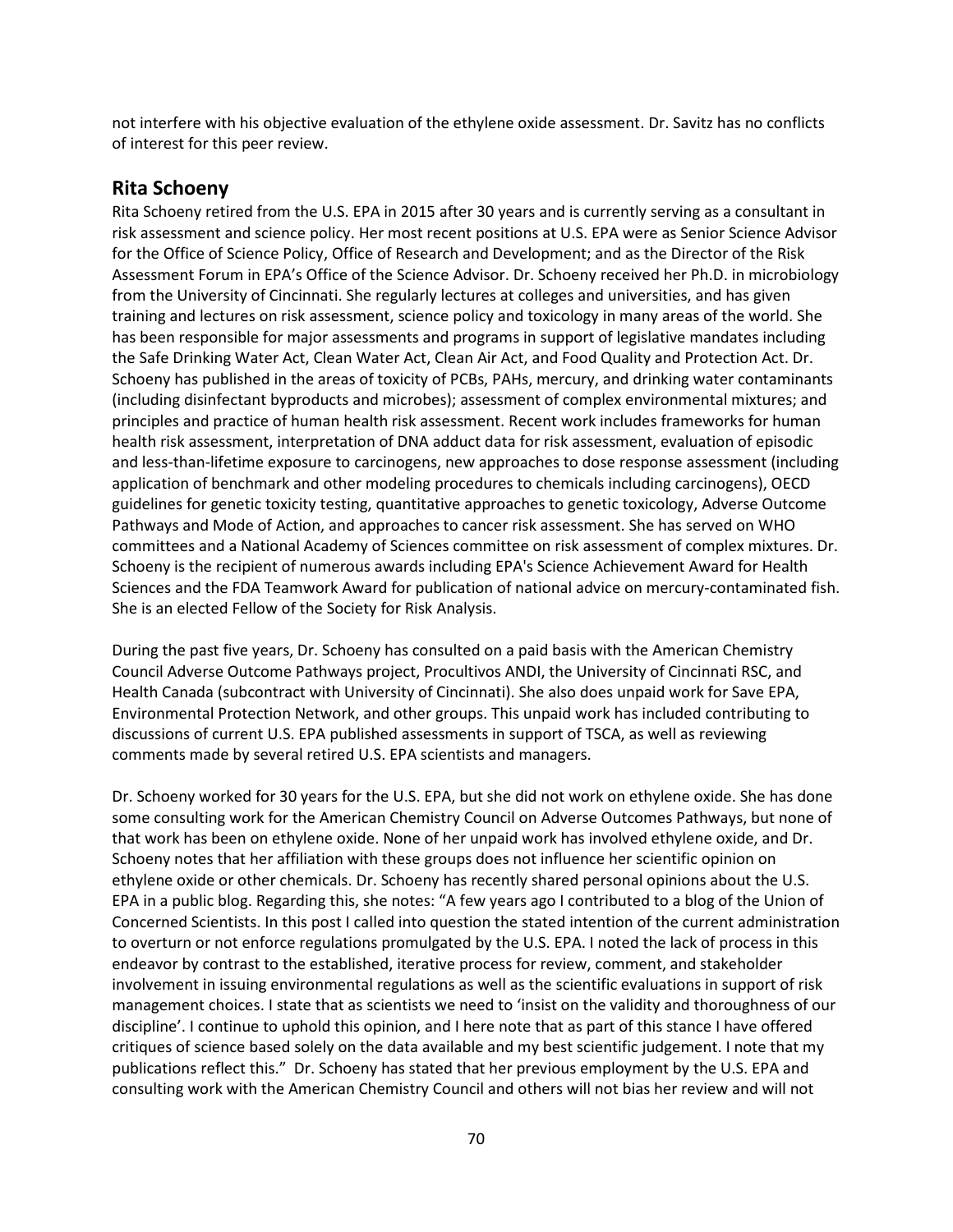not interfere with his objective evaluation of the ethylene oxide assessment. Dr. Savitz has no conflicts of interest for this peer review.

## Rita Schoeny

Rita Schoeny retired from the U.S. EPA in 2015 after 30 years and is currently serving as a consultant in risk assessment and science policy. Her most recent positions at U.S. EPA were as Senior Science Advisor for the Office of Science Policy, Office of Research and Development; and as the Director of the Risk Assessment Forum in EPA's Office of the Science Advisor. Dr. Schoeny received her Ph.D. in microbiology from the University of Cincinnati. She regularly lectures at colleges and universities, and has given training and lectures on risk assessment, science policy and toxicology in many areas of the world. She has been responsible for major assessments and programs in support of legislative mandates including the Safe Drinking Water Act, Clean Water Act, Clean Air Act, and Food Quality and Protection Act. Dr. Schoeny has published in the areas of toxicity of PCBs, PAHs, mercury, and drinking water contaminants (including disinfectant byproducts and microbes); assessment of complex environmental mixtures; and principles and practice of human health risk assessment. Recent work includes frameworks for human health risk assessment, interpretation of DNA adduct data for risk assessment, evaluation of episodic and less-than-lifetime exposure to carcinogens, new approaches to dose response assessment (including application of benchmark and other modeling procedures to chemicals including carcinogens), OECD guidelines for genetic toxicity testing, quantitative approaches to genetic toxicology, Adverse Outcome Pathways and Mode of Action, and approaches to cancer risk assessment. She has served on WHO committees and a National Academy of Sciences committee on risk assessment of complex mixtures. Dr. Schoeny is the recipient of numerous awards including EPA's Science Achievement Award for Health Sciences and the FDA Teamwork Award for publication of national advice on mercury-contaminated fish. She is an elected Fellow of the Society for Risk Analysis.

During the past five years, Dr. Schoeny has consulted on a paid basis with the American Chemistry Council Adverse Outcome Pathways project, Procultivos ANDI, the University of Cincinnati RSC, and Health Canada (subcontract with University of Cincinnati). She also does unpaid work for Save EPA, Environmental Protection Network, and other groups. This unpaid work has included contributing to discussions of current U.S. EPA published assessments in support of TSCA, as well as reviewing comments made by several retired U.S. EPA scientists and managers.

Dr. Schoeny worked for 30 years for the U.S. EPA, but she did not work on ethylene oxide. She has done some consulting work for the American Chemistry Council on Adverse Outcomes Pathways, but none of that work has been on ethylene oxide. None of her unpaid work has involved ethylene oxide, and Dr. Schoeny notes that her affiliation with these groups does not influence her scientific opinion on ethylene oxide or other chemicals. Dr. Schoeny has recently shared personal opinions about the U.S. EPA in a public blog. Regarding this, she notes: "A few years ago I contributed to a blog of the Union of Concerned Scientists. In this post I called into question the stated intention of the current administration to overturn or not enforce regulations promulgated by the U.S. EPA. I noted the lack of process in this endeavor by contrast to the established, iterative process for review, comment, and stakeholder involvement in issuing environmental regulations as well as the scientific evaluations in support of risk management choices. I state that as scientists we need to 'insist on the validity and thoroughness of our discipline'. I continue to uphold this opinion, and I here note that as part of this stance I have offered critiques of science based solely on the data available and my best scientific judgement. I note that my publications reflect this." Dr. Schoeny has stated that her previous employment by the U.S. EPA and consulting work with the American Chemistry Council and others will not bias her review and will not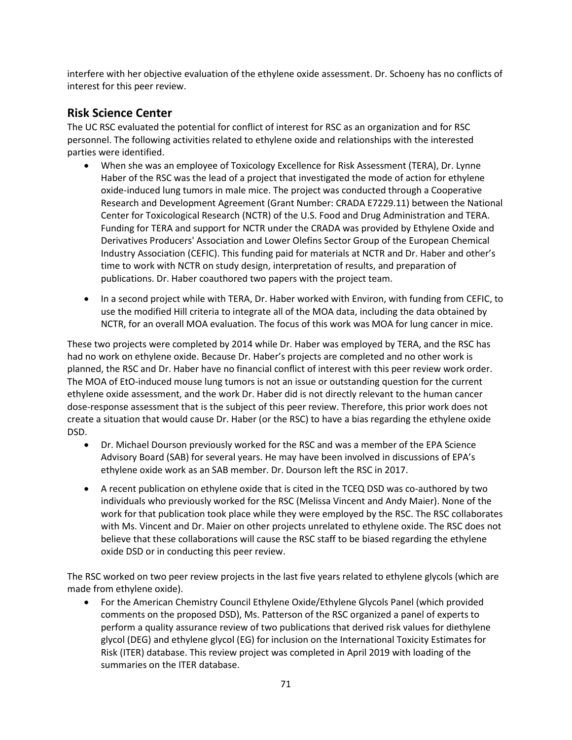interfere with her objective evaluation of the ethylene oxide assessment. Dr. Schoeny has no conflicts of interest for this peer review.

## Risk Science Center

The UC RSC evaluated the potential for conflict of interest for RSC as an organization and for RSC personnel. The following activities related to ethylene oxide and relationships with the interested parties were identified.

- When she was an employee of Toxicology Excellence for Risk Assessment (TERA), Dr. Lynne Haber of the RSC was the lead of a project that investigated the mode of action for ethylene oxide-induced lung tumors in male mice. The project was conducted through a Cooperative Research and Development Agreement (Grant Number: CRADA E7229.11) between the National Center for Toxicological Research (NCTR) of the U.S. Food and Drug Administration and TERA. Funding for TERA and support for NCTR under the CRADA was provided by Ethylene Oxide and Derivatives Producers' Association and Lower Olefins Sector Group of the European Chemical Industry Association (CEFIC). This funding paid for materials at NCTR and Dr. Haber and other's time to work with NCTR on study design, interpretation of results, and preparation of publications. Dr. Haber coauthored two papers with the project team.
- In a second project while with TERA, Dr. Haber worked with Environ, with funding from CEFIC, to use the modified Hill criteria to integrate all of the MOA data, including the data obtained by NCTR, for an overall MOA evaluation. The focus of this work was MOA for lung cancer in mice.

These two projects were completed by 2014 while Dr. Haber was employed by TERA, and the RSC has had no work on ethylene oxide. Because Dr. Haber's projects are completed and no other work is planned, the RSC and Dr. Haber have no financial conflict of interest with this peer review work order. The MOA of EtO-induced mouse lung tumors is not an issue or outstanding question for the current ethylene oxide assessment, and the work Dr. Haber did is not directly relevant to the human cancer dose-response assessment that is the subject of this peer review. Therefore, this prior work does not create a situation that would cause Dr. Haber (or the RSC) to have a bias regarding the ethylene oxide DSD.

- Dr. Michael Dourson previously worked for the RSC and was a member of the EPA Science Advisory Board (SAB) for several years. He may have been involved in discussions of EPA's ethylene oxide work as an SAB member. Dr. Dourson left the RSC in 2017.
- A recent publication on ethylene oxide that is cited in the TCEQ DSD was co-authored by two individuals who previously worked for the RSC (Melissa Vincent and Andy Maier). None of the work for that publication took place while they were employed by the RSC. The RSC collaborates with Ms. Vincent and Dr. Maier on other projects unrelated to ethylene oxide. The RSC does not believe that these collaborations will cause the RSC staff to be biased regarding the ethylene oxide DSD or in conducting this peer review.

The RSC worked on two peer review projects in the last five years related to ethylene glycols (which are made from ethylene oxide).

- For the American Chemistry Council Ethylene Oxide/Ethylene Glycols Panel (which provided comments on the proposed DSD), Ms. Patterson of the RSC organized a panel of experts to perform a quality assurance review of two publications that derived risk values for diethylene glycol (DEG) and ethylene glycol (EG) for inclusion on the International Toxicity Estimates for Risk (ITER) database. This review project was completed in April 2019 with loading of the summaries on the ITER database.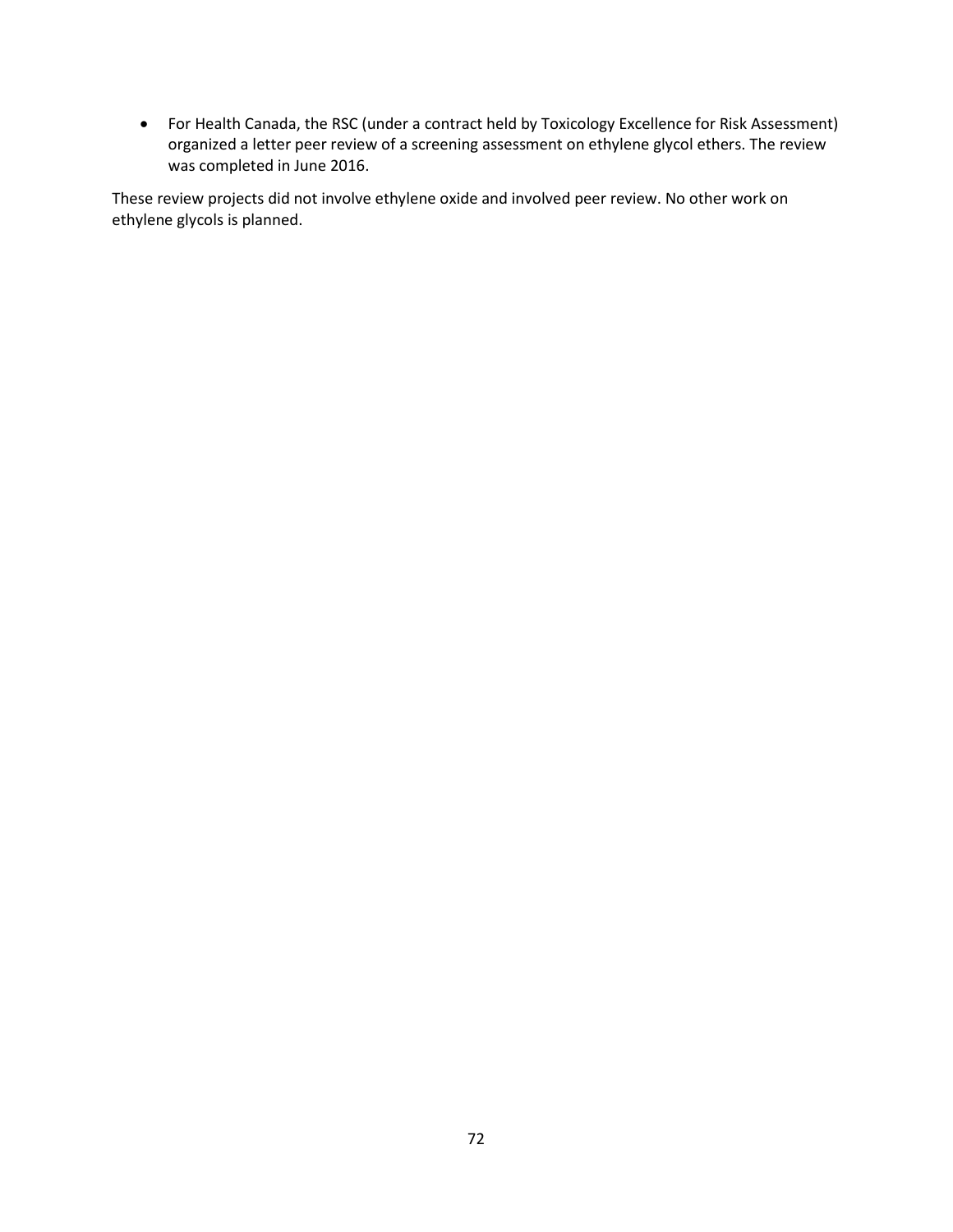- For Health Canada, the RSC (under a contract held by Toxicology Excellence for Risk Assessment) organized a letter peer review of a screening assessment on ethylene glycol ethers. The review was completed in June 2016.

These review projects did not involve ethylene oxide and involved peer review. No other work on ethylene glycols is planned.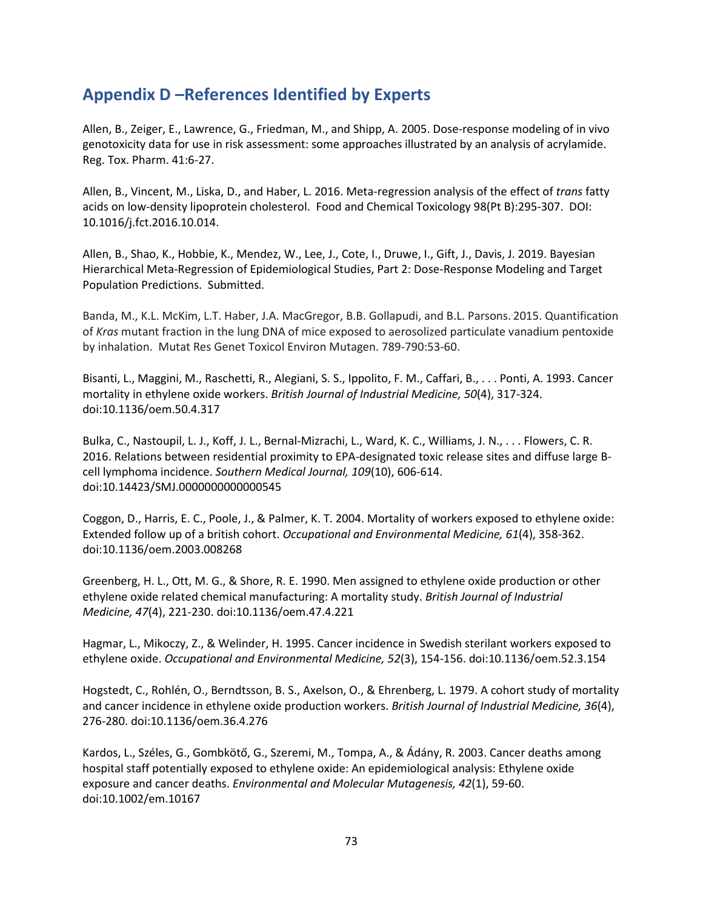## Appendix D –References Identified by Experts

Allen, B., Zeiger, E., Lawrence, G., Friedman, M., and Shipp, A. 2005. Dose-response modeling of in vivo genotoxicity data for use in risk assessment: some approaches illustrated by an analysis of acrylamide. Reg. Tox. Pharm. 41:6-27.

Allen, B., Vincent, M., Liska, D., and Haber, L. 2016. Meta-regression analysis of the effect of *trans* fatty acids on low-density lipoprotein cholesterol. Food and Chemical Toxicology 98(Pt B):295-307. DOI: 10.1016/j.fct.2016.10.014.

Allen, B., Shao, K., Hobbie, K., Mendez, W., Lee, J., Cote, I., Druwe, I., Gift, J., Davis, J. 2019. Bayesian Hierarchical Meta-Regression of Epidemiological Studies, Part 2: Dose-Response Modeling and Target Population Predictions. Submitted.

Banda, M., K.L. McKim, L.T. Haber, J.A. MacGregor, B.B. Gollapudi, and B.L. Parsons. 2015. Quantification of *Kras* mutant fraction in the lung DNA of mice exposed to aerosolized particulate vanadium pentoxide by inhalation. Mutat Res Genet Toxicol Environ Mutagen. 789-790:53-60.

Bisanti, L., Maggini, M., Raschetti, R., Alegiani, S. S., Ippolito, F. M., Caffari, B., . . . Ponti, A. 1993. Cancer mortality in ethylene oxide workers. *British Journal of Industrial Medicine, 50*(4), 317-324. doi:10.1136/oem.50.4.317

Bulka, C., Nastoupil, L. J., Koff, J. L., Bernal-Mizrachi, L., Ward, K. C., Williams, J. N., . . . Flowers, C. R. 2016. Relations between residential proximity to EPA-designated toxic release sites and diffuse large B-cell lymphoma incidence. *Southern Medical Journal, 109*(10), 606-614. doi:10.14423/SMJ.0000000000000545

Coggon, D., Harris, E. C., Poole, J., & Palmer, K. T. 2004. Mortality of workers exposed to ethylene oxide: Extended follow up of a british cohort. *Occupational and Environmental Medicine, 61*(4), 358-362. doi:10.1136/oem.2003.008268

Greenberg, H. L., Ott, M. G., & Shore, R. E. 1990. Men assigned to ethylene oxide production or other ethylene oxide related chemical manufacturing: A mortality study. *British Journal of Industrial Medicine, 47*(4), 221-230. doi:10.1136/oem.47.4.221

Hagmar, L., Mikoczy, Z., & Welinder, H. 1995. Cancer incidence in Swedish sterilant workers exposed to ethylene oxide. *Occupational and Environmental Medicine, 52*(3), 154-156. doi:10.1136/oem.52.3.154

Hogstedt, C., Rohlén, O., Berndtsson, B. S., Axelson, O., & Ehrenberg, L. 1979. A cohort study of mortality and cancer incidence in ethylene oxide production workers. *British Journal of Industrial Medicine, 36*(4), 276-280. doi:10.1136/oem.36.4.276

Kardos, L., Széles, G., Gombkötő, G., Szeremi, M., Tompa, A., & Ádány, R. 2003. Cancer deaths among hospital staff potentially exposed to ethylene oxide: An epidemiological analysis: Ethylene oxide exposure and cancer deaths. *Environmental and Molecular Mutagenesis, 42*(1), 59-60. doi:10.1002/em.10167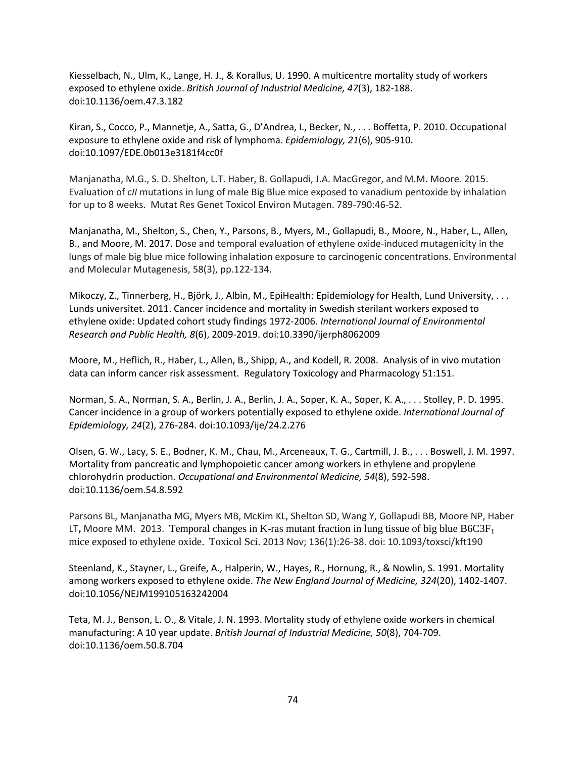Kiesselbach, N., Ulm, K., Lange, H. J., & Korallus, U. 1990. A multicentre mortality study of workers exposed to ethylene oxide. *British Journal of Industrial Medicine, 47*(3), 182-188. doi:10.1136/oem.47.3.182

Kiran, S., Cocco, P., Mannetje, A., Satta, G., D'Andrea, I., Becker, N., . . . Boffetta, P. 2010. Occupational exposure to ethylene oxide and risk of lymphoma. *Epidemiology, 21*(6), 905-910. doi:10.1097/EDE.0b013e3181f4cc0f

Manjanatha, M.G., S. D. Shelton, L.T. Haber, B. Gollapudi, J.A. MacGregor, and M.M. Moore. 2015. Evaluation of *cII* mutations in lung of male Big Blue mice exposed to vanadium pentoxide by inhalation for up to 8 weeks. Mutat Res Genet Toxicol Environ Mutagen. 789-790:46-52.

Manjanatha, M., Shelton, S., Chen, Y., Parsons, B., Myers, M., Gollapudi, B., Moore, N., Haber, L., Allen, B., and Moore, M. 2017. Dose and temporal evaluation of ethylene oxide-induced mutagenicity in the lungs of male big blue mice following inhalation exposure to carcinogenic concentrations. Environmental and Molecular Mutagenesis, 58(3), pp.122-134.

Mikoczy, Z., Tinnerberg, H., Björk, J., Albin, M., EpiHealth: Epidemiology for Health, Lund University, . . . Lunds universitet. 2011. Cancer incidence and mortality in Swedish sterilant workers exposed to ethylene oxide: Updated cohort study findings 1972-2006. *International Journal of Environmental Research and Public Health, 8*(6), 2009-2019. doi:10.3390/ijerph8062009

Moore, M., Heflich, R., Haber, L., Allen, B., Shipp, A., and Kodell, R. 2008. Analysis of in vivo mutation data can inform cancer risk assessment. Regulatory Toxicology and Pharmacology 51:151.

Norman, S. A., Norman, S. A., Berlin, J. A., Berlin, J. A., Soper, K. A., Soper, K. A., . . . Stolley, P. D. 1995. Cancer incidence in a group of workers potentially exposed to ethylene oxide. *International Journal of Epidemiology, 24*(2), 276-284. doi:10.1093/ije/24.2.276

Olsen, G. W., Lacy, S. E., Bodner, K. M., Chau, M., Arceneaux, T. G., Cartmill, J. B., . . . Boswell, J. M. 1997. Mortality from pancreatic and lymphopoietic cancer among workers in ethylene and propylene chlorohydrin production. *Occupational and Environmental Medicine, 54*(8), 592-598. doi:10.1136/oem.54.8.592

Parsons BL, Manjanatha MG, Myers MB, McKim KL, Shelton SD, Wang Y, Gollapudi BB, Moore NP, Haber LT, Moore MM. 2013. Temporal changes in K-ras mutant fraction in lung tissue of big blue $B6C3F_1$ mice exposed to ethylene oxide. Toxicol Sci. 2013 Nov; 136(1):26-38. doi: 10.1093/toxsci/kft190

Steenland, K., Stayner, L., Greife, A., Halperin, W., Hayes, R., Hornung, R., & Nowlin, S. 1991. Mortality among workers exposed to ethylene oxide. *The New England Journal of Medicine, 324*(20), 1402-1407. doi:10.1056/NEJM199105163242004

Teta, M. J., Benson, L. O., & Vitale, J. N. 1993. Mortality study of ethylene oxide workers in chemical manufacturing: A 10 year update. *British Journal of Industrial Medicine, 50*(8), 704-709. doi:10.1136/oem.50.8.704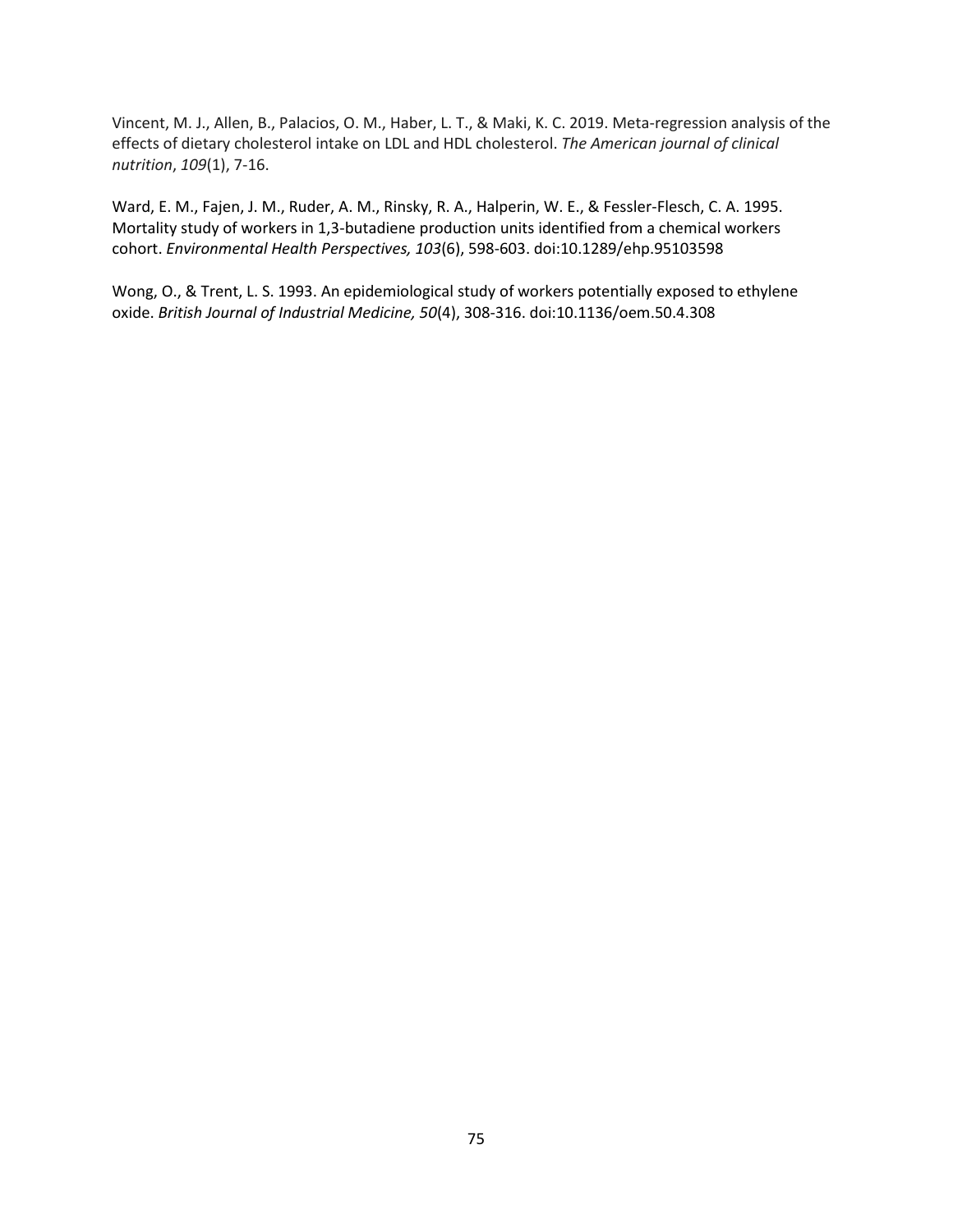Vincent, M. J., Allen, B., Palacios, O. M., Haber, L. T., & Maki, K. C. 2019. Meta-regression analysis of the effects of dietary cholesterol intake on LDL and HDL cholesterol. *The American journal of clinical nutrition*, *109*(1), 7-16.

Ward, E. M., Fajen, J. M., Ruder, A. M., Rinsky, R. A., Halperin, W. E., & Fessler-Flesch, C. A. 1995. Mortality study of workers in 1,3-butadiene production units identified from a chemical workers cohort. *Environmental Health Perspectives, 103*(6), 598-603. doi:10.1289/ehp.95103598

Wong, O., & Trent, L. S. 1993. An epidemiological study of workers potentially exposed to ethylene oxide. *British Journal of Industrial Medicine, 50*(4), 308-316. doi:10.1136/oem.50.4.308